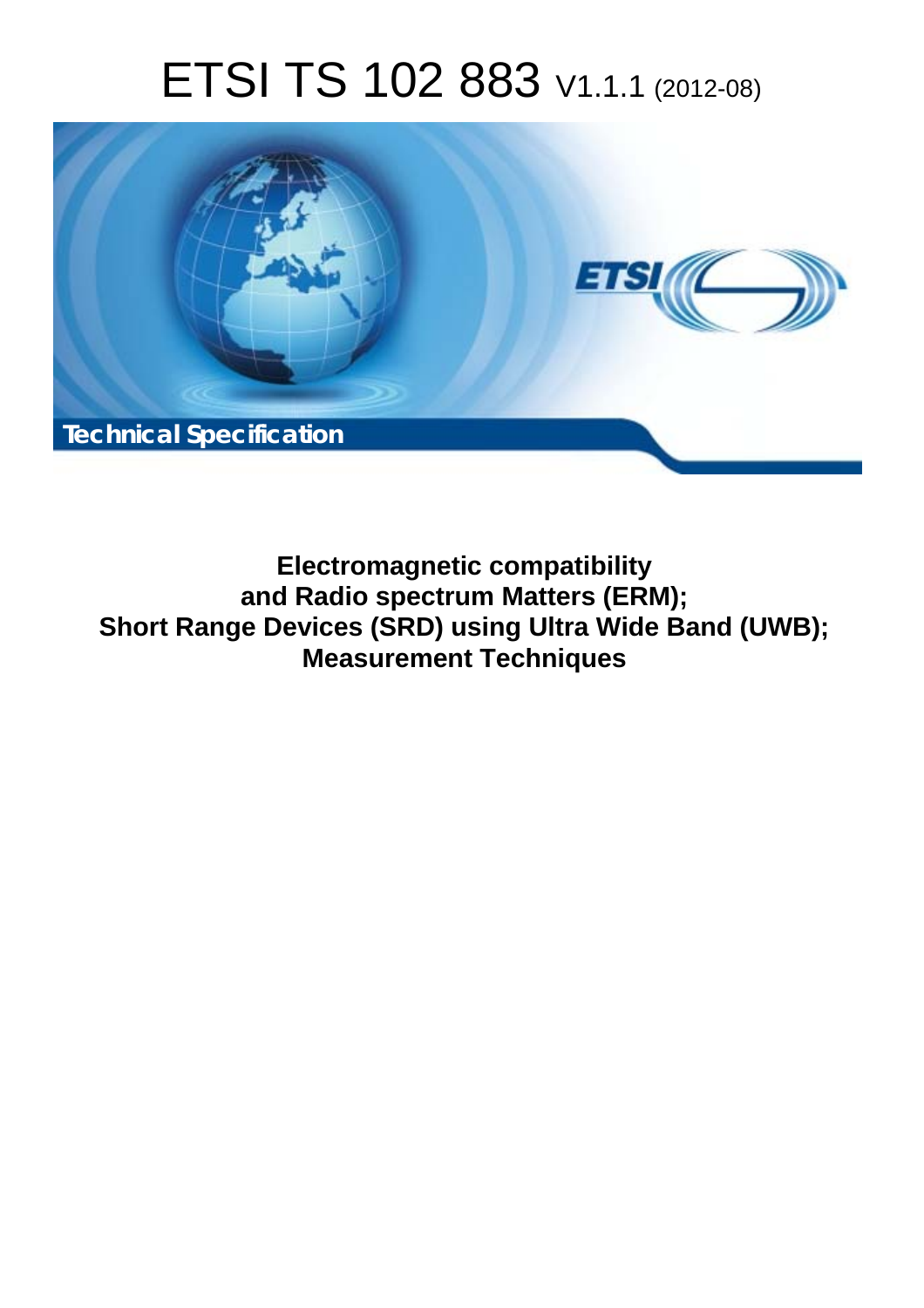# ETSI TS 102 883 V1.1.1 (2012-08)

Technical Specification

**Electromagnetic compatibility and Radio spectrum Matters (ERM); Short Range Devices (SRD) using Ultra Wide Band (UWB); Measurement Techniques**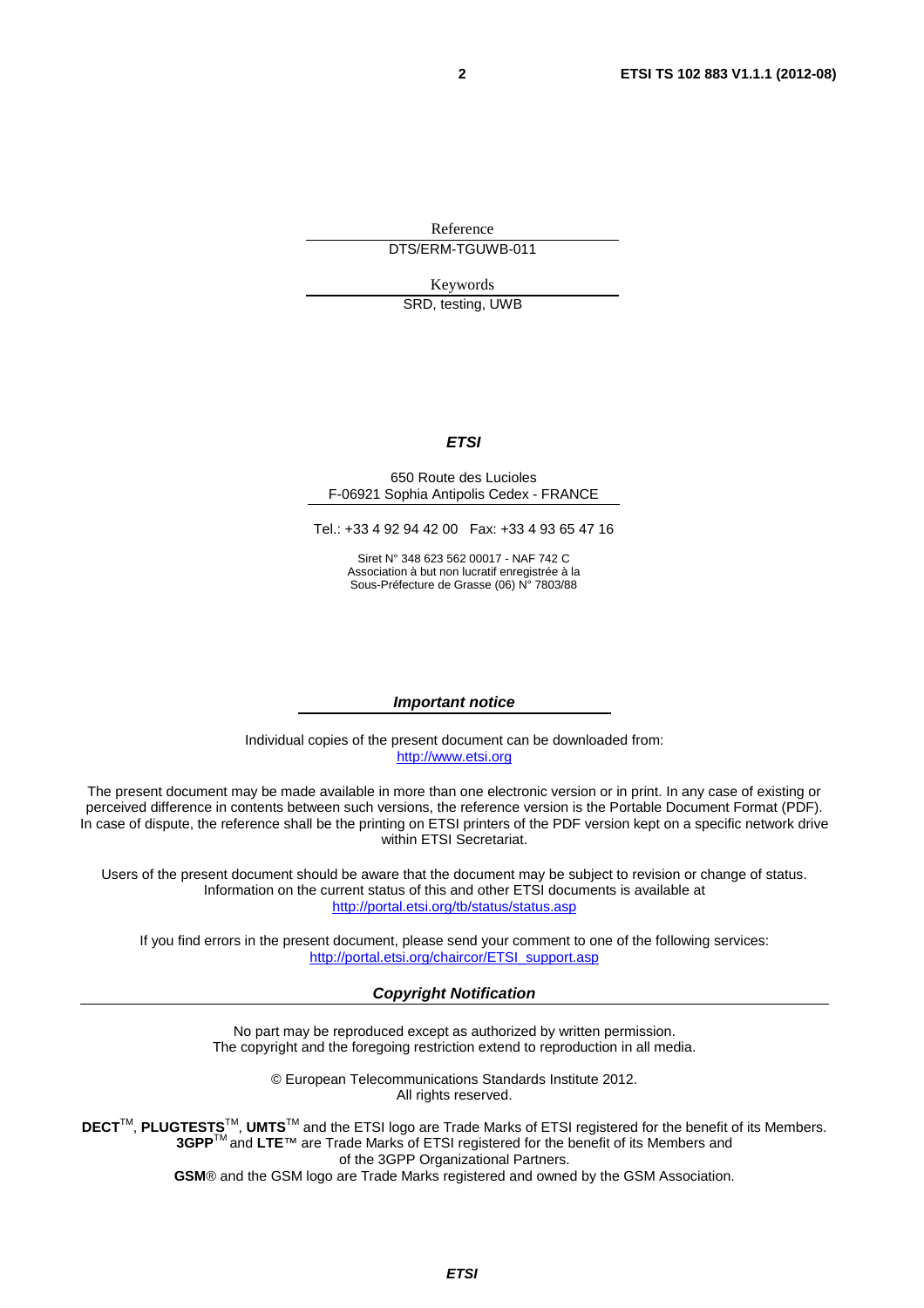Reference

DTS/ERM-TGUWB-011

Keywords

SRD, testing, UWB

***ETSI***

650 Route des Lucioles
F-06921 Sophia Antipolis Cedex - FRANCE

Tel.: +33 4 92 94 42 00 Fax: +33 4 93 65 47 16

Siret N° 348 623 562 00017 - NAF 742 C
Association à but non lucratif enregistrée à la
Sous-Préfecture de Grasse (06) N° 7803/88

***Important notice***

Individual copies of the present document can be downloaded from:
http://www.etsi.org

The present document may be made available in more than one electronic version or in print. In any case of existing or perceived difference in contents between such versions, the reference version is the Portable Document Format (PDF). In case of dispute, the reference shall be the printing on ETSI printers of the PDF version kept on a specific network drive within ETSI Secretariat.

Users of the present document should be aware that the document may be subject to revision or change of status. Information on the current status of this and other ETSI documents is available at
http://portal.etsi.org/tb/status/status.asp

If you find errors in the present document, please send your comment to one of the following services:
http://portal.etsi.org/chaircor/ETSI_support.asp

***Copyright Notification***

No part may be reproduced except as authorized by written permission.
The copyright and the foregoing restriction extend to reproduction in all media.

© European Telecommunications Standards Institute 2012.
All rights reserved.

**DECT**™, **PLUGTESTS**™, **UMTS**™ and the ETSI logo are Trade Marks of ETSI registered for the benefit of its Members.
**3GPP**™ and **LTE**™ are Trade Marks of ETSI registered for the benefit of its Members and of the 3GPP Organizational Partners.
**GSM**® and the GSM logo are Trade Marks registered and owned by the GSM Association.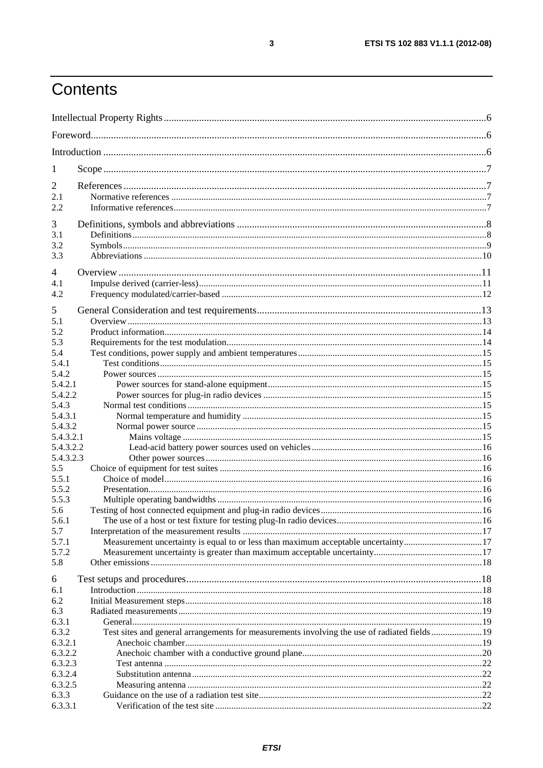# Contents

Intellectual Property Rights ..... 6
Foreword ..... 6
Introduction ..... 6

1 Scope ..... 7

2 References ..... 7
2.1 Normative references ..... 7
2.2 Informative references ..... 7

3 Definitions, symbols and abbreviations ..... 8
3.1 Definitions ..... 8
3.2 Symbols ..... 9
3.3 Abbreviations ..... 10

4 Overview ..... 11
4.1 Impulse derived (carrier-less) ..... 11
4.2 Frequency modulated/carrier-based ..... 12

5 General Consideration and test requirements ..... 13
5.1 Overview ..... 13
5.2 Product information ..... 14
5.3 Requirements for the test modulation ..... 14
5.4 Test conditions, power supply and ambient temperatures ..... 15
5.4.1 Test conditions ..... 15
5.4.2 Power sources ..... 15
5.4.2.1 Power sources for stand-alone equipment ..... 15
5.4.2.2 Power sources for plug-in radio devices ..... 15
5.4.3 Normal test conditions ..... 15
5.4.3.1 Normal temperature and humidity ..... 15
5.4.3.2 Normal power source ..... 15
5.4.3.2.1 Mains voltage ..... 15
5.4.3.2.2 Lead-acid battery power sources used on vehicles ..... 16
5.4.3.2.3 Other power sources ..... 16
5.5 Choice of equipment for test suites ..... 16
5.5.1 Choice of model ..... 16
5.5.2 Presentation ..... 16
5.5.3 Multiple operating bandwidths ..... 16
5.6 Testing of host connected equipment and plug-in radio devices ..... 16
5.6.1 The use of a host or test fixture for testing plug-In radio devices ..... 16
5.7 Interpretation of the measurement results ..... 17
5.7.1 Measurement uncertainty is equal to or less than maximum acceptable uncertainty ..... 17
5.7.2 Measurement uncertainty is greater than maximum acceptable uncertainty ..... 17
5.8 Other emissions ..... 18

6 Test setups and procedures ..... 18
6.1 Introduction ..... 18
6.2 Initial Measurement steps ..... 18
6.3 Radiated measurements ..... 19
6.3.1 General ..... 19
6.3.2 Test sites and general arrangements for measurements involving the use of radiated fields ..... 19
6.3.2.1 Anechoic chamber ..... 19
6.3.2.2 Anechoic chamber with a conductive ground plane ..... 20
6.3.2.3 Test antenna ..... 22
6.3.2.4 Substitution antenna ..... 22
6.3.2.5 Measuring antenna ..... 22
6.3.3 Guidance on the use of a radiation test site ..... 22
6.3.3.1 Verification of the test site ..... 22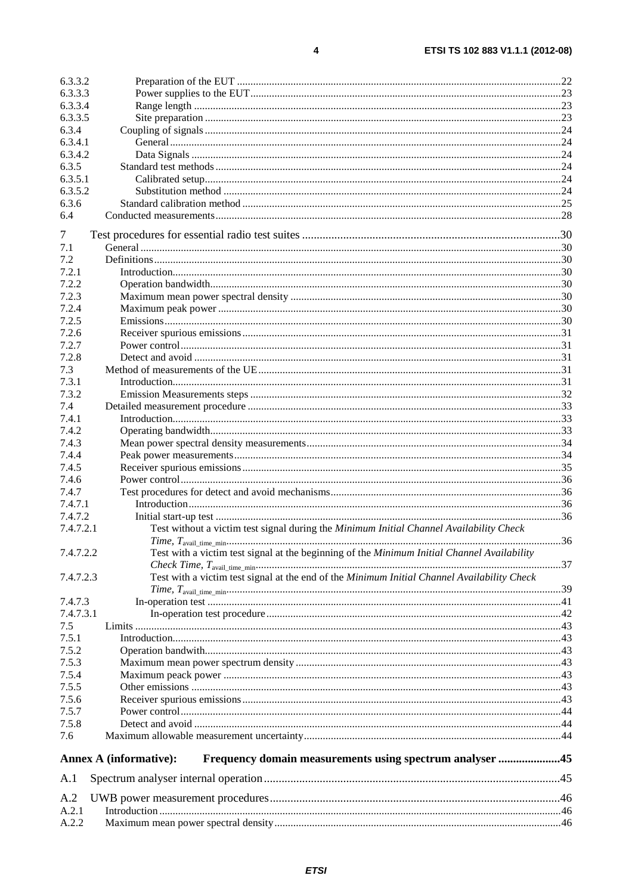6.3.3.2 Preparation of the EUT ....................................................................................................22
6.3.3.3 Power supplies to the EUT...............................................................................................23
6.3.3.4 Range length ....................................................................................................................23
6.3.3.5 Site preparation ................................................................................................................23
6.3.4 Coupling of signals..................................................................................................................24
6.3.4.1 General.............................................................................................................................24
6.3.4.2 Data Signals .....................................................................................................................24
6.3.5 Standard test methods .............................................................................................................24
6.3.5.1 Calibrated setup................................................................................................................24
6.3.5.2 Substitution method .........................................................................................................24
6.3.6 Standard calibration method ...................................................................................................25
6.4 Conducted measurements.............................................................................................................28

7 Test procedures for essential radio test suites .......................................................................................30
7.1 General .........................................................................................................................................30
7.2 Definitions....................................................................................................................................30
7.2.1 Introduction..............................................................................................................................30
7.2.2 Operation bandwidth................................................................................................................30
7.2.3 Maximum mean power spectral density ..................................................................................30
7.2.4 Maximum peak power .............................................................................................................30
7.2.5 Emissions.................................................................................................................................30
7.2.6 Receiver spurious emissions....................................................................................................31
7.2.7 Power control...........................................................................................................................31
7.2.8 Detect and avoid ......................................................................................................................31
7.3 Method of measurements of the UE..............................................................................................31
7.3.1 Introduction..............................................................................................................................31
7.3.2 Emission Measurements steps .................................................................................................32
7.4 Detailed measurement procedure ..................................................................................................33
7.4.1 Introduction..............................................................................................................................33
7.4.2 Operating bandwidth................................................................................................................33
7.4.3 Mean power spectral density measurements.............................................................................34
7.4.4 Peak power measurements.......................................................................................................34
7.4.5 Receiver spurious emissions....................................................................................................35
7.4.6 Power control...........................................................................................................................36
7.4.7 Test procedures for detect and avoid mechanisms....................................................................36
7.4.7.1 Introduction.......................................................................................................................36
7.4.7.2 Initial start-up test ............................................................................................................36
7.4.7.2.1 Test without a victim test signal during the *Minimum Initial Channel Availability Check Time*, $T_{avail\_time\_min}$..........................................................................................................36
7.4.7.2.2 Test with a victim test signal at the beginning of the *Minimum Initial Channel Availability Check Time*, $T_{avail\_time\_min}$...............................................................................................37
7.4.7.2.3 Test with a victim test signal at the end of the *Minimum Initial Channel Availability Check Time*, $T_{avail\_time\_min}$..........................................................................................................39
7.4.7.3 In-operation test ..............................................................................................................41
7.4.7.3.1 In-operation test procedure..........................................................................................42
7.5 Limits ...........................................................................................................................................43
7.5.1 Introduction..............................................................................................................................43
7.5.2 Operation bandwidth.................................................................................................................43
7.5.3 Maximum mean power spectrum density ................................................................................43
7.5.4 Maximum peack power ............................................................................................................43
7.5.5 Other emissions .......................................................................................................................43
7.5.6 Receiver spurious emissions....................................................................................................43
7.5.7 Power control...........................................................................................................................44
7.5.8 Detect and avoid ......................................................................................................................44
7.6 Maximum allowable measurement uncertainty.............................................................................44

**Annex A (informative): Frequency domain measurements using spectrum analyser ....................45**

A.1 Spectrum analyser internal operation ..................................................................................................45

A.2 UWB power measurement procedures.................................................................................................46
A.2.1 Introduction ...................................................................................................................................46
A.2.2 Maximum mean power spectral density.........................................................................................46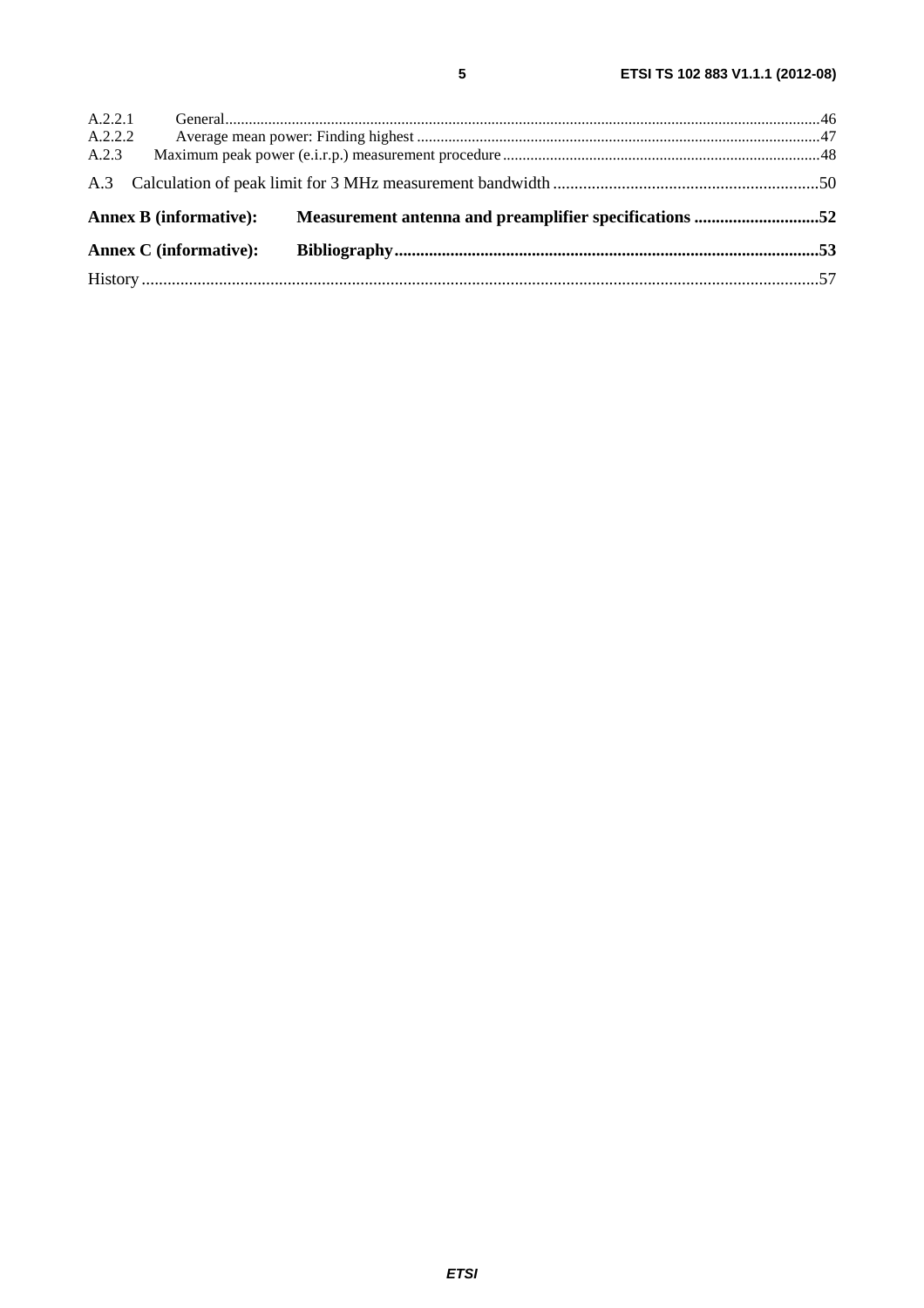A.2.2.1 General .......................................................................................................................................................46
A.2.2.2 Average mean power: Finding highest ......................................................................................................47
A.2.3 Maximum peak power (e.i.r.p.) measurement procedure ................................................................................48

A.3 Calculation of peak limit for 3 MHz measurement bandwidth .............................................................50

**Annex B (informative): Measurement antenna and preamplifier specifications .............................52**

**Annex C (informative): Bibliography ..................................................................................................53**

History ............................................................................................................................................................57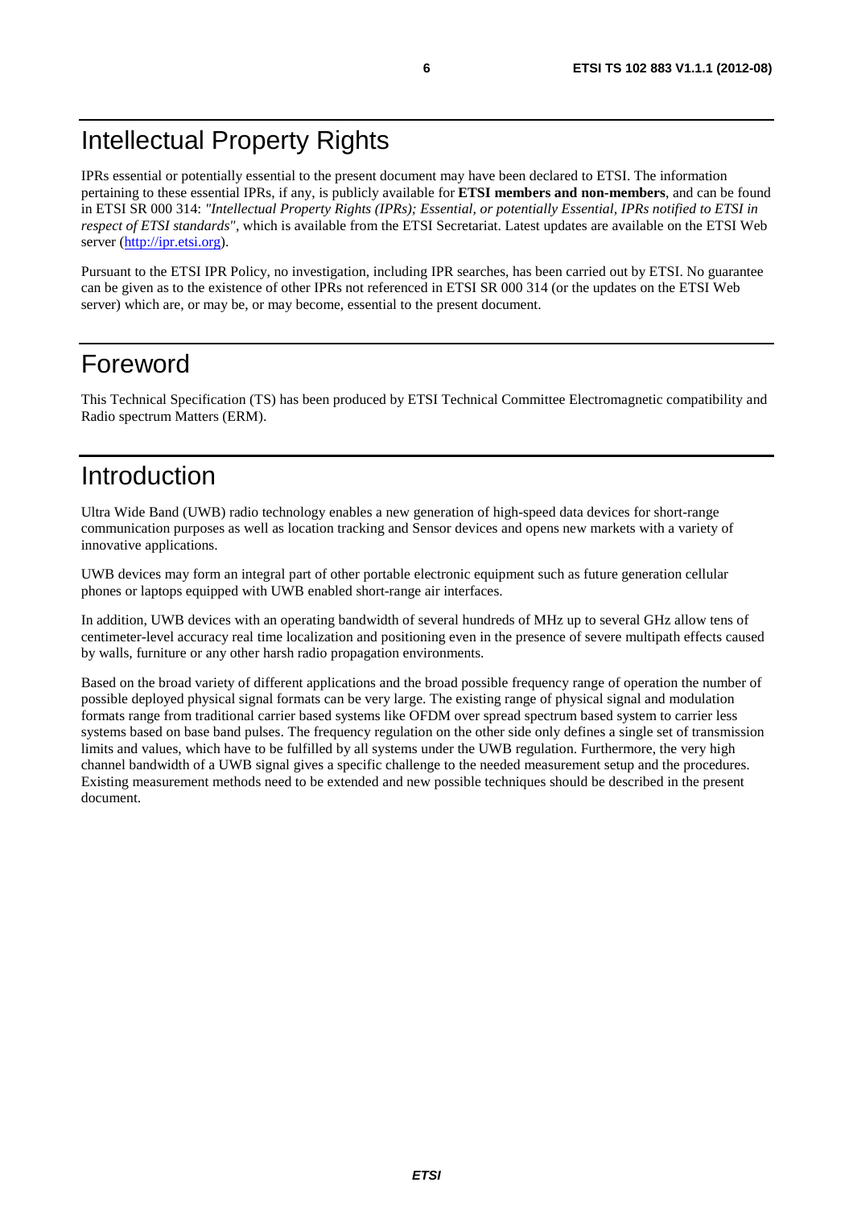# Intellectual Property Rights

IPRs essential or potentially essential to the present document may have been declared to ETSI. The information pertaining to these essential IPRs, if any, is publicly available for **ETSI members and non-members**, and can be found in ETSI SR 000 314: *"Intellectual Property Rights (IPRs); Essential, or potentially Essential, IPRs notified to ETSI in respect of ETSI standards"*, which is available from the ETSI Secretariat. Latest updates are available on the ETSI Web server (http://ipr.etsi.org).

Pursuant to the ETSI IPR Policy, no investigation, including IPR searches, has been carried out by ETSI. No guarantee can be given as to the existence of other IPRs not referenced in ETSI SR 000 314 (or the updates on the ETSI Web server) which are, or may be, or may become, essential to the present document.

# Foreword

This Technical Specification (TS) has been produced by ETSI Technical Committee Electromagnetic compatibility and Radio spectrum Matters (ERM).

# Introduction

Ultra Wide Band (UWB) radio technology enables a new generation of high-speed data devices for short-range communication purposes as well as location tracking and Sensor devices and opens new markets with a variety of innovative applications.

UWB devices may form an integral part of other portable electronic equipment such as future generation cellular phones or laptops equipped with UWB enabled short-range air interfaces.

In addition, UWB devices with an operating bandwidth of several hundreds of MHz up to several GHz allow tens of centimeter-level accuracy real time localization and positioning even in the presence of severe multipath effects caused by walls, furniture or any other harsh radio propagation environments.

Based on the broad variety of different applications and the broad possible frequency range of operation the number of possible deployed physical signal formats can be very large. The existing range of physical signal and modulation formats range from traditional carrier based systems like OFDM over spread spectrum based system to carrier less systems based on base band pulses. The frequency regulation on the other side only defines a single set of transmission limits and values, which have to be fulfilled by all systems under the UWB regulation. Furthermore, the very high channel bandwidth of a UWB signal gives a specific challenge to the needed measurement setup and the procedures. Existing measurement methods need to be extended and new possible techniques should be described in the present document.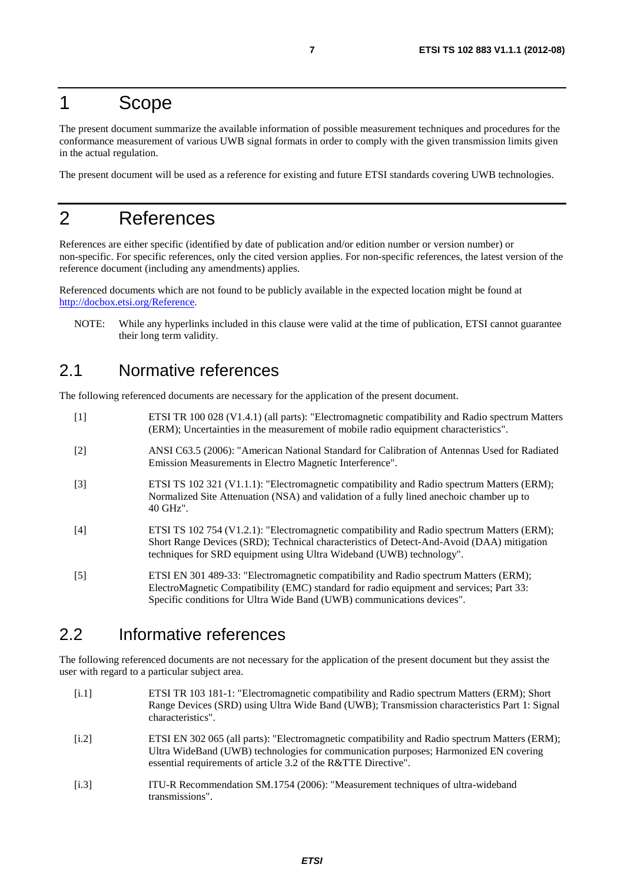# 1 Scope

The present document summarize the available information of possible measurement techniques and procedures for the conformance measurement of various UWB signal formats in order to comply with the given transmission limits given in the actual regulation.

The present document will be used as a reference for existing and future ETSI standards covering UWB technologies.

# 2 References

References are either specific (identified by date of publication and/or edition number or version number) or non-specific. For specific references, only the cited version applies. For non-specific references, the latest version of the reference document (including any amendments) applies.

Referenced documents which are not found to be publicly available in the expected location might be found at http://docbox.etsi.org/Reference.

NOTE: While any hyperlinks included in this clause were valid at the time of publication, ETSI cannot guarantee their long term validity.

## 2.1 Normative references

The following referenced documents are necessary for the application of the present document.

[1] ETSI TR 100 028 (V1.4.1) (all parts): "Electromagnetic compatibility and Radio spectrum Matters (ERM); Uncertainties in the measurement of mobile radio equipment characteristics".

[2] ANSI C63.5 (2006): "American National Standard for Calibration of Antennas Used for Radiated Emission Measurements in Electro Magnetic Interference".

[3] ETSI TS 102 321 (V1.1.1): "Electromagnetic compatibility and Radio spectrum Matters (ERM); Normalized Site Attenuation (NSA) and validation of a fully lined anechoic chamber up to 40 GHz".

[4] ETSI TS 102 754 (V1.2.1): "Electromagnetic compatibility and Radio spectrum Matters (ERM); Short Range Devices (SRD); Technical characteristics of Detect-And-Avoid (DAA) mitigation techniques for SRD equipment using Ultra Wideband (UWB) technology".

[5] ETSI EN 301 489-33: "Electromagnetic compatibility and Radio spectrum Matters (ERM); ElectroMagnetic Compatibility (EMC) standard for radio equipment and services; Part 33: Specific conditions for Ultra Wide Band (UWB) communications devices".

## 2.2 Informative references

The following referenced documents are not necessary for the application of the present document but they assist the user with regard to a particular subject area.

[i.1] ETSI TR 103 181-1: "Electromagnetic compatibility and Radio spectrum Matters (ERM); Short Range Devices (SRD) using Ultra Wide Band (UWB); Transmission characteristics Part 1: Signal characteristics".

[i.2] ETSI EN 302 065 (all parts): "Electromagnetic compatibility and Radio spectrum Matters (ERM); Ultra WideBand (UWB) technologies for communication purposes; Harmonized EN covering essential requirements of article 3.2 of the R&TTE Directive".

[i.3] ITU-R Recommendation SM.1754 (2006): "Measurement techniques of ultra-wideband transmissions".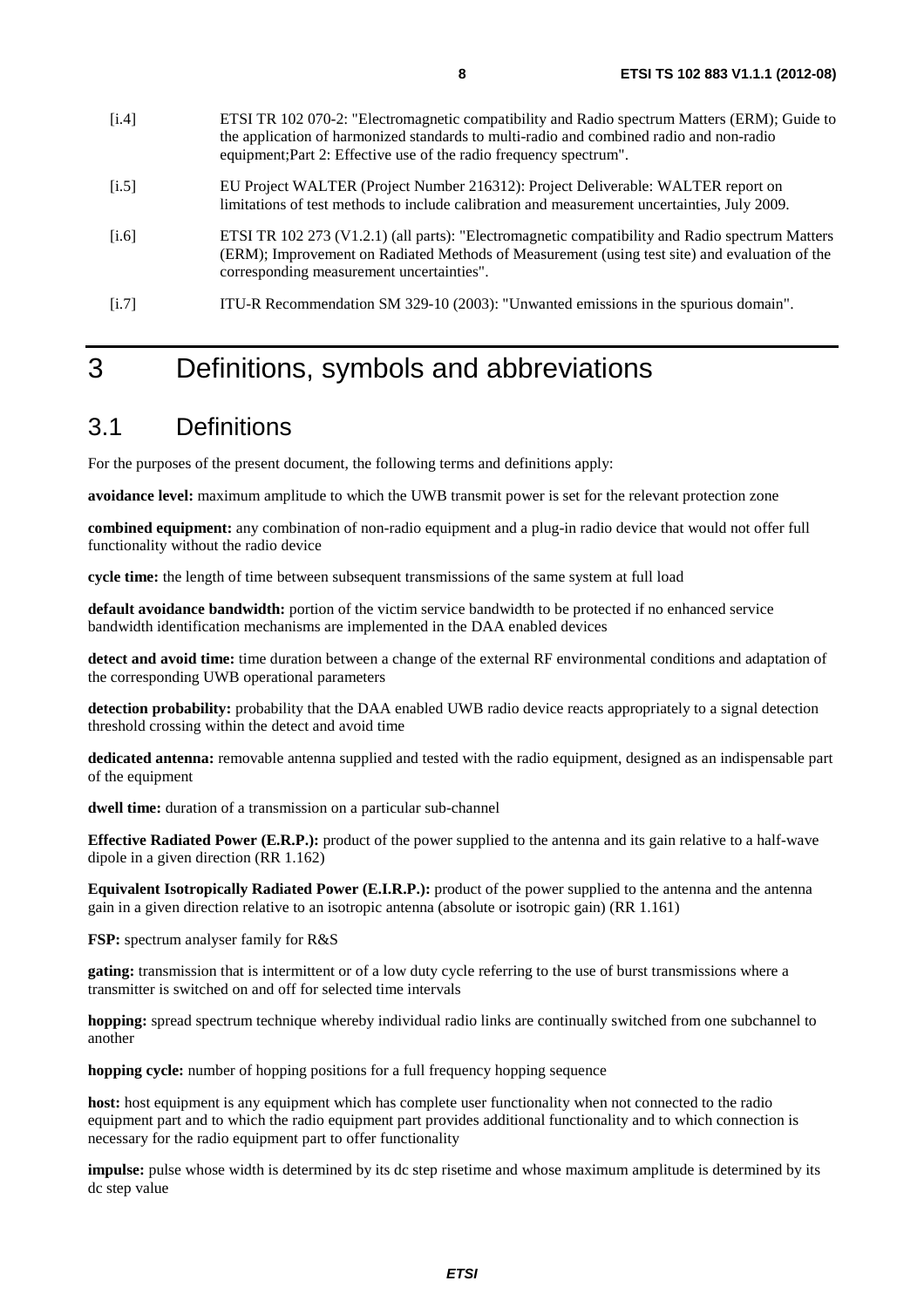[i.4] ETSI TR 102 070-2: "Electromagnetic compatibility and Radio spectrum Matters (ERM); Guide to the application of harmonized standards to multi-radio and combined radio and non-radio equipment;Part 2: Effective use of the radio frequency spectrum".

[i.5] EU Project WALTER (Project Number 216312): Project Deliverable: WALTER report on limitations of test methods to include calibration and measurement uncertainties, July 2009.

[i.6] ETSI TR 102 273 (V1.2.1) (all parts): "Electromagnetic compatibility and Radio spectrum Matters (ERM); Improvement on Radiated Methods of Measurement (using test site) and evaluation of the corresponding measurement uncertainties".

[i.7] ITU-R Recommendation SM 329-10 (2003): "Unwanted emissions in the spurious domain".

# 3 Definitions, symbols and abbreviations

## 3.1 Definitions

For the purposes of the present document, the following terms and definitions apply:

**avoidance level:** maximum amplitude to which the UWB transmit power is set for the relevant protection zone

**combined equipment:** any combination of non-radio equipment and a plug-in radio device that would not offer full functionality without the radio device

**cycle time:** the length of time between subsequent transmissions of the same system at full load

**default avoidance bandwidth:** portion of the victim service bandwidth to be protected if no enhanced service bandwidth identification mechanisms are implemented in the DAA enabled devices

**detect and avoid time:** time duration between a change of the external RF environmental conditions and adaptation of the corresponding UWB operational parameters

**detection probability:** probability that the DAA enabled UWB radio device reacts appropriately to a signal detection threshold crossing within the detect and avoid time

**dedicated antenna:** removable antenna supplied and tested with the radio equipment, designed as an indispensable part of the equipment

**dwell time:** duration of a transmission on a particular sub-channel

**Effective Radiated Power (E.R.P.):** product of the power supplied to the antenna and its gain relative to a half-wave dipole in a given direction (RR 1.162)

**Equivalent Isotropically Radiated Power (E.I.R.P.):** product of the power supplied to the antenna and the antenna gain in a given direction relative to an isotropic antenna (absolute or isotropic gain) (RR 1.161)

**FSP:** spectrum analyser family for R&S

**gating:** transmission that is intermittent or of a low duty cycle referring to the use of burst transmissions where a transmitter is switched on and off for selected time intervals

**hopping:** spread spectrum technique whereby individual radio links are continually switched from one subchannel to another

**hopping cycle:** number of hopping positions for a full frequency hopping sequence

**host:** host equipment is any equipment which has complete user functionality when not connected to the radio equipment part and to which the radio equipment part provides additional functionality and to which connection is necessary for the radio equipment part to offer functionality

**impulse:** pulse whose width is determined by its dc step risetime and whose maximum amplitude is determined by its dc step value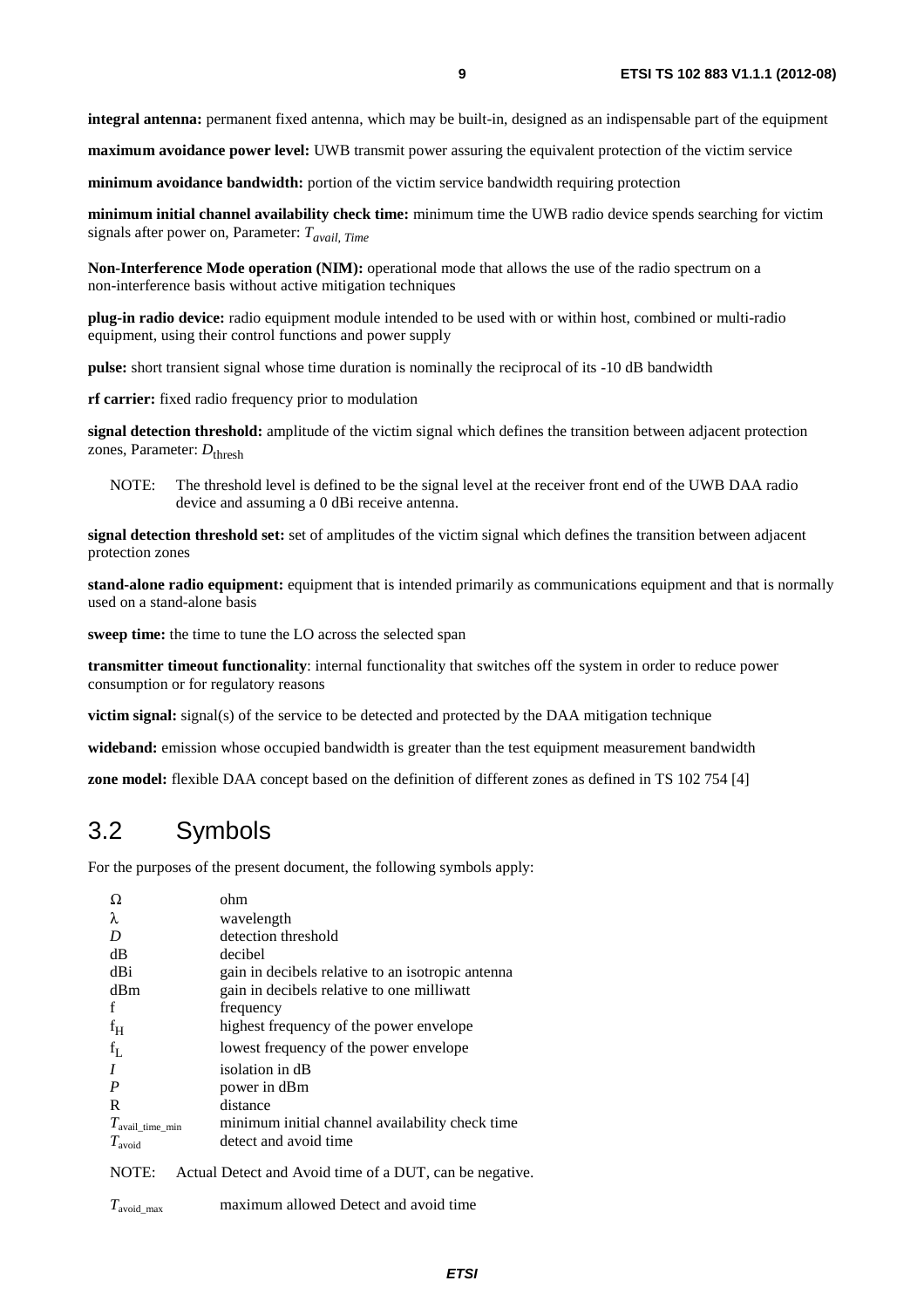**integral antenna:** permanent fixed antenna, which may be built-in, designed as an indispensable part of the equipment

**maximum avoidance power level:** UWB transmit power assuring the equivalent protection of the victim service

**minimum avoidance bandwidth:** portion of the victim service bandwidth requiring protection

**minimum initial channel availability check time:** minimum time the UWB radio device spends searching for victim signals after power on, Parameter: $T_{avail,\ Time}$

**Non-Interference Mode operation (NIM):** operational mode that allows the use of the radio spectrum on a non-interference basis without active mitigation techniques

**plug-in radio device:** radio equipment module intended to be used with or within host, combined or multi-radio equipment, using their control functions and power supply

**pulse:** short transient signal whose time duration is nominally the reciprocal of its -10 dB bandwidth

**rf carrier:** fixed radio frequency prior to modulation

**signal detection threshold:** amplitude of the victim signal which defines the transition between adjacent protection zones, Parameter: $D_{\text{thresh}}$

NOTE: The threshold level is defined to be the signal level at the receiver front end of the UWB DAA radio device and assuming a 0 dBi receive antenna.

**signal detection threshold set:** set of amplitudes of the victim signal which defines the transition between adjacent protection zones

**stand-alone radio equipment:** equipment that is intended primarily as communications equipment and that is normally used on a stand-alone basis

**sweep time:** the time to tune the LO across the selected span

**transmitter timeout functionality**: internal functionality that switches off the system in order to reduce power consumption or for regulatory reasons

**victim signal:** signal(s) of the service to be detected and protected by the DAA mitigation technique

**wideband:** emission whose occupied bandwidth is greater than the test equipment measurement bandwidth

**zone model:** flexible DAA concept based on the definition of different zones as defined in TS 102 754 [4]

## 3.2 Symbols

For the purposes of the present document, the following symbols apply:

| | |
|---|---|
| $\Omega$ | ohm |
| $\lambda$ | wavelength |
| $D$ | detection threshold |
| dB | decibel |
| dBi | gain in decibels relative to an isotropic antenna |
| dBm | gain in decibels relative to one milliwatt |
| f | frequency |
| $f_H$ | highest frequency of the power envelope |
| $f_L$ | lowest frequency of the power envelope |
| $I$ | isolation in dB |
| $P$ | power in dBm |
| R | distance |
| $T_{\text{avail\_time\_min}}$ | minimum initial channel availability check time |
| $T_{\text{avoid}}$ | detect and avoid time |

NOTE: Actual Detect and Avoid time of a DUT, can be negative.

| | |
|---|---|
| $T_{\text{avoid\_max}}$ | maximum allowed Detect and avoid time |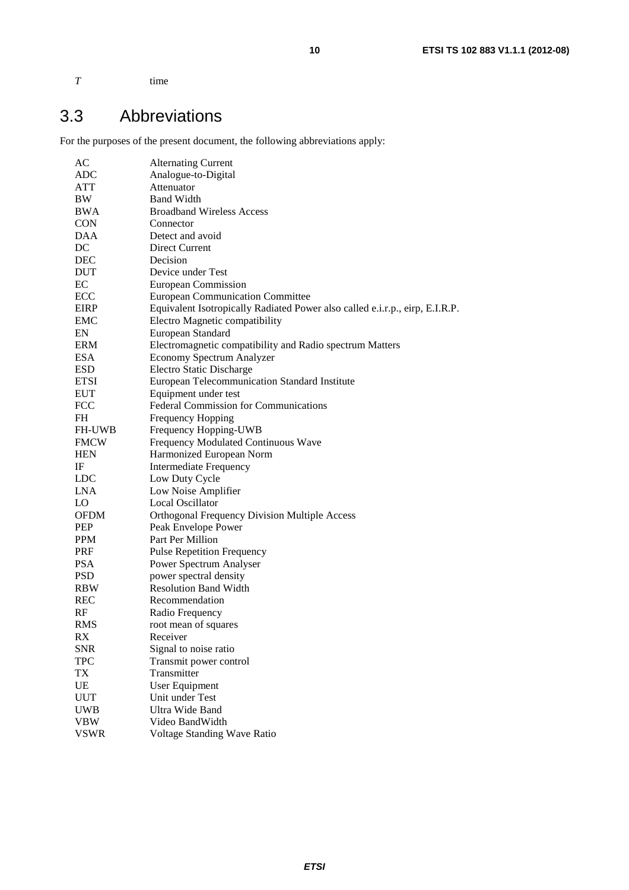*T* time

## 3.3 Abbreviations

For the purposes of the present document, the following abbreviations apply:

| | |
|---|---|
| AC | Alternating Current |
| ADC | Analogue-to-Digital |
| ATT | Attenuator |
| BW | Band Width |
| BWA | Broadband Wireless Access |
| CON | Connector |
| DAA | Detect and avoid |
| DC | Direct Current |
| DEC | Decision |
| DUT | Device under Test |
| EC | European Commission |
| ECC | European Communication Committee |
| EIRP | Equivalent Isotropically Radiated Power also called e.i.r.p., eirp, E.I.R.P. |
| EMC | Electro Magnetic compatibility |
| EN | European Standard |
| ERM | Electromagnetic compatibility and Radio spectrum Matters |
| ESA | Economy Spectrum Analyzer |
| ESD | Electro Static Discharge |
| ETSI | European Telecommunication Standard Institute |
| EUT | Equipment under test |
| FCC | Federal Commission for Communications |
| FH | Frequency Hopping |
| FH-UWB | Frequency Hopping-UWB |
| FMCW | Frequency Modulated Continuous Wave |
| HEN | Harmonized European Norm |
| IF | Intermediate Frequency |
| LDC | Low Duty Cycle |
| LNA | Low Noise Amplifier |
| LO | Local Oscillator |
| OFDM | Orthogonal Frequency Division Multiple Access |
| PEP | Peak Envelope Power |
| PPM | Part Per Million |
| PRF | Pulse Repetition Frequency |
| PSA | Power Spectrum Analyser |
| PSD | power spectral density |
| RBW | Resolution Band Width |
| REC | Recommendation |
| RF | Radio Frequency |
| RMS | root mean of squares |
| RX | Receiver |
| SNR | Signal to noise ratio |
| TPC | Transmit power control |
| TX | Transmitter |
| UE | User Equipment |
| UUT | Unit under Test |
| UWB | Ultra Wide Band |
| VBW | Video BandWidth |
| VSWR | Voltage Standing Wave Ratio |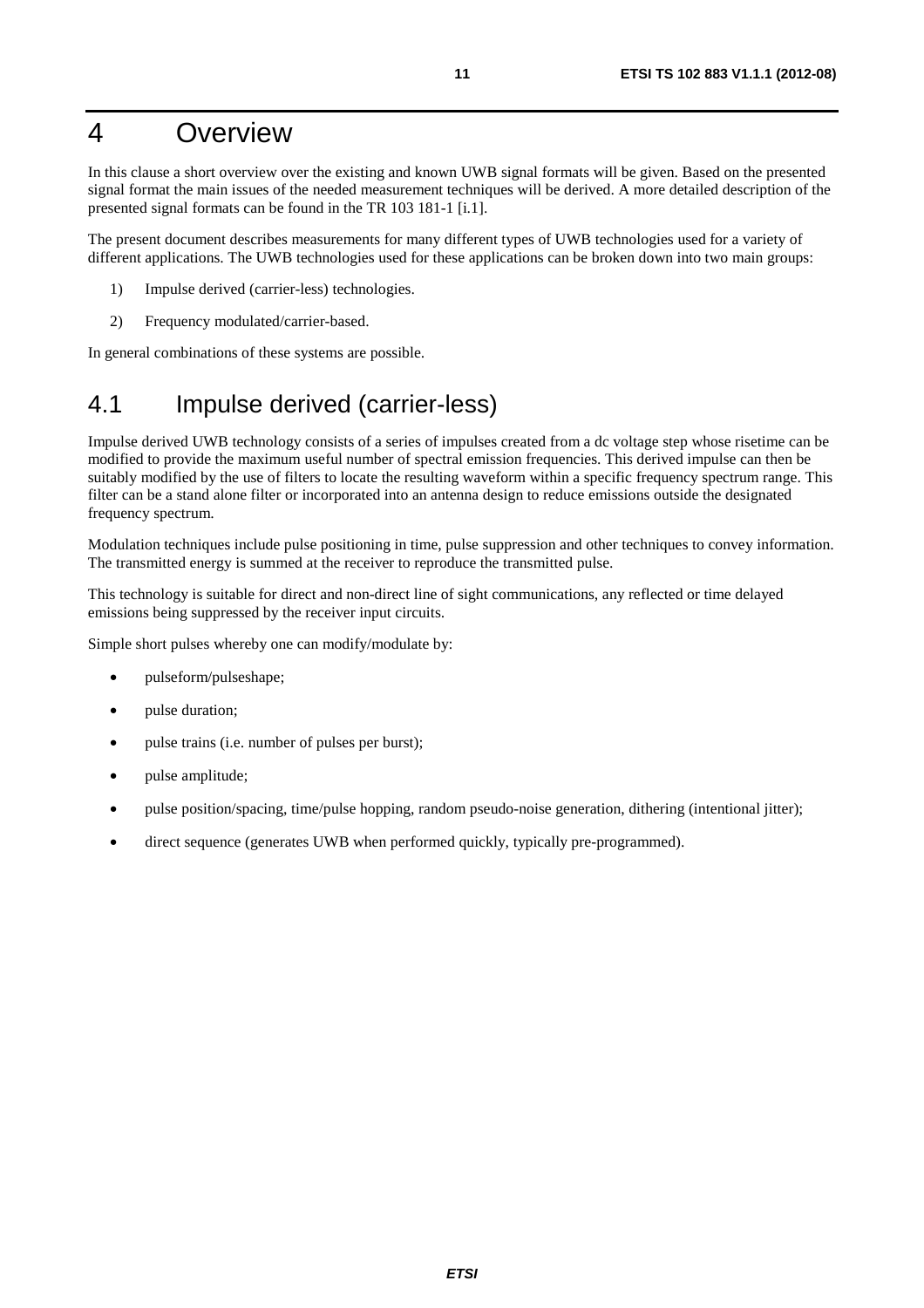# 4 Overview

In this clause a short overview over the existing and known UWB signal formats will be given. Based on the presented signal format the main issues of the needed measurement techniques will be derived. A more detailed description of the presented signal formats can be found in the TR 103 181-1 [i.1].

The present document describes measurements for many different types of UWB technologies used for a variety of different applications. The UWB technologies used for these applications can be broken down into two main groups:

1) Impulse derived (carrier-less) technologies.
2) Frequency modulated/carrier-based.

In general combinations of these systems are possible.

## 4.1 Impulse derived (carrier-less)

Impulse derived UWB technology consists of a series of impulses created from a dc voltage step whose risetime can be modified to provide the maximum useful number of spectral emission frequencies. This derived impulse can then be suitably modified by the use of filters to locate the resulting waveform within a specific frequency spectrum range. This filter can be a stand alone filter or incorporated into an antenna design to reduce emissions outside the designated frequency spectrum.

Modulation techniques include pulse positioning in time, pulse suppression and other techniques to convey information. The transmitted energy is summed at the receiver to reproduce the transmitted pulse.

This technology is suitable for direct and non-direct line of sight communications, any reflected or time delayed emissions being suppressed by the receiver input circuits.

Simple short pulses whereby one can modify/modulate by:

- pulseform/pulseshape;
- pulse duration;
- pulse trains (i.e. number of pulses per burst);
- pulse amplitude;
- pulse position/spacing, time/pulse hopping, random pseudo-noise generation, dithering (intentional jitter);
- direct sequence (generates UWB when performed quickly, typically pre-programmed).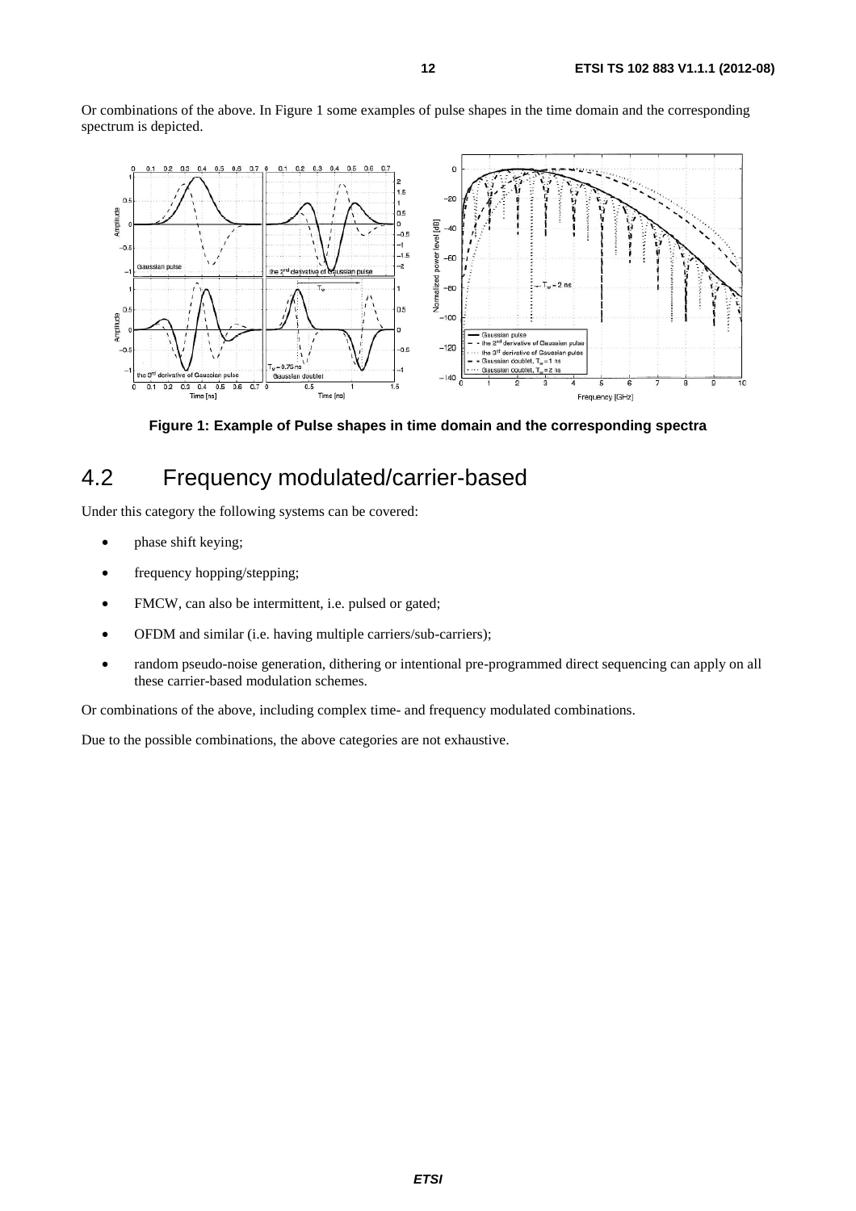Or combinations of the above. In Figure 1 some examples of pulse shapes in the time domain and the corresponding spectrum is depicted.

**Figure 1: Example of Pulse shapes in time domain and the corresponding spectra**

## 4.2 Frequency modulated/carrier-based

Under this category the following systems can be covered:

- phase shift keying;
- frequency hopping/stepping;
- FMCW, can also be intermittent, i.e. pulsed or gated;
- OFDM and similar (i.e. having multiple carriers/sub-carriers);
- random pseudo-noise generation, dithering or intentional pre-programmed direct sequencing can apply on all these carrier-based modulation schemes.

Or combinations of the above, including complex time- and frequency modulated combinations.

Due to the possible combinations, the above categories are not exhaustive.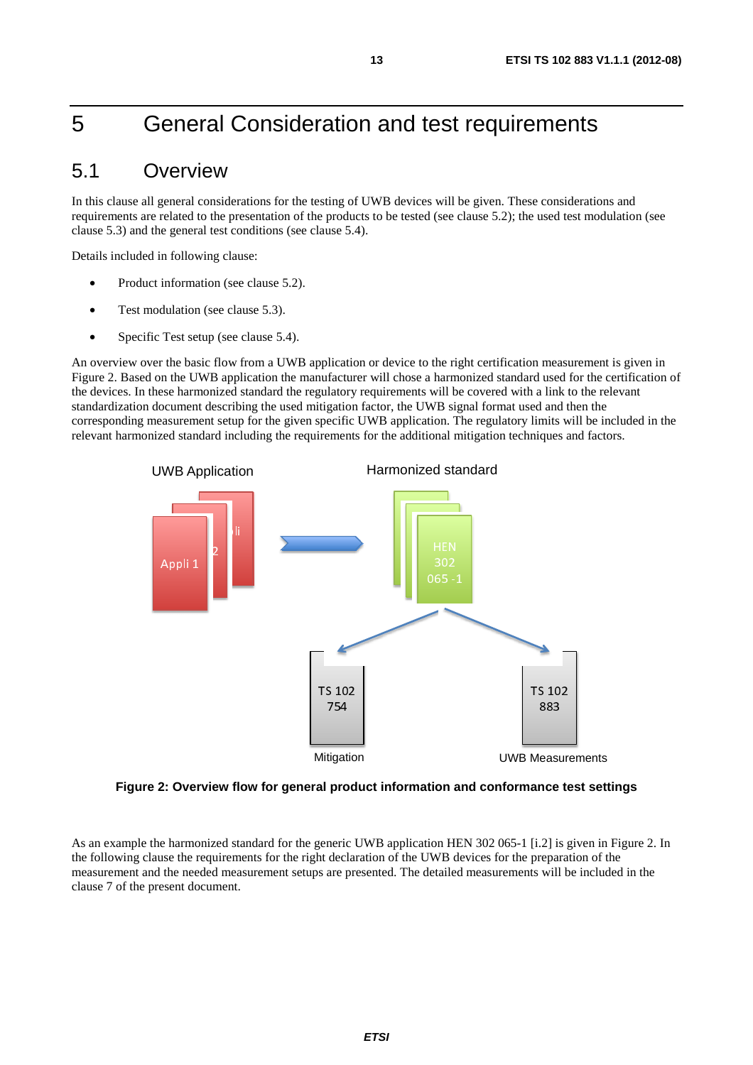# 5 General Consideration and test requirements

## 5.1 Overview

In this clause all general considerations for the testing of UWB devices will be given. These considerations and requirements are related to the presentation of the products to be tested (see clause 5.2); the used test modulation (see clause 5.3) and the general test conditions (see clause 5.4).

Details included in following clause:

- Product information (see clause 5.2).
- Test modulation (see clause 5.3).
- Specific Test setup (see clause 5.4).

An overview over the basic flow from a UWB application or device to the right certification measurement is given in Figure 2. Based on the UWB application the manufacturer will chose a harmonized standard used for the certification of the devices. In these harmonized standard the regulatory requirements will be covered with a link to the relevant standardization document describing the used mitigation factor, the UWB signal format used and then the corresponding measurement setup for the given specific UWB application. The regulatory limits will be included in the relevant harmonized standard including the requirements for the additional mitigation techniques and factors.

UWB Application — Appli 1 → Harmonized standard — HEN 302 065 -1 → TS 102 754 (Mitigation); TS 102 883 (UWB Measurements)

**Figure 2: Overview flow for general product information and conformance test settings**

As an example the harmonized standard for the generic UWB application HEN 302 065-1 [i.2] is given in Figure 2. In the following clause the requirements for the right declaration of the UWB devices for the preparation of the measurement and the needed measurement setups are presented. The detailed measurements will be included in the clause 7 of the present document.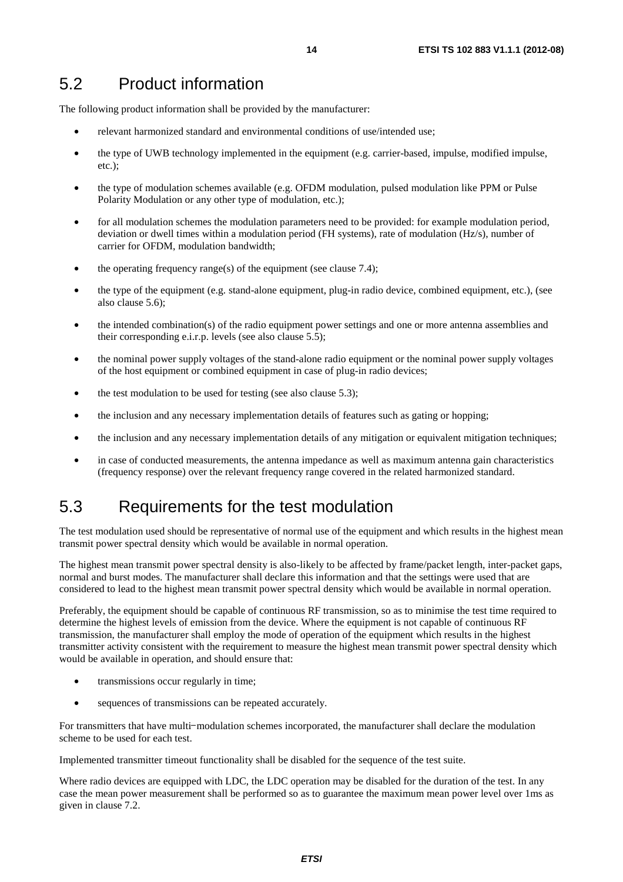## 5.2 Product information

The following product information shall be provided by the manufacturer:

- relevant harmonized standard and environmental conditions of use/intended use;
- the type of UWB technology implemented in the equipment (e.g. carrier-based, impulse, modified impulse, etc.);
- the type of modulation schemes available (e.g. OFDM modulation, pulsed modulation like PPM or Pulse Polarity Modulation or any other type of modulation, etc.);
- for all modulation schemes the modulation parameters need to be provided: for example modulation period, deviation or dwell times within a modulation period (FH systems), rate of modulation (Hz/s), number of carrier for OFDM, modulation bandwidth;
- the operating frequency range(s) of the equipment (see clause 7.4);
- the type of the equipment (e.g. stand-alone equipment, plug-in radio device, combined equipment, etc.), (see also clause 5.6);
- the intended combination(s) of the radio equipment power settings and one or more antenna assemblies and their corresponding e.i.r.p. levels (see also clause 5.5);
- the nominal power supply voltages of the stand-alone radio equipment or the nominal power supply voltages of the host equipment or combined equipment in case of plug-in radio devices;
- the test modulation to be used for testing (see also clause 5.3);
- the inclusion and any necessary implementation details of features such as gating or hopping;
- the inclusion and any necessary implementation details of any mitigation or equivalent mitigation techniques;
- in case of conducted measurements, the antenna impedance as well as maximum antenna gain characteristics (frequency response) over the relevant frequency range covered in the related harmonized standard.

## 5.3 Requirements for the test modulation

The test modulation used should be representative of normal use of the equipment and which results in the highest mean transmit power spectral density which would be available in normal operation.

The highest mean transmit power spectral density is also-likely to be affected by frame/packet length, inter-packet gaps, normal and burst modes. The manufacturer shall declare this information and that the settings were used that are considered to lead to the highest mean transmit power spectral density which would be available in normal operation.

Preferably, the equipment should be capable of continuous RF transmission, so as to minimise the test time required to determine the highest levels of emission from the device. Where the equipment is not capable of continuous RF transmission, the manufacturer shall employ the mode of operation of the equipment which results in the highest transmitter activity consistent with the requirement to measure the highest mean transmit power spectral density which would be available in operation, and should ensure that:

- transmissions occur regularly in time;
- sequences of transmissions can be repeated accurately.

For transmitters that have multi-modulation schemes incorporated, the manufacturer shall declare the modulation scheme to be used for each test.

Implemented transmitter timeout functionality shall be disabled for the sequence of the test suite.

Where radio devices are equipped with LDC, the LDC operation may be disabled for the duration of the test. In any case the mean power measurement shall be performed so as to guarantee the maximum mean power level over 1ms as given in clause 7.2.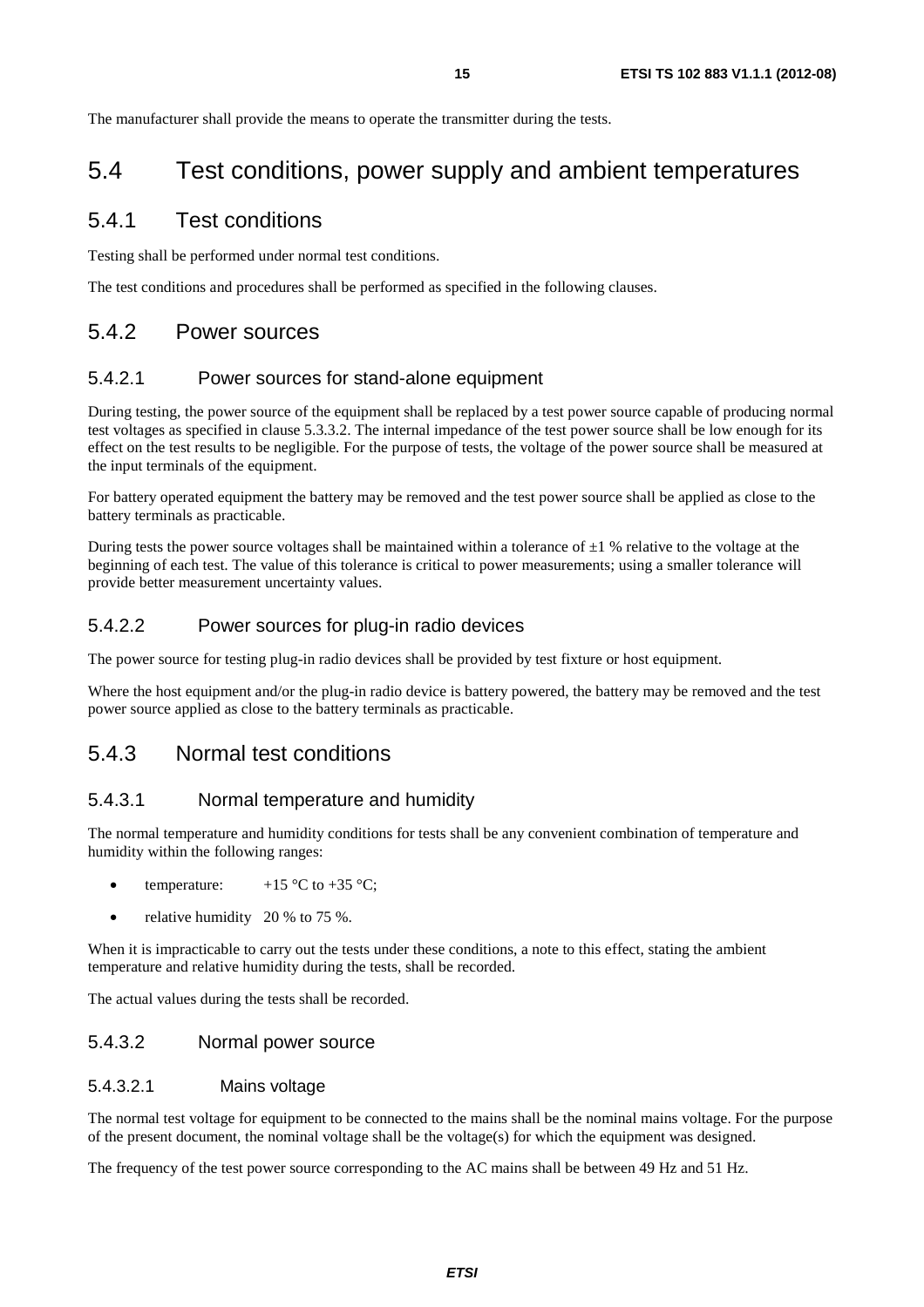The manufacturer shall provide the means to operate the transmitter during the tests.

# 5.4 Test conditions, power supply and ambient temperatures

## 5.4.1 Test conditions

Testing shall be performed under normal test conditions.

The test conditions and procedures shall be performed as specified in the following clauses.

## 5.4.2 Power sources

### 5.4.2.1 Power sources for stand-alone equipment

During testing, the power source of the equipment shall be replaced by a test power source capable of producing normal test voltages as specified in clause 5.3.3.2. The internal impedance of the test power source shall be low enough for its effect on the test results to be negligible. For the purpose of tests, the voltage of the power source shall be measured at the input terminals of the equipment.

For battery operated equipment the battery may be removed and the test power source shall be applied as close to the battery terminals as practicable.

During tests the power source voltages shall be maintained within a tolerance of ±1 % relative to the voltage at the beginning of each test. The value of this tolerance is critical to power measurements; using a smaller tolerance will provide better measurement uncertainty values.

### 5.4.2.2 Power sources for plug-in radio devices

The power source for testing plug-in radio devices shall be provided by test fixture or host equipment.

Where the host equipment and/or the plug-in radio device is battery powered, the battery may be removed and the test power source applied as close to the battery terminals as practicable.

## 5.4.3 Normal test conditions

### 5.4.3.1 Normal temperature and humidity

The normal temperature and humidity conditions for tests shall be any convenient combination of temperature and humidity within the following ranges:

- temperature: +15 °C to +35 °C;
- relative humidity 20 % to 75 %.

When it is impracticable to carry out the tests under these conditions, a note to this effect, stating the ambient temperature and relative humidity during the tests, shall be recorded.

The actual values during the tests shall be recorded.

### 5.4.3.2 Normal power source

#### 5.4.3.2.1 Mains voltage

The normal test voltage for equipment to be connected to the mains shall be the nominal mains voltage. For the purpose of the present document, the nominal voltage shall be the voltage(s) for which the equipment was designed.

The frequency of the test power source corresponding to the AC mains shall be between 49 Hz and 51 Hz.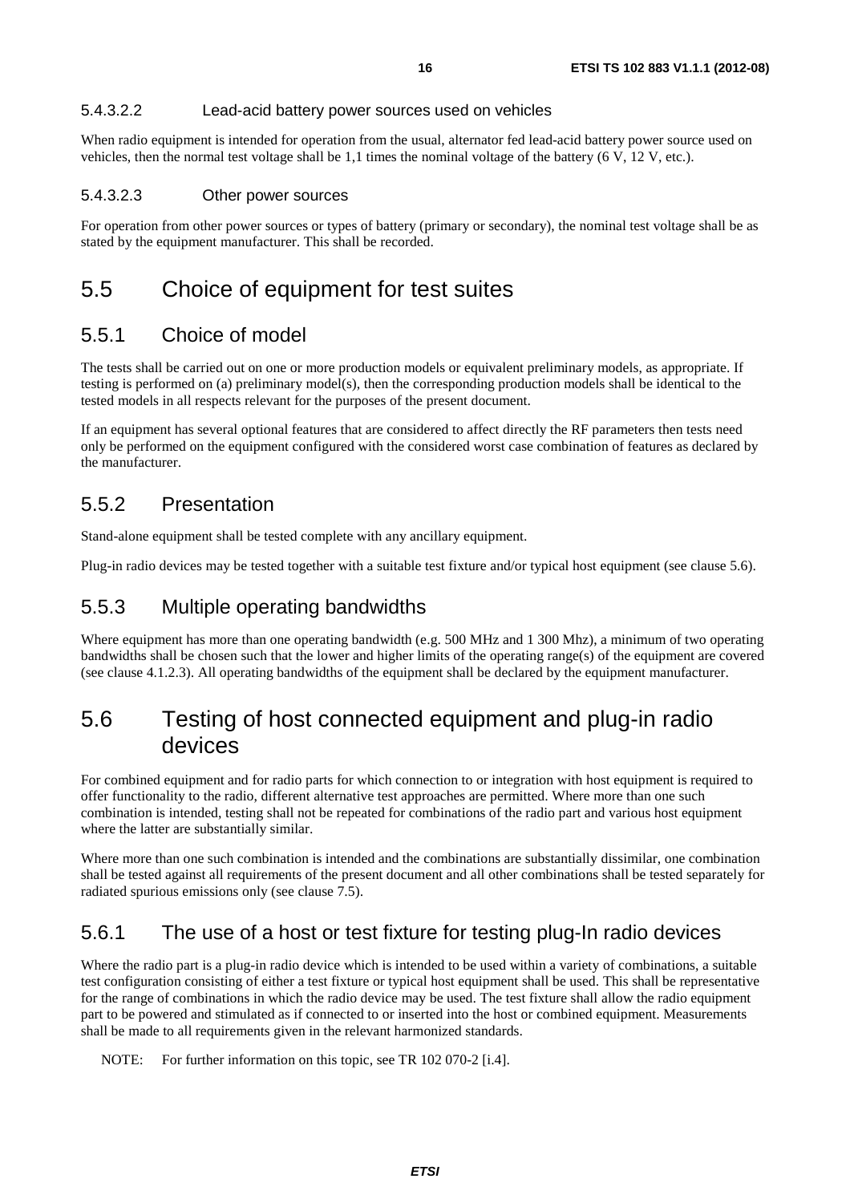#### 5.4.3.2.2 Lead-acid battery power sources used on vehicles

When radio equipment is intended for operation from the usual, alternator fed lead-acid battery power source used on vehicles, then the normal test voltage shall be 1,1 times the nominal voltage of the battery (6 V, 12 V, etc.).

#### 5.4.3.2.3 Other power sources

For operation from other power sources or types of battery (primary or secondary), the nominal test voltage shall be as stated by the equipment manufacturer. This shall be recorded.

## 5.5 Choice of equipment for test suites

### 5.5.1 Choice of model

The tests shall be carried out on one or more production models or equivalent preliminary models, as appropriate. If testing is performed on (a) preliminary model(s), then the corresponding production models shall be identical to the tested models in all respects relevant for the purposes of the present document.

If an equipment has several optional features that are considered to affect directly the RF parameters then tests need only be performed on the equipment configured with the considered worst case combination of features as declared by the manufacturer.

### 5.5.2 Presentation

Stand-alone equipment shall be tested complete with any ancillary equipment.

Plug-in radio devices may be tested together with a suitable test fixture and/or typical host equipment (see clause 5.6).

### 5.5.3 Multiple operating bandwidths

Where equipment has more than one operating bandwidth (e.g. 500 MHz and 1 300 Mhz), a minimum of two operating bandwidths shall be chosen such that the lower and higher limits of the operating range(s) of the equipment are covered (see clause 4.1.2.3). All operating bandwidths of the equipment shall be declared by the equipment manufacturer.

## 5.6 Testing of host connected equipment and plug-in radio devices

For combined equipment and for radio parts for which connection to or integration with host equipment is required to offer functionality to the radio, different alternative test approaches are permitted. Where more than one such combination is intended, testing shall not be repeated for combinations of the radio part and various host equipment where the latter are substantially similar.

Where more than one such combination is intended and the combinations are substantially dissimilar, one combination shall be tested against all requirements of the present document and all other combinations shall be tested separately for radiated spurious emissions only (see clause 7.5).

### 5.6.1 The use of a host or test fixture for testing plug-In radio devices

Where the radio part is a plug-in radio device which is intended to be used within a variety of combinations, a suitable test configuration consisting of either a test fixture or typical host equipment shall be used. This shall be representative for the range of combinations in which the radio device may be used. The test fixture shall allow the radio equipment part to be powered and stimulated as if connected to or inserted into the host or combined equipment. Measurements shall be made to all requirements given in the relevant harmonized standards.

NOTE: For further information on this topic, see TR 102 070-2 [i.4].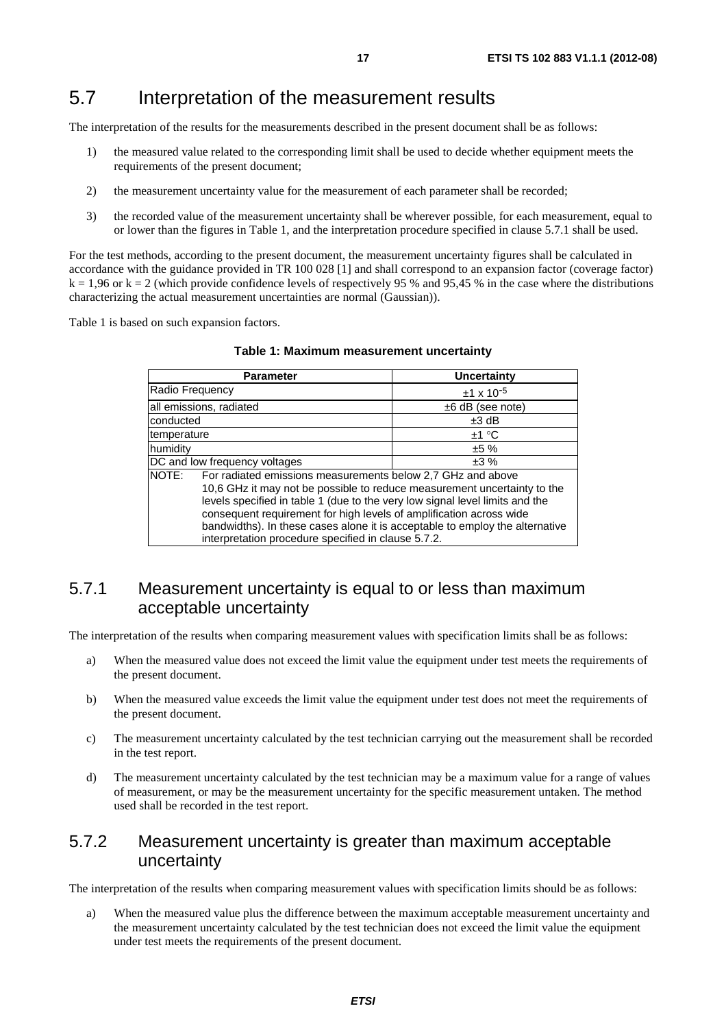## 5.7 Interpretation of the measurement results

The interpretation of the results for the measurements described in the present document shall be as follows:

1) the measured value related to the corresponding limit shall be used to decide whether equipment meets the requirements of the present document;

2) the measurement uncertainty value for the measurement of each parameter shall be recorded;

3) the recorded value of the measurement uncertainty shall be wherever possible, for each measurement, equal to or lower than the figures in Table 1, and the interpretation procedure specified in clause 5.7.1 shall be used.

For the test methods, according to the present document, the measurement uncertainty figures shall be calculated in accordance with the guidance provided in TR 100 028 [1] and shall correspond to an expansion factor (coverage factor) $k = 1,96$ or $k = 2$ (which provide confidence levels of respectively 95 % and 95,45 % in the case where the distributions characterizing the actual measurement uncertainties are normal (Gaussian)).

Table 1 is based on such expansion factors.

**Table 1: Maximum measurement uncertainty**

| Parameter | Uncertainty |
|---|---|
| Radio Frequency | $\pm 1 \times 10^{-5}$ |
| all emissions, radiated | ±6 dB (see note) |
| conducted | ±3 dB |
| temperature | ±1 °C |
| humidity | ±5 % |
| DC and low frequency voltages | ±3 % |
| NOTE: For radiated emissions measurements below 2,7 GHz and above 10,6 GHz it may not be possible to reduce measurement uncertainty to the levels specified in table 1 (due to the very low signal level limits and the consequent requirement for high levels of amplification across wide bandwidths). In these cases alone it is acceptable to employ the alternative interpretation procedure specified in clause 5.7.2. | |

### 5.7.1 Measurement uncertainty is equal to or less than maximum acceptable uncertainty

The interpretation of the results when comparing measurement values with specification limits shall be as follows:

a) When the measured value does not exceed the limit value the equipment under test meets the requirements of the present document.

b) When the measured value exceeds the limit value the equipment under test does not meet the requirements of the present document.

c) The measurement uncertainty calculated by the test technician carrying out the measurement shall be recorded in the test report.

d) The measurement uncertainty calculated by the test technician may be a maximum value for a range of values of measurement, or may be the measurement uncertainty for the specific measurement untaken. The method used shall be recorded in the test report.

### 5.7.2 Measurement uncertainty is greater than maximum acceptable uncertainty

The interpretation of the results when comparing measurement values with specification limits should be as follows:

a) When the measured value plus the difference between the maximum acceptable measurement uncertainty and the measurement uncertainty calculated by the test technician does not exceed the limit value the equipment under test meets the requirements of the present document.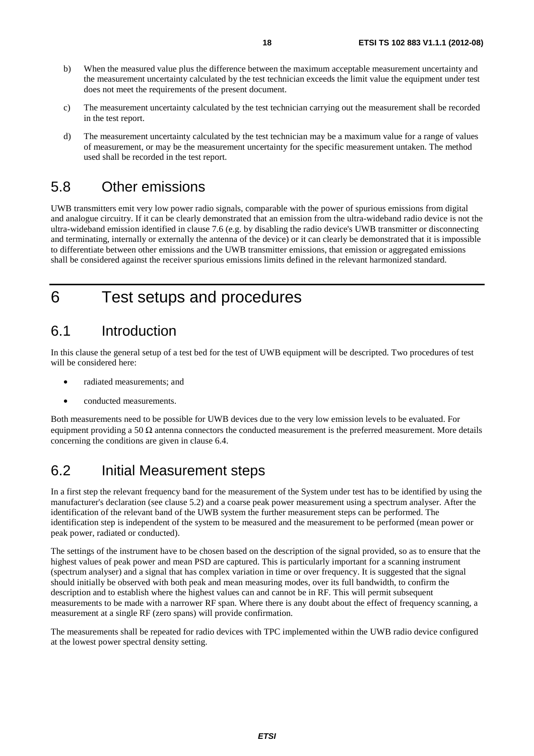b) When the measured value plus the difference between the maximum acceptable measurement uncertainty and the measurement uncertainty calculated by the test technician exceeds the limit value the equipment under test does not meet the requirements of the present document.

c) The measurement uncertainty calculated by the test technician carrying out the measurement shall be recorded in the test report.

d) The measurement uncertainty calculated by the test technician may be a maximum value for a range of values of measurement, or may be the measurement uncertainty for the specific measurement untaken. The method used shall be recorded in the test report.

## 5.8 Other emissions

UWB transmitters emit very low power radio signals, comparable with the power of spurious emissions from digital and analogue circuitry. If it can be clearly demonstrated that an emission from the ultra-wideband radio device is not the ultra-wideband emission identified in clause 7.6 (e.g. by disabling the radio device's UWB transmitter or disconnecting and terminating, internally or externally the antenna of the device) or it can clearly be demonstrated that it is impossible to differentiate between other emissions and the UWB transmitter emissions, that emission or aggregated emissions shall be considered against the receiver spurious emissions limits defined in the relevant harmonized standard.

# 6 Test setups and procedures

## 6.1 Introduction

In this clause the general setup of a test bed for the test of UWB equipment will be descripted. Two procedures of test will be considered here:

- radiated measurements; and
- conducted measurements.

Both measurements need to be possible for UWB devices due to the very low emission levels to be evaluated. For equipment providing a 50 Ω antenna connectors the conducted measurement is the preferred measurement. More details concerning the conditions are given in clause 6.4.

## 6.2 Initial Measurement steps

In a first step the relevant frequency band for the measurement of the System under test has to be identified by using the manufacturer's declaration (see clause 5.2) and a coarse peak power measurement using a spectrum analyser. After the identification of the relevant band of the UWB system the further measurement steps can be performed. The identification step is independent of the system to be measured and the measurement to be performed (mean power or peak power, radiated or conducted).

The settings of the instrument have to be chosen based on the description of the signal provided, so as to ensure that the highest values of peak power and mean PSD are captured. This is particularly important for a scanning instrument (spectrum analyser) and a signal that has complex variation in time or over frequency. It is suggested that the signal should initially be observed with both peak and mean measuring modes, over its full bandwidth, to confirm the description and to establish where the highest values can and cannot be in RF. This will permit subsequent measurements to be made with a narrower RF span. Where there is any doubt about the effect of frequency scanning, a measurement at a single RF (zero spans) will provide confirmation.

The measurements shall be repeated for radio devices with TPC implemented within the UWB radio device configured at the lowest power spectral density setting.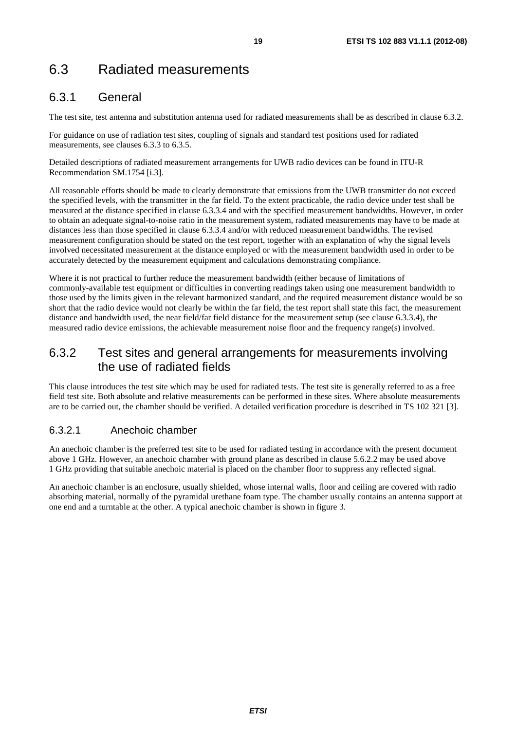## 6.3 Radiated measurements

### 6.3.1 General

The test site, test antenna and substitution antenna used for radiated measurements shall be as described in clause 6.3.2.

For guidance on use of radiation test sites, coupling of signals and standard test positions used for radiated measurements, see clauses 6.3.3 to 6.3.5.

Detailed descriptions of radiated measurement arrangements for UWB radio devices can be found in ITU-R Recommendation SM.1754 [i.3].

All reasonable efforts should be made to clearly demonstrate that emissions from the UWB transmitter do not exceed the specified levels, with the transmitter in the far field. To the extent practicable, the radio device under test shall be measured at the distance specified in clause 6.3.3.4 and with the specified measurement bandwidths. However, in order to obtain an adequate signal-to-noise ratio in the measurement system, radiated measurements may have to be made at distances less than those specified in clause 6.3.3.4 and/or with reduced measurement bandwidths. The revised measurement configuration should be stated on the test report, together with an explanation of why the signal levels involved necessitated measurement at the distance employed or with the measurement bandwidth used in order to be accurately detected by the measurement equipment and calculations demonstrating compliance.

Where it is not practical to further reduce the measurement bandwidth (either because of limitations of commonly-available test equipment or difficulties in converting readings taken using one measurement bandwidth to those used by the limits given in the relevant harmonized standard, and the required measurement distance would be so short that the radio device would not clearly be within the far field, the test report shall state this fact, the measurement distance and bandwidth used, the near field/far field distance for the measurement setup (see clause 6.3.3.4), the measured radio device emissions, the achievable measurement noise floor and the frequency range(s) involved.

### 6.3.2 Test sites and general arrangements for measurements involving the use of radiated fields

This clause introduces the test site which may be used for radiated tests. The test site is generally referred to as a free field test site. Both absolute and relative measurements can be performed in these sites. Where absolute measurements are to be carried out, the chamber should be verified. A detailed verification procedure is described in TS 102 321 [3].

#### 6.3.2.1 Anechoic chamber

An anechoic chamber is the preferred test site to be used for radiated testing in accordance with the present document above 1 GHz. However, an anechoic chamber with ground plane as described in clause 5.6.2.2 may be used above 1 GHz providing that suitable anechoic material is placed on the chamber floor to suppress any reflected signal.

An anechoic chamber is an enclosure, usually shielded, whose internal walls, floor and ceiling are covered with radio absorbing material, normally of the pyramidal urethane foam type. The chamber usually contains an antenna support at one end and a turntable at the other. A typical anechoic chamber is shown in figure 3.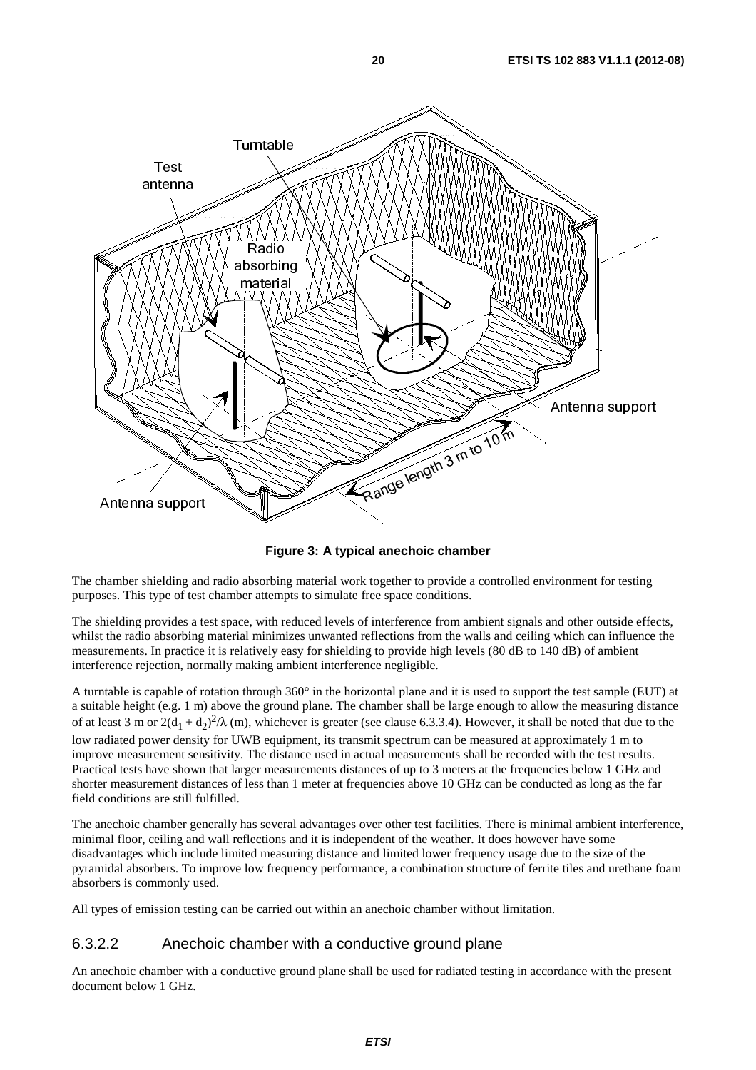**Figure 3: A typical anechoic chamber**

The chamber shielding and radio absorbing material work together to provide a controlled environment for testing purposes. This type of test chamber attempts to simulate free space conditions.

The shielding provides a test space, with reduced levels of interference from ambient signals and other outside effects, whilst the radio absorbing material minimizes unwanted reflections from the walls and ceiling which can influence the measurements. In practice it is relatively easy for shielding to provide high levels (80 dB to 140 dB) of ambient interference rejection, normally making ambient interference negligible.

A turntable is capable of rotation through 360° in the horizontal plane and it is used to support the test sample (EUT) at a suitable height (e.g. 1 m) above the ground plane. The chamber shall be large enough to allow the measuring distance of at least 3 m or $2(d_1 + d_2)^2/\lambda$ (m), whichever is greater (see clause 6.3.3.4). However, it shall be noted that due to the low radiated power density for UWB equipment, its transmit spectrum can be measured at approximately 1 m to improve measurement sensitivity. The distance used in actual measurements shall be recorded with the test results. Practical tests have shown that larger measurements distances of up to 3 meters at the frequencies below 1 GHz and shorter measurement distances of less than 1 meter at frequencies above 10 GHz can be conducted as long as the far field conditions are still fulfilled.

The anechoic chamber generally has several advantages over other test facilities. There is minimal ambient interference, minimal floor, ceiling and wall reflections and it is independent of the weather. It does however have some disadvantages which include limited measuring distance and limited lower frequency usage due to the size of the pyramidal absorbers. To improve low frequency performance, a combination structure of ferrite tiles and urethane foam absorbers is commonly used.

All types of emission testing can be carried out within an anechoic chamber without limitation.

### 6.3.2.2 Anechoic chamber with a conductive ground plane

An anechoic chamber with a conductive ground plane shall be used for radiated testing in accordance with the present document below 1 GHz.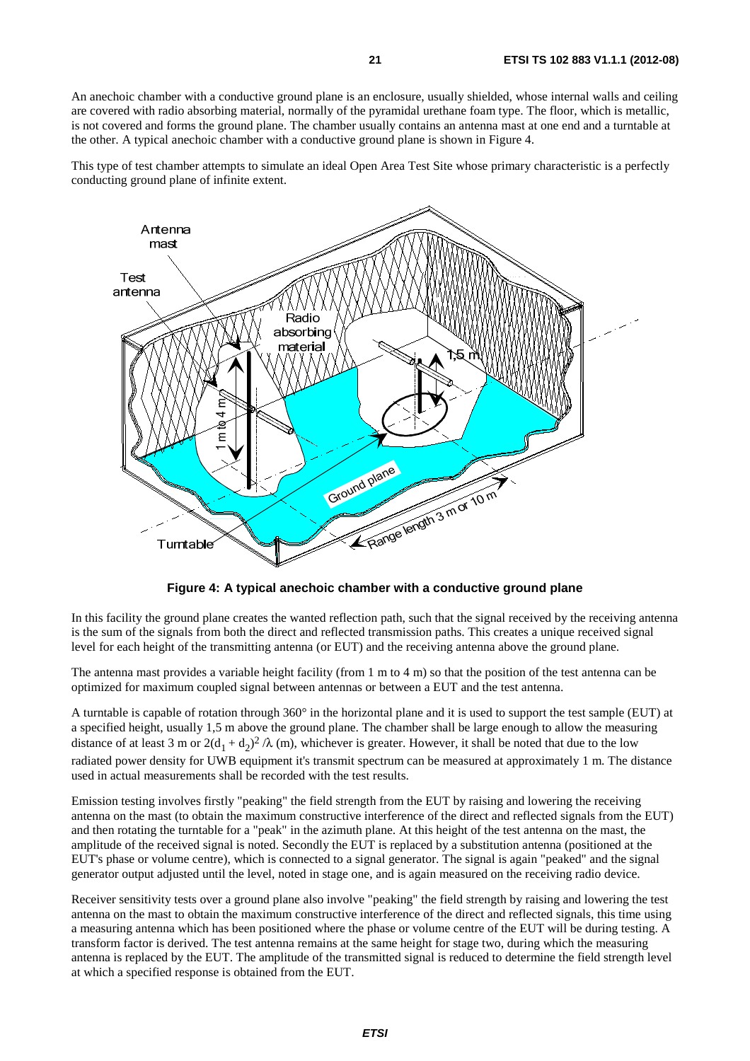An anechoic chamber with a conductive ground plane is an enclosure, usually shielded, whose internal walls and ceiling are covered with radio absorbing material, normally of the pyramidal urethane foam type. The floor, which is metallic, is not covered and forms the ground plane. The chamber usually contains an antenna mast at one end and a turntable at the other. A typical anechoic chamber with a conductive ground plane is shown in Figure 4.

This type of test chamber attempts to simulate an ideal Open Area Test Site whose primary characteristic is a perfectly conducting ground plane of infinite extent.

**Figure 4: A typical anechoic chamber with a conductive ground plane**

In this facility the ground plane creates the wanted reflection path, such that the signal received by the receiving antenna is the sum of the signals from both the direct and reflected transmission paths. This creates a unique received signal level for each height of the transmitting antenna (or EUT) and the receiving antenna above the ground plane.

The antenna mast provides a variable height facility (from 1 m to 4 m) so that the position of the test antenna can be optimized for maximum coupled signal between antennas or between a EUT and the test antenna.

A turntable is capable of rotation through 360° in the horizontal plane and it is used to support the test sample (EUT) at a specified height, usually 1,5 m above the ground plane. The chamber shall be large enough to allow the measuring distance of at least 3 m or $2(d_1 + d_2)^2 / \lambda$ (m), whichever is greater. However, it shall be noted that due to the low radiated power density for UWB equipment it's transmit spectrum can be measured at approximately 1 m. The distance used in actual measurements shall be recorded with the test results.

Emission testing involves firstly "peaking" the field strength from the EUT by raising and lowering the receiving antenna on the mast (to obtain the maximum constructive interference of the direct and reflected signals from the EUT) and then rotating the turntable for a "peak" in the azimuth plane. At this height of the test antenna on the mast, the amplitude of the received signal is noted. Secondly the EUT is replaced by a substitution antenna (positioned at the EUT's phase or volume centre), which is connected to a signal generator. The signal is again "peaked" and the signal generator output adjusted until the level, noted in stage one, and is again measured on the receiving radio device.

Receiver sensitivity tests over a ground plane also involve "peaking" the field strength by raising and lowering the test antenna on the mast to obtain the maximum constructive interference of the direct and reflected signals, this time using a measuring antenna which has been positioned where the phase or volume centre of the EUT will be during testing. A transform factor is derived. The test antenna remains at the same height for stage two, during which the measuring antenna is replaced by the EUT. The amplitude of the transmitted signal is reduced to determine the field strength level at which a specified response is obtained from the EUT.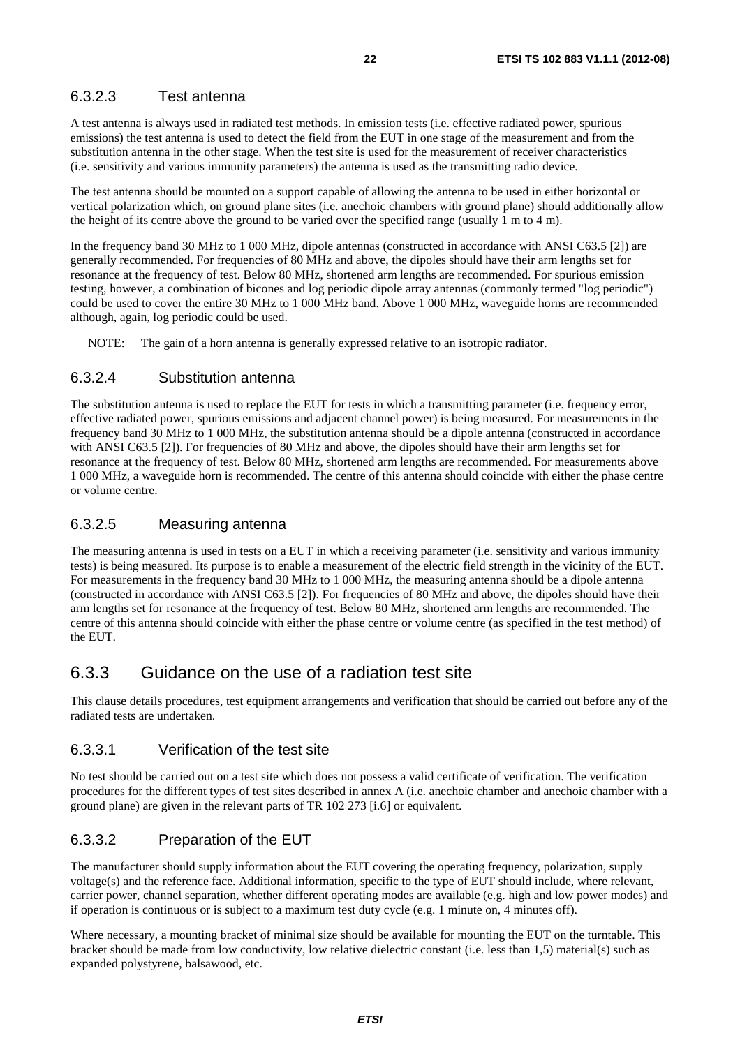#### 6.3.2.3 Test antenna

A test antenna is always used in radiated test methods. In emission tests (i.e. effective radiated power, spurious emissions) the test antenna is used to detect the field from the EUT in one stage of the measurement and from the substitution antenna in the other stage. When the test site is used for the measurement of receiver characteristics (i.e. sensitivity and various immunity parameters) the antenna is used as the transmitting radio device.

The test antenna should be mounted on a support capable of allowing the antenna to be used in either horizontal or vertical polarization which, on ground plane sites (i.e. anechoic chambers with ground plane) should additionally allow the height of its centre above the ground to be varied over the specified range (usually 1 m to 4 m).

In the frequency band 30 MHz to 1 000 MHz, dipole antennas (constructed in accordance with ANSI C63.5 [2]) are generally recommended. For frequencies of 80 MHz and above, the dipoles should have their arm lengths set for resonance at the frequency of test. Below 80 MHz, shortened arm lengths are recommended. For spurious emission testing, however, a combination of bicones and log periodic dipole array antennas (commonly termed "log periodic") could be used to cover the entire 30 MHz to 1 000 MHz band. Above 1 000 MHz, waveguide horns are recommended although, again, log periodic could be used.

NOTE: The gain of a horn antenna is generally expressed relative to an isotropic radiator.

#### 6.3.2.4 Substitution antenna

The substitution antenna is used to replace the EUT for tests in which a transmitting parameter (i.e. frequency error, effective radiated power, spurious emissions and adjacent channel power) is being measured. For measurements in the frequency band 30 MHz to 1 000 MHz, the substitution antenna should be a dipole antenna (constructed in accordance with ANSI C63.5 [2]). For frequencies of 80 MHz and above, the dipoles should have their arm lengths set for resonance at the frequency of test. Below 80 MHz, shortened arm lengths are recommended. For measurements above 1 000 MHz, a waveguide horn is recommended. The centre of this antenna should coincide with either the phase centre or volume centre.

#### 6.3.2.5 Measuring antenna

The measuring antenna is used in tests on a EUT in which a receiving parameter (i.e. sensitivity and various immunity tests) is being measured. Its purpose is to enable a measurement of the electric field strength in the vicinity of the EUT. For measurements in the frequency band 30 MHz to 1 000 MHz, the measuring antenna should be a dipole antenna (constructed in accordance with ANSI C63.5 [2]). For frequencies of 80 MHz and above, the dipoles should have their arm lengths set for resonance at the frequency of test. Below 80 MHz, shortened arm lengths are recommended. The centre of this antenna should coincide with either the phase centre or volume centre (as specified in the test method) of the EUT.

### 6.3.3 Guidance on the use of a radiation test site

This clause details procedures, test equipment arrangements and verification that should be carried out before any of the radiated tests are undertaken.

#### 6.3.3.1 Verification of the test site

No test should be carried out on a test site which does not possess a valid certificate of verification. The verification procedures for the different types of test sites described in annex A (i.e. anechoic chamber and anechoic chamber with a ground plane) are given in the relevant parts of TR 102 273 [i.6] or equivalent.

#### 6.3.3.2 Preparation of the EUT

The manufacturer should supply information about the EUT covering the operating frequency, polarization, supply voltage(s) and the reference face. Additional information, specific to the type of EUT should include, where relevant, carrier power, channel separation, whether different operating modes are available (e.g. high and low power modes) and if operation is continuous or is subject to a maximum test duty cycle (e.g. 1 minute on, 4 minutes off).

Where necessary, a mounting bracket of minimal size should be available for mounting the EUT on the turntable. This bracket should be made from low conductivity, low relative dielectric constant (i.e. less than 1,5) material(s) such as expanded polystyrene, balsawood, etc.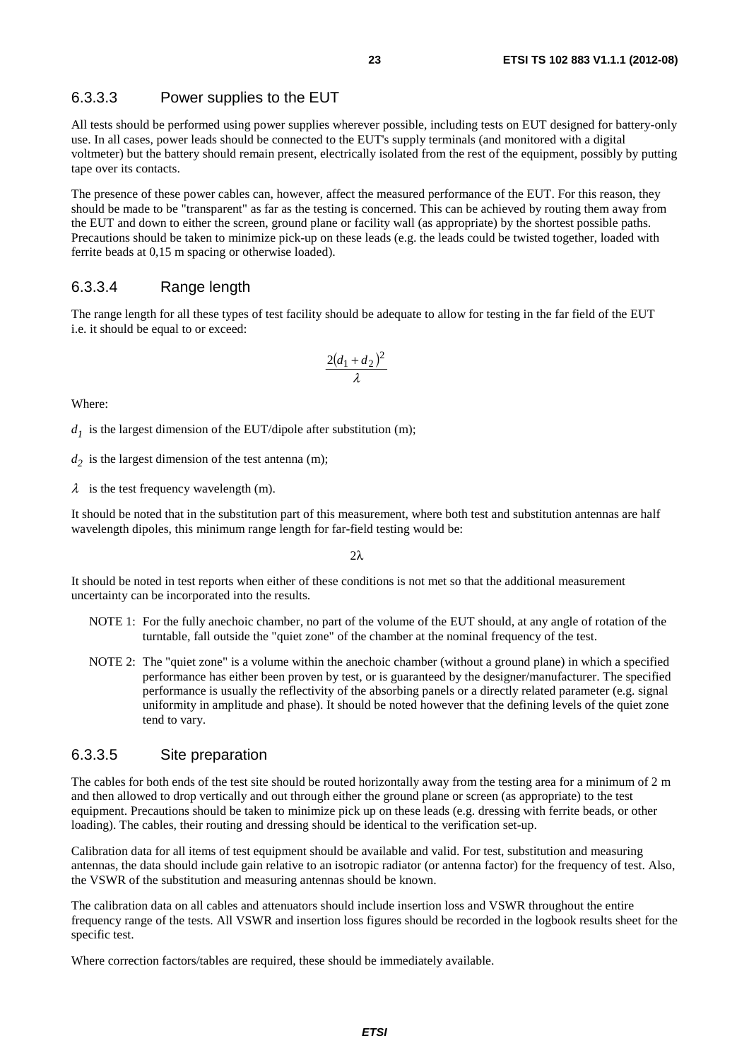#### 6.3.3.3 Power supplies to the EUT

All tests should be performed using power supplies wherever possible, including tests on EUT designed for battery-only use. In all cases, power leads should be connected to the EUT's supply terminals (and monitored with a digital voltmeter) but the battery should remain present, electrically isolated from the rest of the equipment, possibly by putting tape over its contacts.

The presence of these power cables can, however, affect the measured performance of the EUT. For this reason, they should be made to be "transparent" as far as the testing is concerned. This can be achieved by routing them away from the EUT and down to either the screen, ground plane or facility wall (as appropriate) by the shortest possible paths. Precautions should be taken to minimize pick-up on these leads (e.g. the leads could be twisted together, loaded with ferrite beads at 0,15 m spacing or otherwise loaded).

#### 6.3.3.4 Range length

The range length for all these types of test facility should be adequate to allow for testing in the far field of the EUT i.e. it should be equal to or exceed:

$$\frac{2(d_1 + d_2)^2}{\lambda}$$

Where:

$d_1$ is the largest dimension of the EUT/dipole after substitution (m);

$d_2$ is the largest dimension of the test antenna (m);

$\lambda$ is the test frequency wavelength (m).

It should be noted that in the substitution part of this measurement, where both test and substitution antennas are half wavelength dipoles, this minimum range length for far-field testing would be:

$$2\lambda$$

It should be noted in test reports when either of these conditions is not met so that the additional measurement uncertainty can be incorporated into the results.

NOTE 1: For the fully anechoic chamber, no part of the volume of the EUT should, at any angle of rotation of the turntable, fall outside the "quiet zone" of the chamber at the nominal frequency of the test.

NOTE 2: The "quiet zone" is a volume within the anechoic chamber (without a ground plane) in which a specified performance has either been proven by test, or is guaranteed by the designer/manufacturer. The specified performance is usually the reflectivity of the absorbing panels or a directly related parameter (e.g. signal uniformity in amplitude and phase). It should be noted however that the defining levels of the quiet zone tend to vary.

#### 6.3.3.5 Site preparation

The cables for both ends of the test site should be routed horizontally away from the testing area for a minimum of 2 m and then allowed to drop vertically and out through either the ground plane or screen (as appropriate) to the test equipment. Precautions should be taken to minimize pick up on these leads (e.g. dressing with ferrite beads, or other loading). The cables, their routing and dressing should be identical to the verification set-up.

Calibration data for all items of test equipment should be available and valid. For test, substitution and measuring antennas, the data should include gain relative to an isotropic radiator (or antenna factor) for the frequency of test. Also, the VSWR of the substitution and measuring antennas should be known.

The calibration data on all cables and attenuators should include insertion loss and VSWR throughout the entire frequency range of the tests. All VSWR and insertion loss figures should be recorded in the logbook results sheet for the specific test.

Where correction factors/tables are required, these should be immediately available.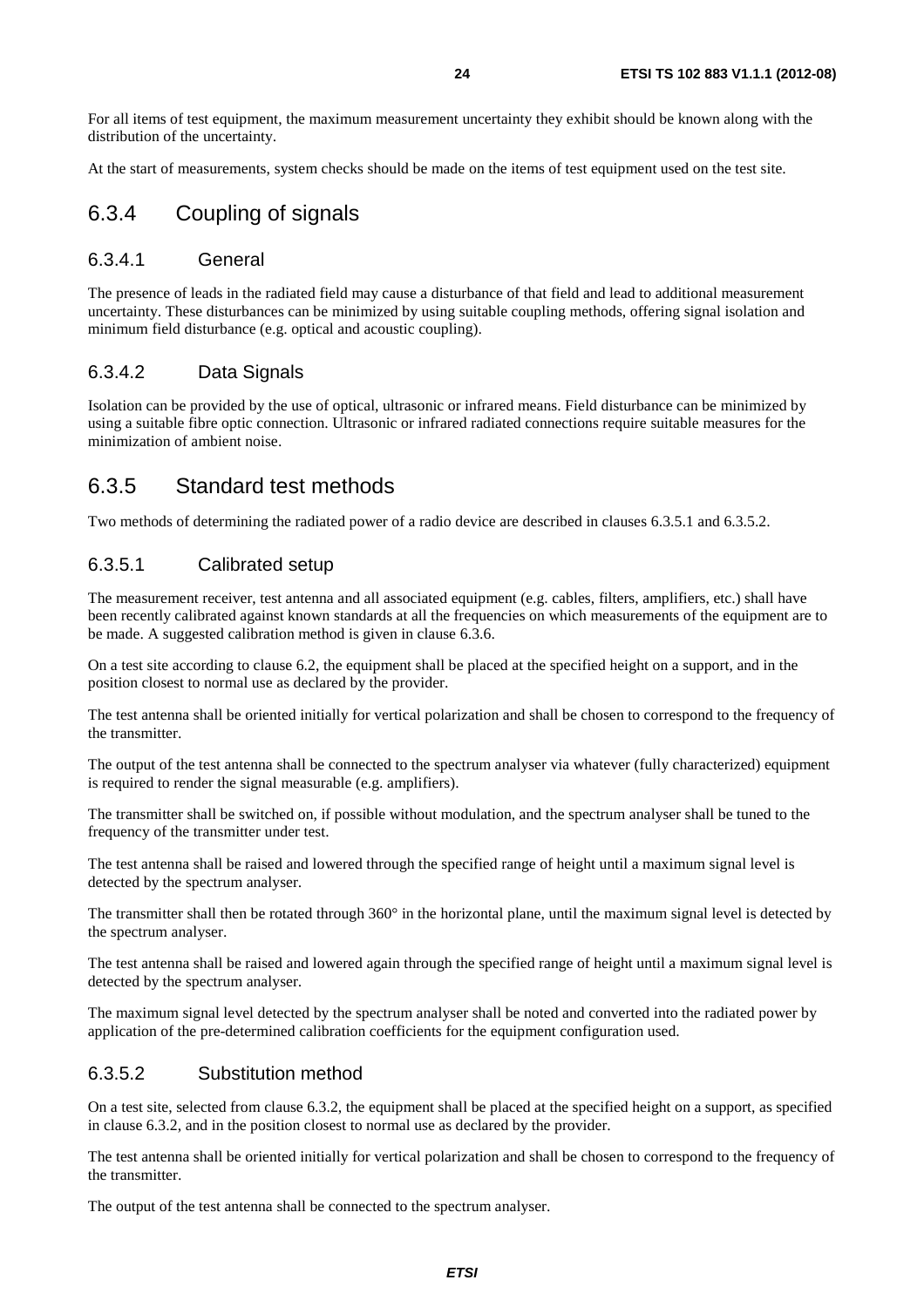For all items of test equipment, the maximum measurement uncertainty they exhibit should be known along with the distribution of the uncertainty.

At the start of measurements, system checks should be made on the items of test equipment used on the test site.

### 6.3.4 Coupling of signals

#### 6.3.4.1 General

The presence of leads in the radiated field may cause a disturbance of that field and lead to additional measurement uncertainty. These disturbances can be minimized by using suitable coupling methods, offering signal isolation and minimum field disturbance (e.g. optical and acoustic coupling).

#### 6.3.4.2 Data Signals

Isolation can be provided by the use of optical, ultrasonic or infrared means. Field disturbance can be minimized by using a suitable fibre optic connection. Ultrasonic or infrared radiated connections require suitable measures for the minimization of ambient noise.

### 6.3.5 Standard test methods

Two methods of determining the radiated power of a radio device are described in clauses 6.3.5.1 and 6.3.5.2.

#### 6.3.5.1 Calibrated setup

The measurement receiver, test antenna and all associated equipment (e.g. cables, filters, amplifiers, etc.) shall have been recently calibrated against known standards at all the frequencies on which measurements of the equipment are to be made. A suggested calibration method is given in clause 6.3.6.

On a test site according to clause 6.2, the equipment shall be placed at the specified height on a support, and in the position closest to normal use as declared by the provider.

The test antenna shall be oriented initially for vertical polarization and shall be chosen to correspond to the frequency of the transmitter.

The output of the test antenna shall be connected to the spectrum analyser via whatever (fully characterized) equipment is required to render the signal measurable (e.g. amplifiers).

The transmitter shall be switched on, if possible without modulation, and the spectrum analyser shall be tuned to the frequency of the transmitter under test.

The test antenna shall be raised and lowered through the specified range of height until a maximum signal level is detected by the spectrum analyser.

The transmitter shall then be rotated through 360° in the horizontal plane, until the maximum signal level is detected by the spectrum analyser.

The test antenna shall be raised and lowered again through the specified range of height until a maximum signal level is detected by the spectrum analyser.

The maximum signal level detected by the spectrum analyser shall be noted and converted into the radiated power by application of the pre-determined calibration coefficients for the equipment configuration used.

#### 6.3.5.2 Substitution method

On a test site, selected from clause 6.3.2, the equipment shall be placed at the specified height on a support, as specified in clause 6.3.2, and in the position closest to normal use as declared by the provider.

The test antenna shall be oriented initially for vertical polarization and shall be chosen to correspond to the frequency of the transmitter.

The output of the test antenna shall be connected to the spectrum analyser.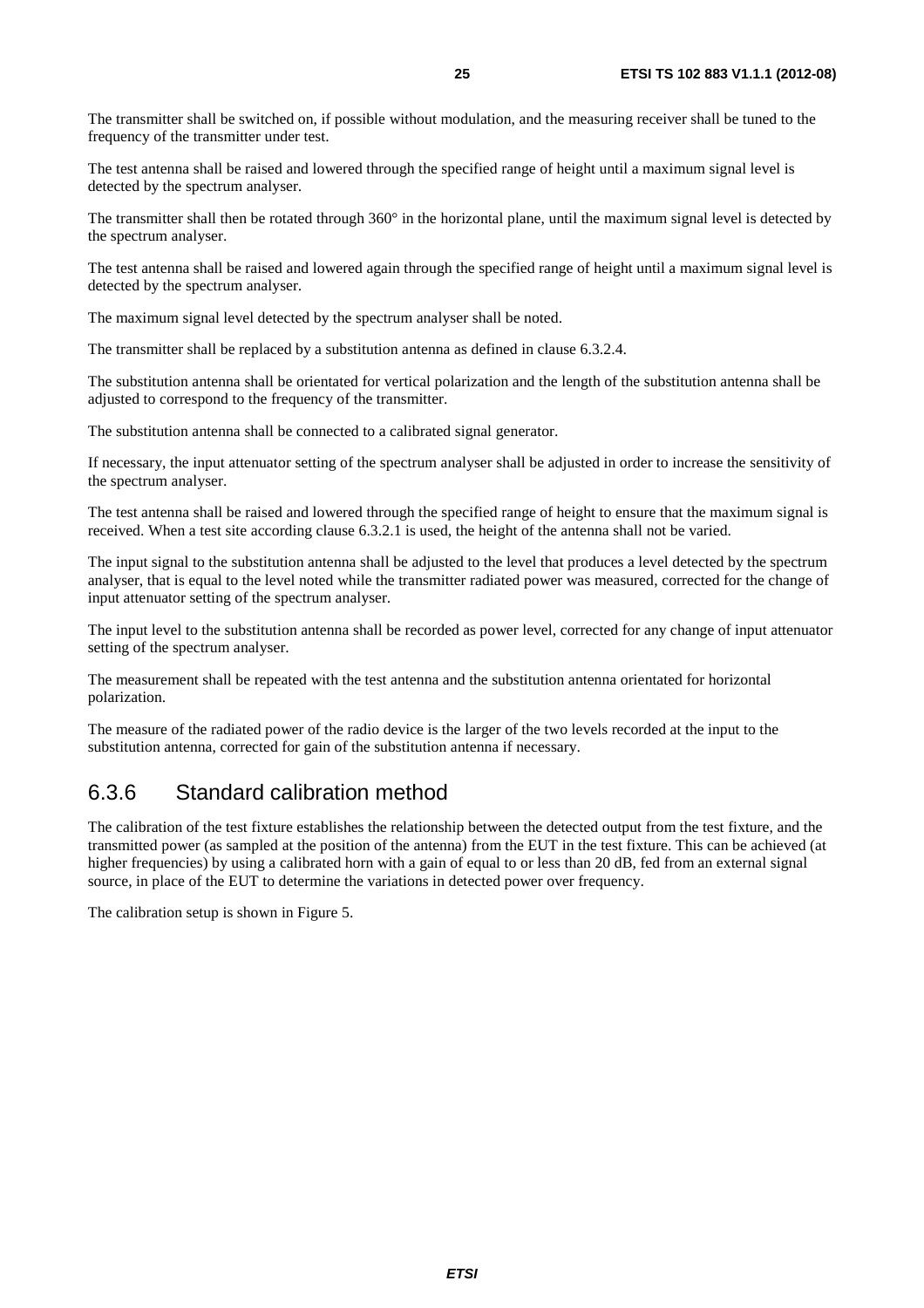The transmitter shall be switched on, if possible without modulation, and the measuring receiver shall be tuned to the frequency of the transmitter under test.

The test antenna shall be raised and lowered through the specified range of height until a maximum signal level is detected by the spectrum analyser.

The transmitter shall then be rotated through 360° in the horizontal plane, until the maximum signal level is detected by the spectrum analyser.

The test antenna shall be raised and lowered again through the specified range of height until a maximum signal level is detected by the spectrum analyser.

The maximum signal level detected by the spectrum analyser shall be noted.

The transmitter shall be replaced by a substitution antenna as defined in clause 6.3.2.4.

The substitution antenna shall be orientated for vertical polarization and the length of the substitution antenna shall be adjusted to correspond to the frequency of the transmitter.

The substitution antenna shall be connected to a calibrated signal generator.

If necessary, the input attenuator setting of the spectrum analyser shall be adjusted in order to increase the sensitivity of the spectrum analyser.

The test antenna shall be raised and lowered through the specified range of height to ensure that the maximum signal is received. When a test site according clause 6.3.2.1 is used, the height of the antenna shall not be varied.

The input signal to the substitution antenna shall be adjusted to the level that produces a level detected by the spectrum analyser, that is equal to the level noted while the transmitter radiated power was measured, corrected for the change of input attenuator setting of the spectrum analyser.

The input level to the substitution antenna shall be recorded as power level, corrected for any change of input attenuator setting of the spectrum analyser.

The measurement shall be repeated with the test antenna and the substitution antenna orientated for horizontal polarization.

The measure of the radiated power of the radio device is the larger of the two levels recorded at the input to the substitution antenna, corrected for gain of the substitution antenna if necessary.

### 6.3.6 Standard calibration method

The calibration of the test fixture establishes the relationship between the detected output from the test fixture, and the transmitted power (as sampled at the position of the antenna) from the EUT in the test fixture. This can be achieved (at higher frequencies) by using a calibrated horn with a gain of equal to or less than 20 dB, fed from an external signal source, in place of the EUT to determine the variations in detected power over frequency.

The calibration setup is shown in Figure 5.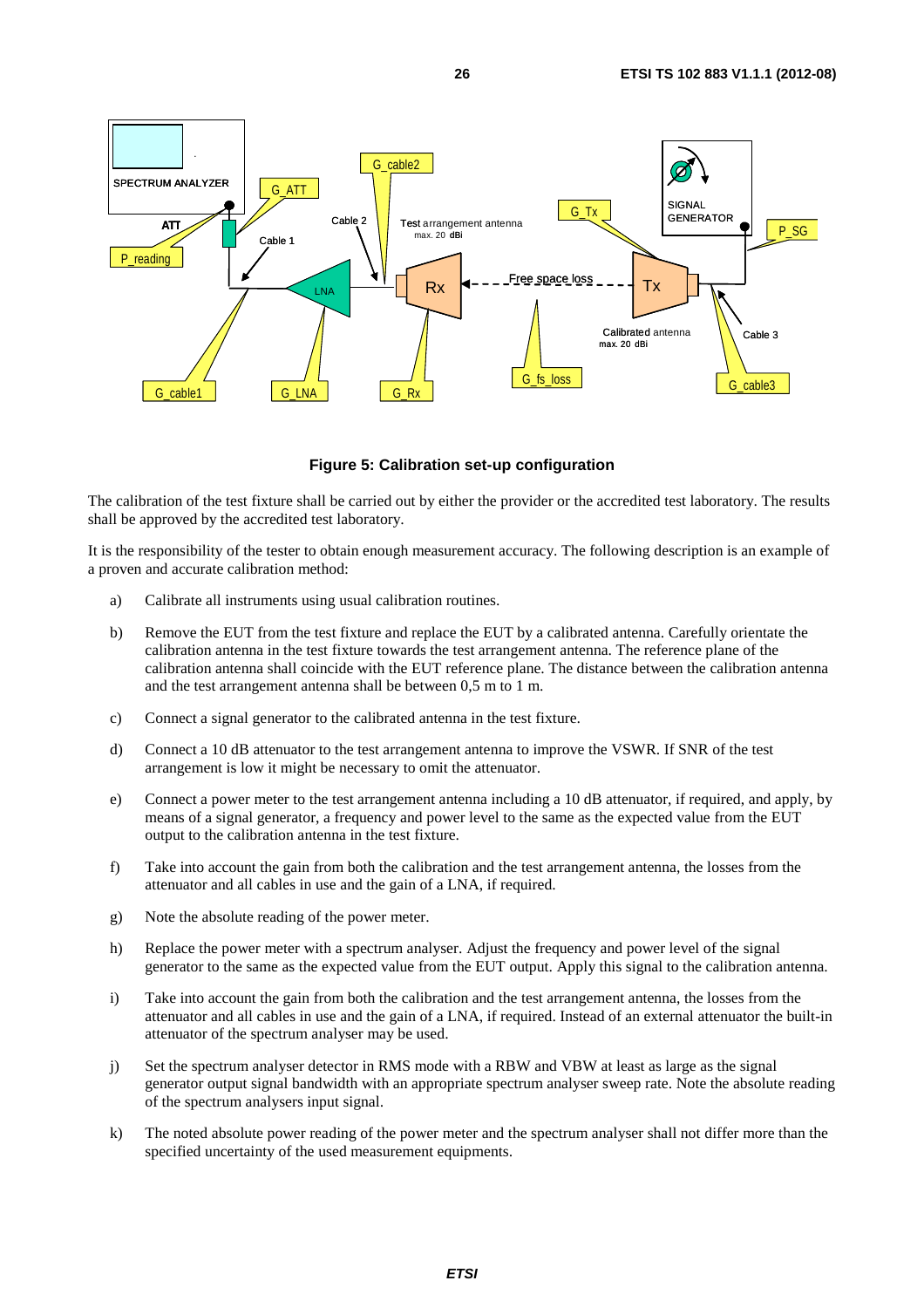**Figure 5: Calibration set-up configuration**

The calibration of the test fixture shall be carried out by either the provider or the accredited test laboratory. The results shall be approved by the accredited test laboratory.

It is the responsibility of the tester to obtain enough measurement accuracy. The following description is an example of a proven and accurate calibration method:

a) Calibrate all instruments using usual calibration routines.

b) Remove the EUT from the test fixture and replace the EUT by a calibrated antenna. Carefully orientate the calibration antenna in the test fixture towards the test arrangement antenna. The reference plane of the calibration antenna shall coincide with the EUT reference plane. The distance between the calibration antenna and the test arrangement antenna shall be between 0,5 m to 1 m.

c) Connect a signal generator to the calibrated antenna in the test fixture.

d) Connect a 10 dB attenuator to the test arrangement antenna to improve the VSWR. If SNR of the test arrangement is low it might be necessary to omit the attenuator.

e) Connect a power meter to the test arrangement antenna including a 10 dB attenuator, if required, and apply, by means of a signal generator, a frequency and power level to the same as the expected value from the EUT output to the calibration antenna in the test fixture.

f) Take into account the gain from both the calibration and the test arrangement antenna, the losses from the attenuator and all cables in use and the gain of a LNA, if required.

g) Note the absolute reading of the power meter.

h) Replace the power meter with a spectrum analyser. Adjust the frequency and power level of the signal generator to the same as the expected value from the EUT output. Apply this signal to the calibration antenna.

i) Take into account the gain from both the calibration and the test arrangement antenna, the losses from the attenuator and all cables in use and the gain of a LNA, if required. Instead of an external attenuator the built-in attenuator of the spectrum analyser may be used.

j) Set the spectrum analyser detector in RMS mode with a RBW and VBW at least as large as the signal generator output signal bandwidth with an appropriate spectrum analyser sweep rate. Note the absolute reading of the spectrum analysers input signal.

k) The noted absolute power reading of the power meter and the spectrum analyser shall not differ more than the specified uncertainty of the used measurement equipments.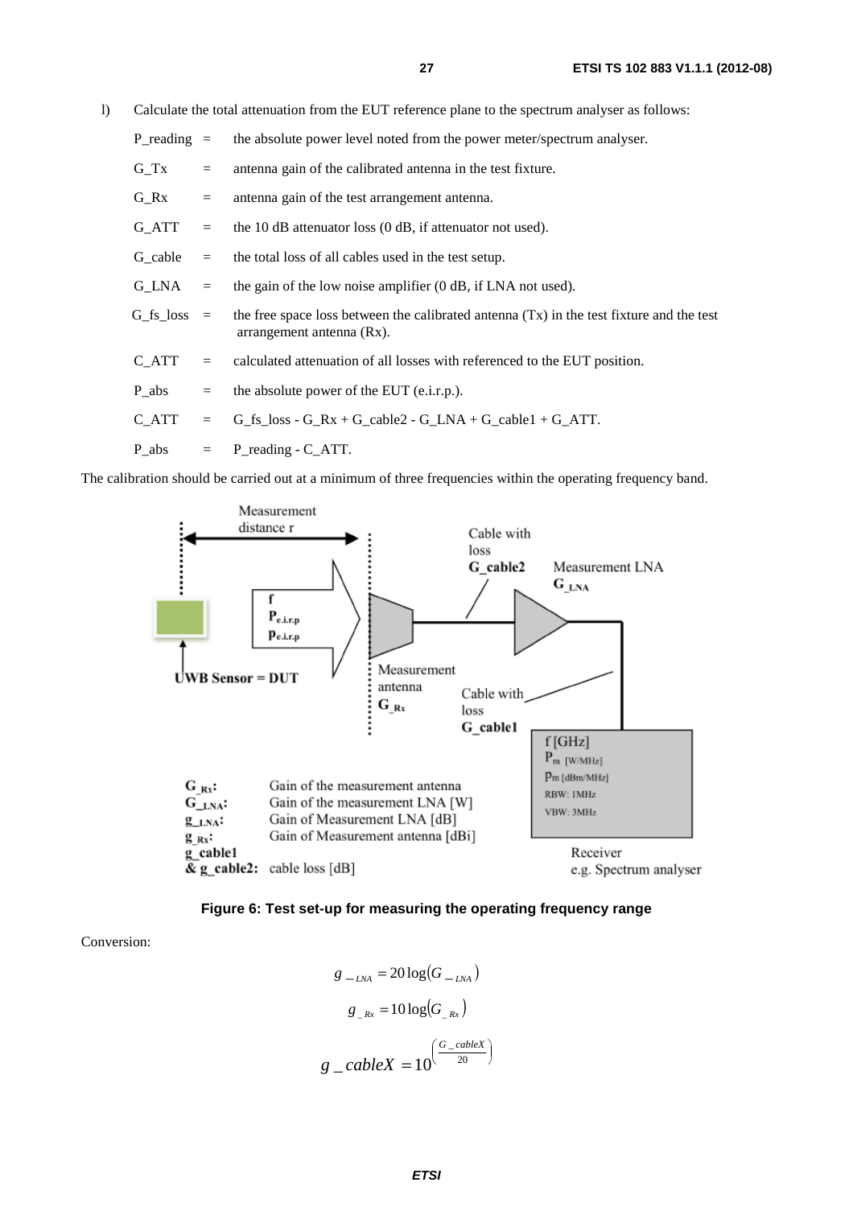l) Calculate the total attenuation from the EUT reference plane to the spectrum analyser as follows:

P_reading = the absolute power level noted from the power meter/spectrum analyser.

G_Tx = antenna gain of the calibrated antenna in the test fixture.

G_Rx = antenna gain of the test arrangement antenna.

G_ATT = the 10 dB attenuator loss (0 dB, if attenuator not used).

G_cable = the total loss of all cables used in the test setup.

G_LNA = the gain of the low noise amplifier (0 dB, if LNA not used).

G_fs_loss = the free space loss between the calibrated antenna (Tx) in the test fixture and the test arrangement antenna (Rx).

C_ATT = calculated attenuation of all losses with referenced to the EUT position.

P_abs = the absolute power of the EUT (e.i.r.p.).

C_ATT = G_fs_loss - G_Rx + G_cable2 - G_LNA + G_cable1 + G_ATT.

P_abs = P_reading - C_ATT.

The calibration should be carried out at a minimum of three frequencies within the operating frequency band.

**Figure 6: Test set-up for measuring the operating frequency range**

Conversion:

$$g_{\_LNA} = 20\log(G_{\_LNA})$$

$$g_{\_Rx} = 10\log(G_{\_Rx})$$

$$g\_cableX = 10^{\left(\frac{G\_cableX}{20}\right)}$$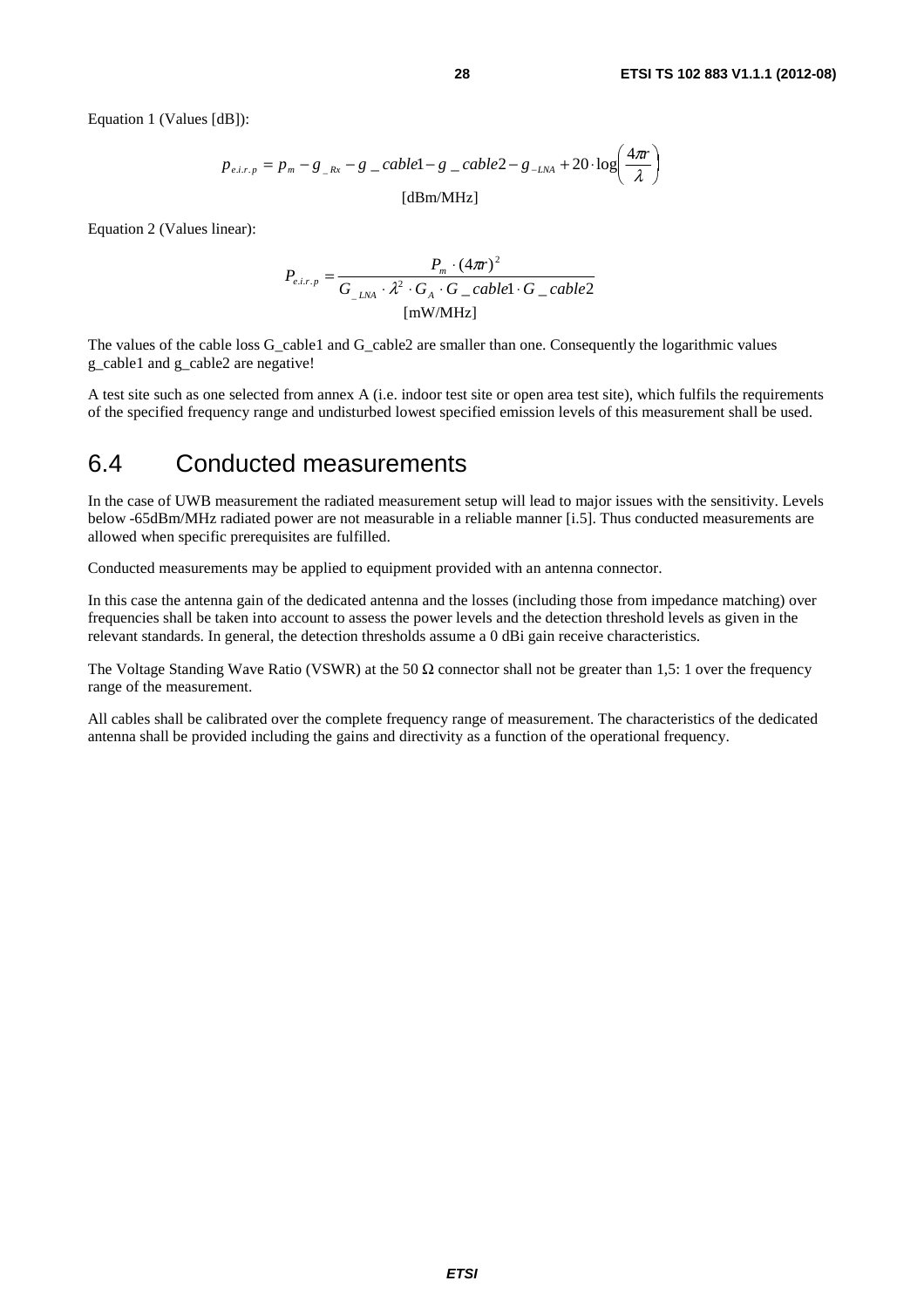Equation 1 (Values [dB]):

$$p_{e.i.r.p} = p_m - g_{\_Rx} - g\_cable1 - g\_cable2 - g_{\_LNA} + 20 \cdot \log\left(\frac{4\pi r}{\lambda}\right)$$

[dBm/MHz]

Equation 2 (Values linear):

$$P_{e.i.r.p} = \frac{P_m \cdot (4\pi r)^2}{G_{\_LNA} \cdot \lambda^2 \cdot G_A \cdot G\_cable1 \cdot G\_cable2}$$

[mW/MHz]

The values of the cable loss G_cable1 and G_cable2 are smaller than one. Consequently the logarithmic values g_cable1 and g_cable2 are negative!

A test site such as one selected from annex A (i.e. indoor test site or open area test site), which fulfils the requirements of the specified frequency range and undisturbed lowest specified emission levels of this measurement shall be used.

## 6.4 Conducted measurements

In the case of UWB measurement the radiated measurement setup will lead to major issues with the sensitivity. Levels below -65dBm/MHz radiated power are not measurable in a reliable manner [i.5]. Thus conducted measurements are allowed when specific prerequisites are fulfilled.

Conducted measurements may be applied to equipment provided with an antenna connector.

In this case the antenna gain of the dedicated antenna and the losses (including those from impedance matching) over frequencies shall be taken into account to assess the power levels and the detection threshold levels as given in the relevant standards. In general, the detection thresholds assume a 0 dBi gain receive characteristics.

The Voltage Standing Wave Ratio (VSWR) at the 50 Ω connector shall not be greater than 1,5: 1 over the frequency range of the measurement.

All cables shall be calibrated over the complete frequency range of measurement. The characteristics of the dedicated antenna shall be provided including the gains and directivity as a function of the operational frequency.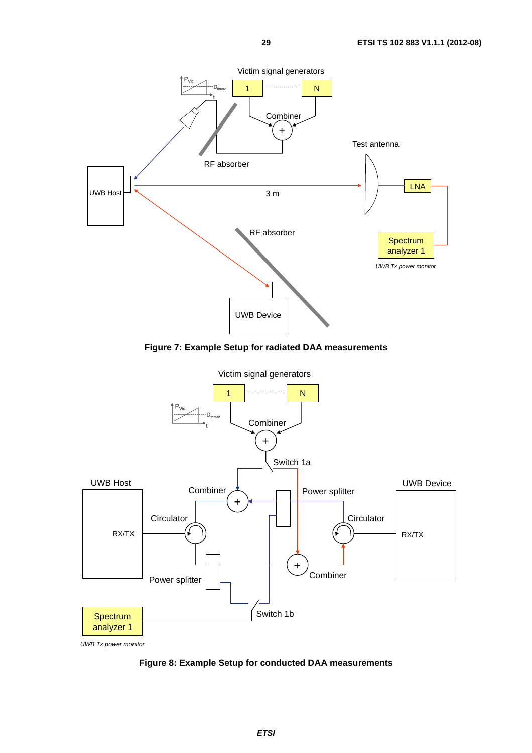Victim signal generators

1 -------- N

Combiner

RF absorber

Test antenna

UWB Host

3 m

LNA

Spectrum analyzer 1

*UWB Tx power monitor*

RF absorber

UWB Device

**Figure 7: Example Setup for radiated DAA measurements**

Victim signal generators

1 -------- N

Combiner

Switch 1a

UWB Host

Combiner

Power splitter

UWB Device

Circulator

RX/TX

Circulator

RX/TX

Power splitter

Combiner

Switch 1b

Spectrum analyzer 1

*UWB Tx power monitor*

**Figure 8: Example Setup for conducted DAA measurements**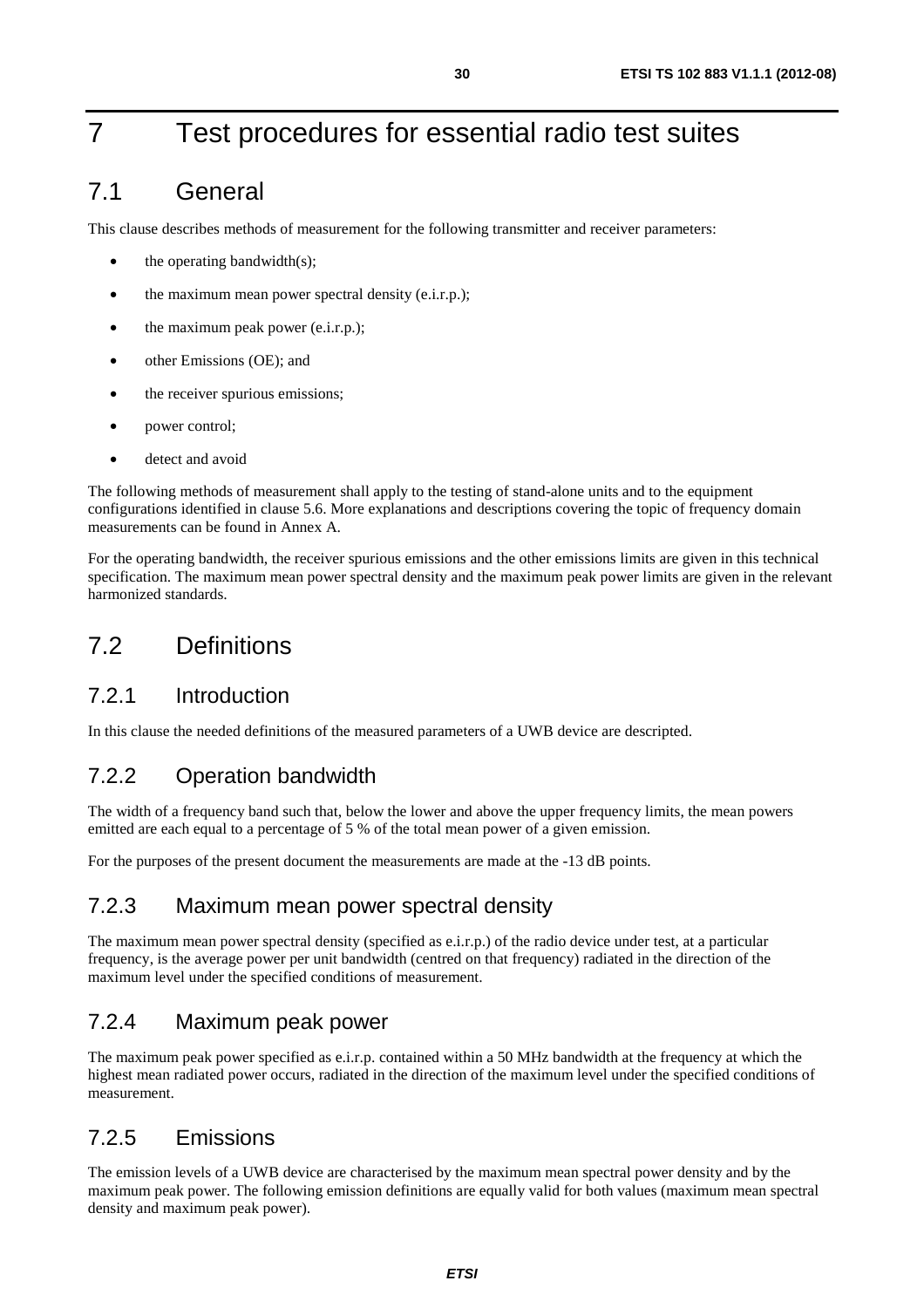# 7 Test procedures for essential radio test suites

## 7.1 General

This clause describes methods of measurement for the following transmitter and receiver parameters:

- the operating bandwidth(s);
- the maximum mean power spectral density (e.i.r.p.);
- the maximum peak power (e.i.r.p.);
- other Emissions (OE); and
- the receiver spurious emissions;
- power control;
- detect and avoid

The following methods of measurement shall apply to the testing of stand-alone units and to the equipment configurations identified in clause 5.6. More explanations and descriptions covering the topic of frequency domain measurements can be found in Annex A.

For the operating bandwidth, the receiver spurious emissions and the other emissions limits are given in this technical specification. The maximum mean power spectral density and the maximum peak power limits are given in the relevant harmonized standards.

## 7.2 Definitions

### 7.2.1 Introduction

In this clause the needed definitions of the measured parameters of a UWB device are descripted.

### 7.2.2 Operation bandwidth

The width of a frequency band such that, below the lower and above the upper frequency limits, the mean powers emitted are each equal to a percentage of 5 % of the total mean power of a given emission.

For the purposes of the present document the measurements are made at the -13 dB points.

### 7.2.3 Maximum mean power spectral density

The maximum mean power spectral density (specified as e.i.r.p.) of the radio device under test, at a particular frequency, is the average power per unit bandwidth (centred on that frequency) radiated in the direction of the maximum level under the specified conditions of measurement.

### 7.2.4 Maximum peak power

The maximum peak power specified as e.i.r.p. contained within a 50 MHz bandwidth at the frequency at which the highest mean radiated power occurs, radiated in the direction of the maximum level under the specified conditions of measurement.

### 7.2.5 Emissions

The emission levels of a UWB device are characterised by the maximum mean spectral power density and by the maximum peak power. The following emission definitions are equally valid for both values (maximum mean spectral density and maximum peak power).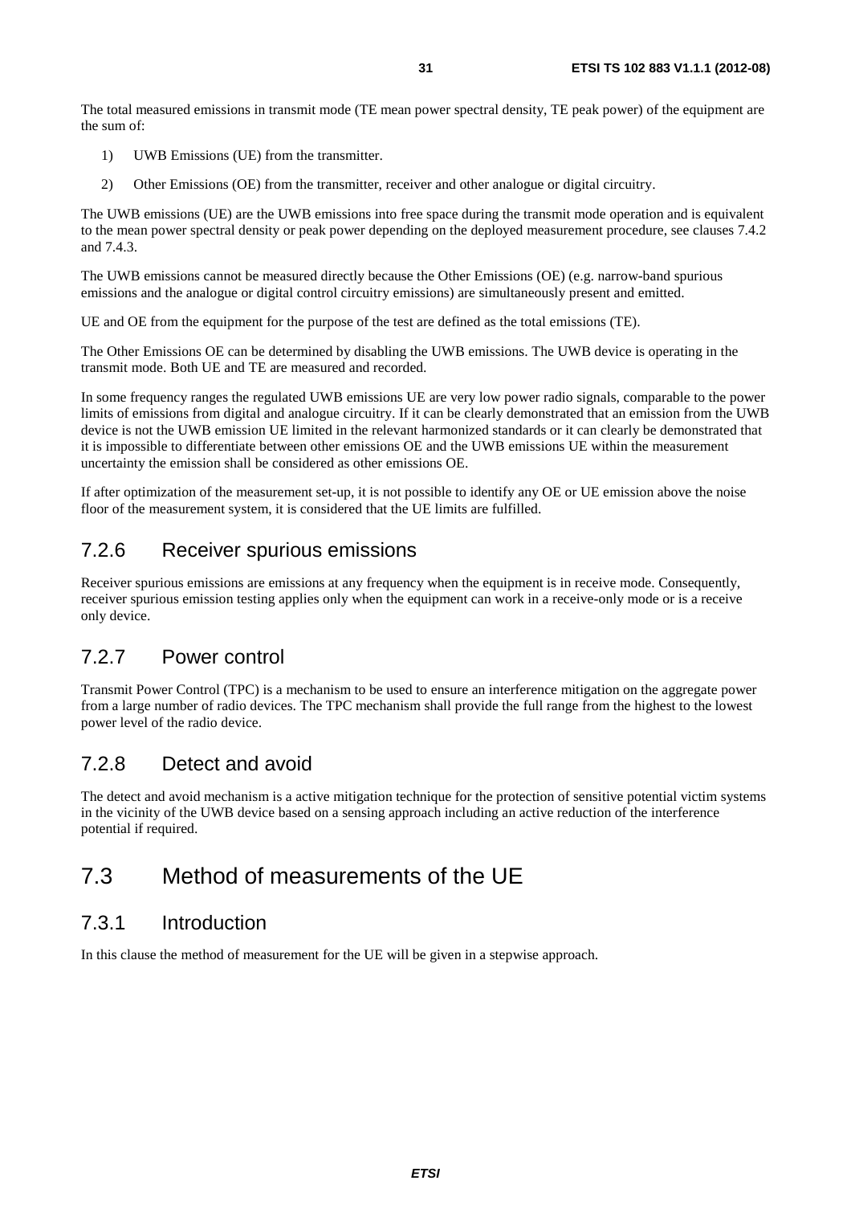The total measured emissions in transmit mode (TE mean power spectral density, TE peak power) of the equipment are the sum of:

1) UWB Emissions (UE) from the transmitter.
2) Other Emissions (OE) from the transmitter, receiver and other analogue or digital circuitry.

The UWB emissions (UE) are the UWB emissions into free space during the transmit mode operation and is equivalent to the mean power spectral density or peak power depending on the deployed measurement procedure, see clauses 7.4.2 and 7.4.3.

The UWB emissions cannot be measured directly because the Other Emissions (OE) (e.g. narrow-band spurious emissions and the analogue or digital control circuitry emissions) are simultaneously present and emitted.

UE and OE from the equipment for the purpose of the test are defined as the total emissions (TE).

The Other Emissions OE can be determined by disabling the UWB emissions. The UWB device is operating in the transmit mode. Both UE and TE are measured and recorded.

In some frequency ranges the regulated UWB emissions UE are very low power radio signals, comparable to the power limits of emissions from digital and analogue circuitry. If it can be clearly demonstrated that an emission from the UWB device is not the UWB emission UE limited in the relevant harmonized standards or it can clearly be demonstrated that it is impossible to differentiate between other emissions OE and the UWB emissions UE within the measurement uncertainty the emission shall be considered as other emissions OE.

If after optimization of the measurement set-up, it is not possible to identify any OE or UE emission above the noise floor of the measurement system, it is considered that the UE limits are fulfilled.

### 7.2.6 Receiver spurious emissions

Receiver spurious emissions are emissions at any frequency when the equipment is in receive mode. Consequently, receiver spurious emission testing applies only when the equipment can work in a receive-only mode or is a receive only device.

### 7.2.7 Power control

Transmit Power Control (TPC) is a mechanism to be used to ensure an interference mitigation on the aggregate power from a large number of radio devices. The TPC mechanism shall provide the full range from the highest to the lowest power level of the radio device.

### 7.2.8 Detect and avoid

The detect and avoid mechanism is a active mitigation technique for the protection of sensitive potential victim systems in the vicinity of the UWB device based on a sensing approach including an active reduction of the interference potential if required.

## 7.3 Method of measurements of the UE

### 7.3.1 Introduction

In this clause the method of measurement for the UE will be given in a stepwise approach.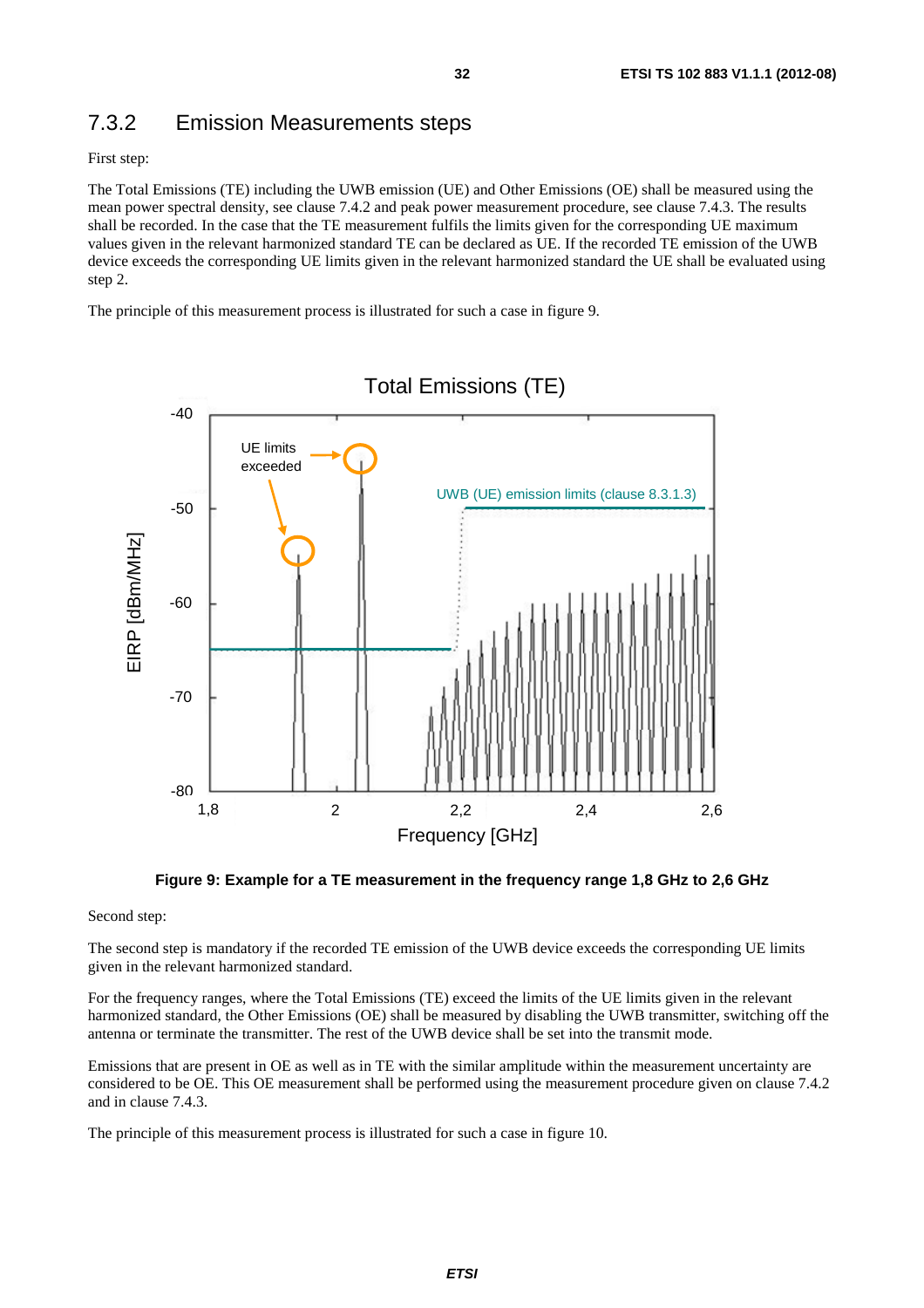### 7.3.2 Emission Measurements steps

First step:

The Total Emissions (TE) including the UWB emission (UE) and Other Emissions (OE) shall be measured using the mean power spectral density, see clause 7.4.2 and peak power measurement procedure, see clause 7.4.3. The results shall be recorded. In the case that the TE measurement fulfils the limits given for the corresponding UE maximum values given in the relevant harmonized standard TE can be declared as UE. If the recorded TE emission of the UWB device exceeds the corresponding UE limits given in the relevant harmonized standard the UE shall be evaluated using step 2.

The principle of this measurement process is illustrated for such a case in figure 9.

**Figure 9: Example for a TE measurement in the frequency range 1,8 GHz to 2,6 GHz**

Second step:

The second step is mandatory if the recorded TE emission of the UWB device exceeds the corresponding UE limits given in the relevant harmonized standard.

For the frequency ranges, where the Total Emissions (TE) exceed the limits of the UE limits given in the relevant harmonized standard, the Other Emissions (OE) shall be measured by disabling the UWB transmitter, switching off the antenna or terminate the transmitter. The rest of the UWB device shall be set into the transmit mode.

Emissions that are present in OE as well as in TE with the similar amplitude within the measurement uncertainty are considered to be OE. This OE measurement shall be performed using the measurement procedure given on clause 7.4.2 and in clause 7.4.3.

The principle of this measurement process is illustrated for such a case in figure 10.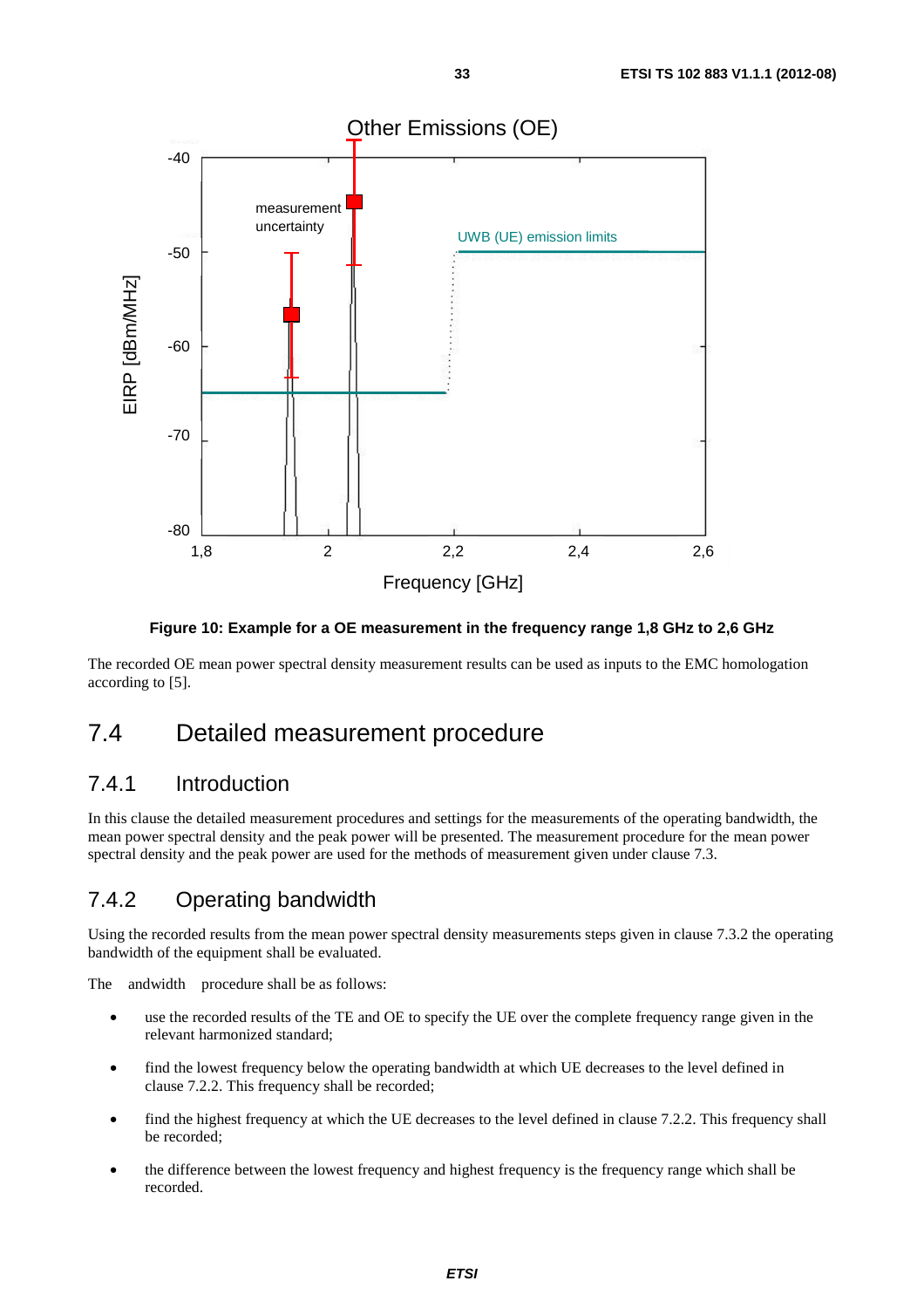Figure 10: Example for a OE measurement in the frequency range 1,8 GHz to 2,6 GHz

The recorded OE mean power spectral density measurement results can be used as inputs to the EMC homologation according to [5].

# 7.4 Detailed measurement procedure

## 7.4.1 Introduction

In this clause the detailed measurement procedures and settings for the measurements of the operating bandwidth, the mean power spectral density and the peak power will be presented. The measurement procedure for the mean power spectral density and the peak power are used for the methods of measurement given under clause 7.3.

## 7.4.2 Operating bandwidth

Using the recorded results from the mean power spectral density measurements steps given in clause 7.3.2 the operating bandwidth of the equipment shall be evaluated.

The andwidth procedure shall be as follows:

- use the recorded results of the TE and OE to specify the UE over the complete frequency range given in the relevant harmonized standard;
- find the lowest frequency below the operating bandwidth at which UE decreases to the level defined in clause 7.2.2. This frequency shall be recorded;
- find the highest frequency at which the UE decreases to the level defined in clause 7.2.2. This frequency shall be recorded;
- the difference between the lowest frequency and highest frequency is the frequency range which shall be recorded.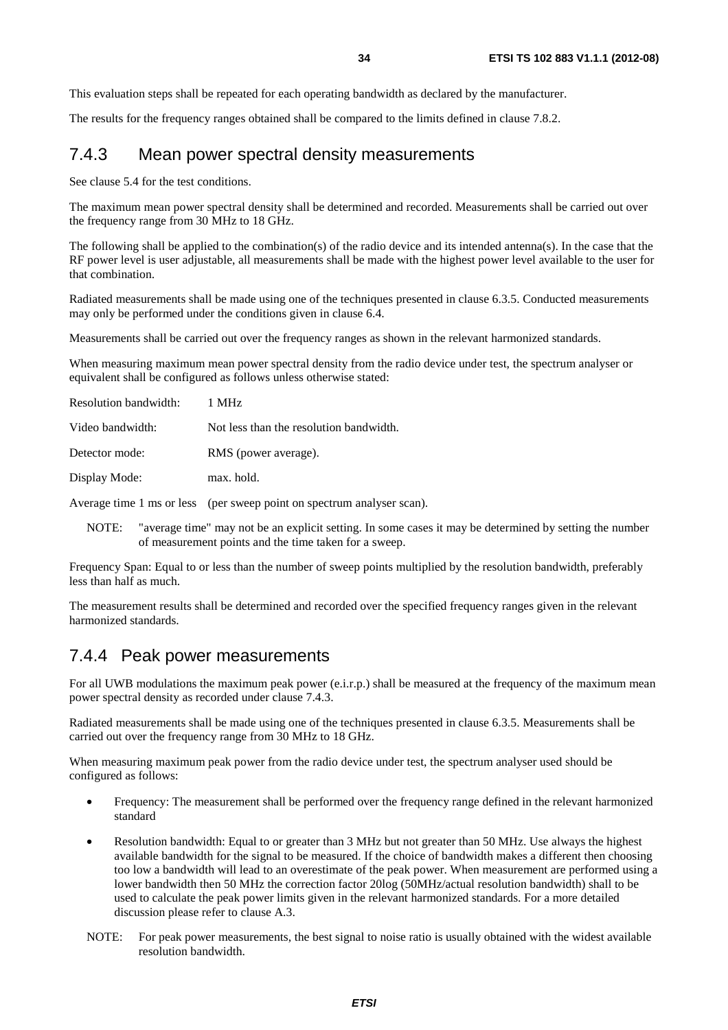This evaluation steps shall be repeated for each operating bandwidth as declared by the manufacturer.

The results for the frequency ranges obtained shall be compared to the limits defined in clause 7.8.2.

### 7.4.3 Mean power spectral density measurements

See clause 5.4 for the test conditions.

The maximum mean power spectral density shall be determined and recorded. Measurements shall be carried out over the frequency range from 30 MHz to 18 GHz.

The following shall be applied to the combination(s) of the radio device and its intended antenna(s). In the case that the RF power level is user adjustable, all measurements shall be made with the highest power level available to the user for that combination.

Radiated measurements shall be made using one of the techniques presented in clause 6.3.5. Conducted measurements may only be performed under the conditions given in clause 6.4.

Measurements shall be carried out over the frequency ranges as shown in the relevant harmonized standards.

When measuring maximum mean power spectral density from the radio device under test, the spectrum analyser or equivalent shall be configured as follows unless otherwise stated:

Resolution bandwidth: 1 MHz

Video bandwidth: Not less than the resolution bandwidth.

Detector mode: RMS (power average).

Display Mode: max. hold.

Average time 1 ms or less (per sweep point on spectrum analyser scan).

NOTE: "average time" may not be an explicit setting. In some cases it may be determined by setting the number of measurement points and the time taken for a sweep.

Frequency Span: Equal to or less than the number of sweep points multiplied by the resolution bandwidth, preferably less than half as much.

The measurement results shall be determined and recorded over the specified frequency ranges given in the relevant harmonized standards.

### 7.4.4 Peak power measurements

For all UWB modulations the maximum peak power (e.i.r.p.) shall be measured at the frequency of the maximum mean power spectral density as recorded under clause 7.4.3.

Radiated measurements shall be made using one of the techniques presented in clause 6.3.5. Measurements shall be carried out over the frequency range from 30 MHz to 18 GHz.

When measuring maximum peak power from the radio device under test, the spectrum analyser used should be configured as follows:

- Frequency: The measurement shall be performed over the frequency range defined in the relevant harmonized standard
- Resolution bandwidth: Equal to or greater than 3 MHz but not greater than 50 MHz. Use always the highest available bandwidth for the signal to be measured. If the choice of bandwidth makes a different then choosing too low a bandwidth will lead to an overestimate of the peak power. When measurement are performed using a lower bandwidth then 50 MHz the correction factor 20log (50MHz/actual resolution bandwidth) shall to be used to calculate the peak power limits given in the relevant harmonized standards. For a more detailed discussion please refer to clause A.3.

NOTE: For peak power measurements, the best signal to noise ratio is usually obtained with the widest available resolution bandwidth.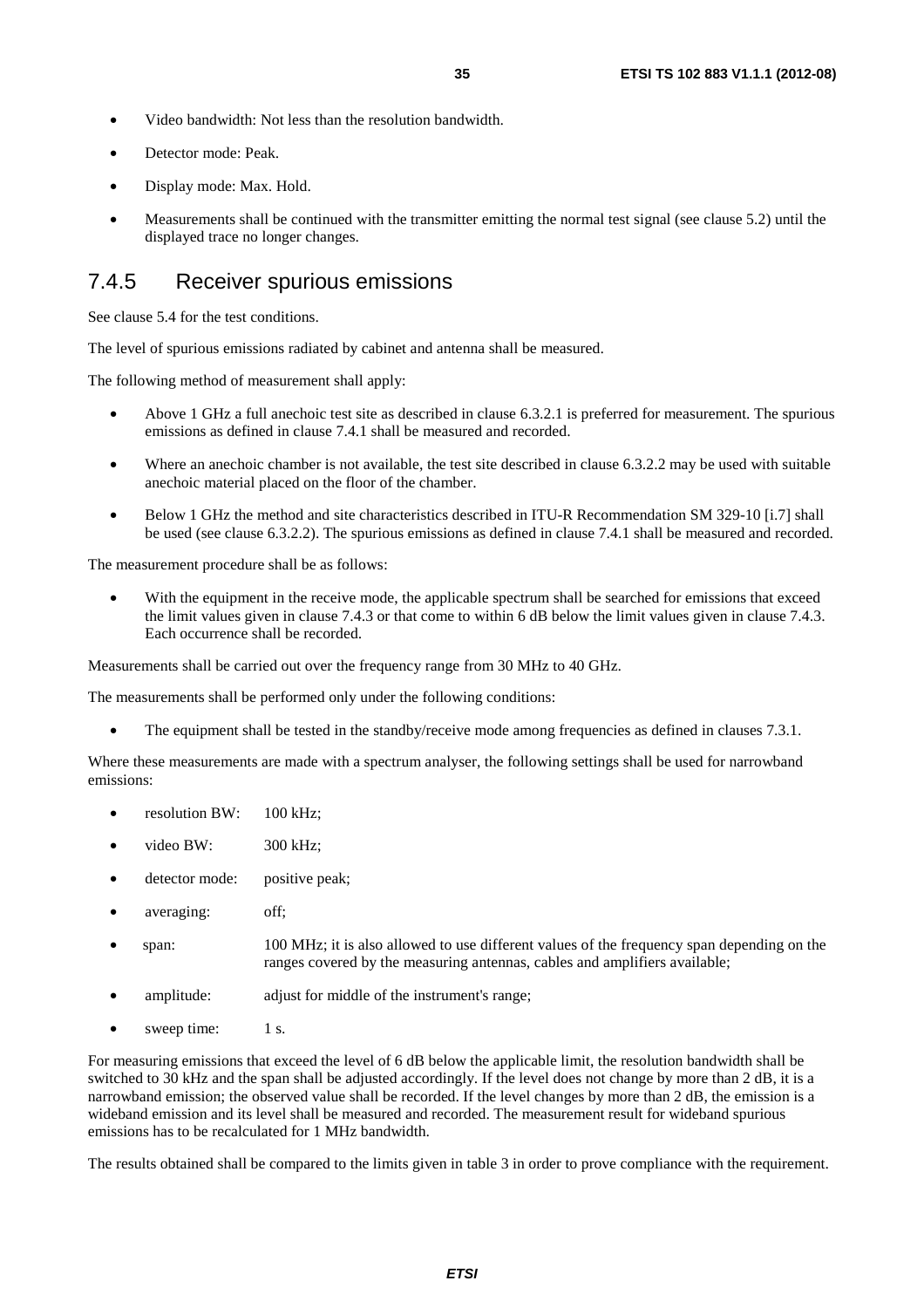- Video bandwidth: Not less than the resolution bandwidth.
- Detector mode: Peak.
- Display mode: Max. Hold.
- Measurements shall be continued with the transmitter emitting the normal test signal (see clause 5.2) until the displayed trace no longer changes.

### 7.4.5 Receiver spurious emissions

See clause 5.4 for the test conditions.

The level of spurious emissions radiated by cabinet and antenna shall be measured.

The following method of measurement shall apply:

- Above 1 GHz a full anechoic test site as described in clause 6.3.2.1 is preferred for measurement. The spurious emissions as defined in clause 7.4.1 shall be measured and recorded.
- Where an anechoic chamber is not available, the test site described in clause 6.3.2.2 may be used with suitable anechoic material placed on the floor of the chamber.
- Below 1 GHz the method and site characteristics described in ITU-R Recommendation SM 329-10 [i.7] shall be used (see clause 6.3.2.2). The spurious emissions as defined in clause 7.4.1 shall be measured and recorded.

The measurement procedure shall be as follows:

- With the equipment in the receive mode, the applicable spectrum shall be searched for emissions that exceed the limit values given in clause 7.4.3 or that come to within 6 dB below the limit values given in clause 7.4.3. Each occurrence shall be recorded.

Measurements shall be carried out over the frequency range from 30 MHz to 40 GHz.

The measurements shall be performed only under the following conditions:

- The equipment shall be tested in the standby/receive mode among frequencies as defined in clauses 7.3.1.

Where these measurements are made with a spectrum analyser, the following settings shall be used for narrowband emissions:

- resolution BW: 100 kHz;
- video BW: 300 kHz;
- detector mode: positive peak;
- averaging: off;
- span: 100 MHz; it is also allowed to use different values of the frequency span depending on the ranges covered by the measuring antennas, cables and amplifiers available;
- amplitude: adjust for middle of the instrument's range;
- sweep time: 1 s.

For measuring emissions that exceed the level of 6 dB below the applicable limit, the resolution bandwidth shall be switched to 30 kHz and the span shall be adjusted accordingly. If the level does not change by more than 2 dB, it is a narrowband emission; the observed value shall be recorded. If the level changes by more than 2 dB, the emission is a wideband emission and its level shall be measured and recorded. The measurement result for wideband spurious emissions has to be recalculated for 1 MHz bandwidth.

The results obtained shall be compared to the limits given in table 3 in order to prove compliance with the requirement.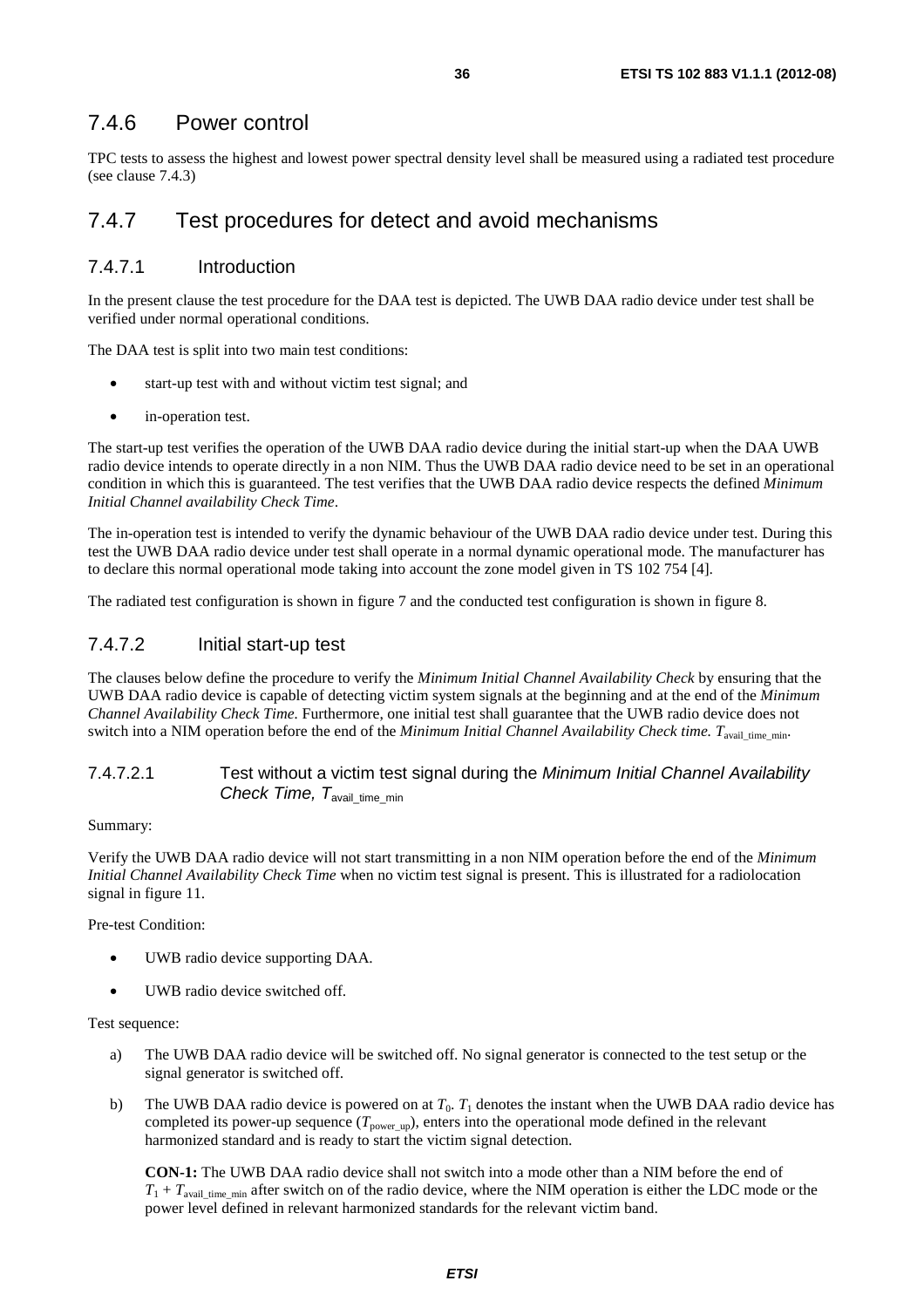### 7.4.6 Power control

TPC tests to assess the highest and lowest power spectral density level shall be measured using a radiated test procedure (see clause 7.4.3)

### 7.4.7 Test procedures for detect and avoid mechanisms

#### 7.4.7.1 Introduction

In the present clause the test procedure for the DAA test is depicted. The UWB DAA radio device under test shall be verified under normal operational conditions.

The DAA test is split into two main test conditions:

- start-up test with and without victim test signal; and
- in-operation test.

The start-up test verifies the operation of the UWB DAA radio device during the initial start-up when the DAA UWB radio device intends to operate directly in a non NIM. Thus the UWB DAA radio device need to be set in an operational condition in which this is guaranteed. The test verifies that the UWB DAA radio device respects the defined *Minimum Initial Channel availability Check Time*.

The in-operation test is intended to verify the dynamic behaviour of the UWB DAA radio device under test. During this test the UWB DAA radio device under test shall operate in a normal dynamic operational mode. The manufacturer has to declare this normal operational mode taking into account the zone model given in TS 102 754 [4].

The radiated test configuration is shown in figure 7 and the conducted test configuration is shown in figure 8.

#### 7.4.7.2 Initial start-up test

The clauses below define the procedure to verify the *Minimum Initial Channel Availability Check* by ensuring that the UWB DAA radio device is capable of detecting victim system signals at the beginning and at the end of the *Minimum Channel Availability Check Time.* Furthermore, one initial test shall guarantee that the UWB radio device does not switch into a NIM operation before the end of the *Minimum Initial Channel Availability Check time.* $T_{avail\_time\_min}$.

##### 7.4.7.2.1 Test without a victim test signal during the *Minimum Initial Channel Availability Check Time,* $T_{avail\_time\_min}$

Summary:

Verify the UWB DAA radio device will not start transmitting in a non NIM operation before the end of the *Minimum Initial Channel Availability Check Time* when no victim test signal is present. This is illustrated for a radiolocation signal in figure 11.

Pre-test Condition:

- UWB radio device supporting DAA.
- UWB radio device switched off.

Test sequence:

a) The UWB DAA radio device will be switched off. No signal generator is connected to the test setup or the signal generator is switched off.

b) The UWB DAA radio device is powered on at $T_0$. $T_1$ denotes the instant when the UWB DAA radio device has completed its power-up sequence ($T_{power\_up}$), enters into the operational mode defined in the relevant harmonized standard and is ready to start the victim signal detection.

   **CON-1:** The UWB DAA radio device shall not switch into a mode other than a NIM before the end of $T_1 + T_{avail\_time\_min}$ after switch on of the radio device, where the NIM operation is either the LDC mode or the power level defined in relevant harmonized standards for the relevant victim band.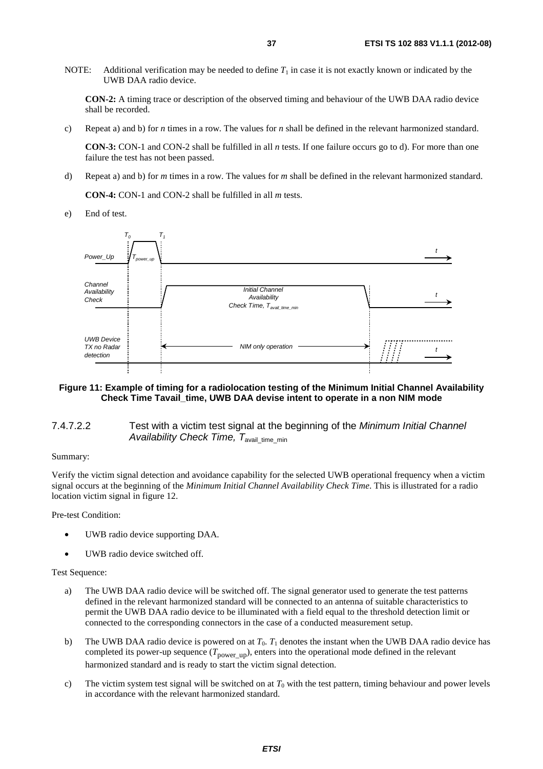NOTE: Additional verification may be needed to define $T_1$ in case it is not exactly known or indicated by the UWB DAA radio device.

**CON-2:** A timing trace or description of the observed timing and behaviour of the UWB DAA radio device shall be recorded.

c) Repeat a) and b) for *n* times in a row. The values for *n* shall be defined in the relevant harmonized standard.

**CON-3:** CON-1 and CON-2 shall be fulfilled in all *n* tests. If one failure occurs go to d). For more than one failure the test has not been passed.

d) Repeat a) and b) for *m* times in a row. The values for *m* shall be defined in the relevant harmonized standard.

**CON-4:** CON-1 and CON-2 shall be fulfilled in all *m* tests.

e) End of test.

**Figure 11: Example of timing for a radiolocation testing of the Minimum Initial Channel Availability Check Time Tavail_time, UWB DAA devise intent to operate in a non NIM mode**

#### 7.4.7.2.2 Test with a victim test signal at the beginning of the *Minimum Initial Channel Availability Check Time, $T_{\text{avail\_time\_min}}$*

Summary:

Verify the victim signal detection and avoidance capability for the selected UWB operational frequency when a victim signal occurs at the beginning of the *Minimum Initial Channel Availability Check Time*. This is illustrated for a radio location victim signal in figure 12.

Pre-test Condition:

- UWB radio device supporting DAA.
- UWB radio device switched off.

Test Sequence:

a) The UWB DAA radio device will be switched off. The signal generator used to generate the test patterns defined in the relevant harmonized standard will be connected to an antenna of suitable characteristics to permit the UWB DAA radio device to be illuminated with a field equal to the threshold detection limit or connected to the corresponding connectors in the case of a conducted measurement setup.

b) The UWB DAA radio device is powered on at $T_0$. $T_1$ denotes the instant when the UWB DAA radio device has completed its power-up sequence ($T_{\text{power\_up}}$), enters into the operational mode defined in the relevant harmonized standard and is ready to start the victim signal detection.

c) The victim system test signal will be switched on at $T_0$ with the test pattern, timing behaviour and power levels in accordance with the relevant harmonized standard.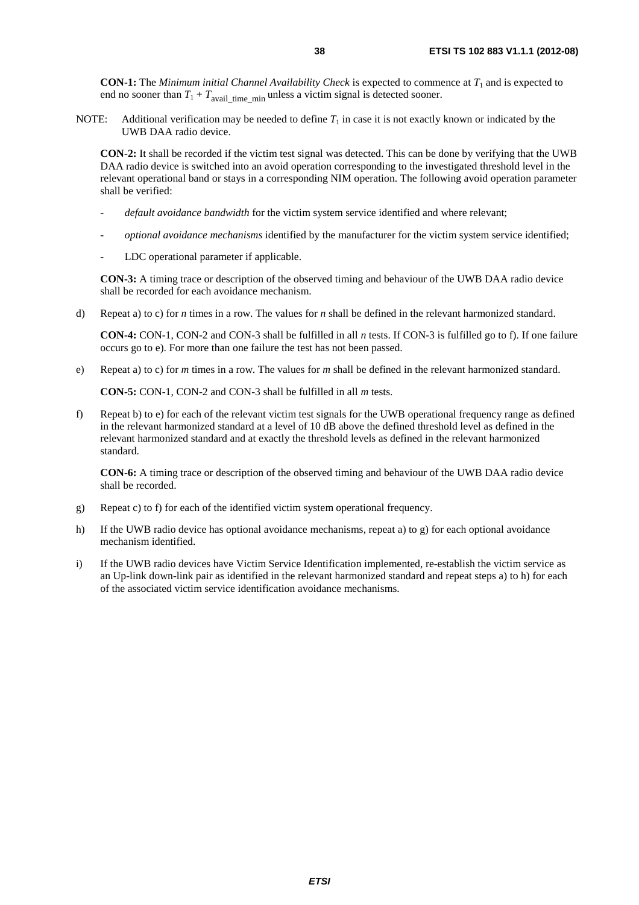**CON-1:** The *Minimum initial Channel Availability Check* is expected to commence at $T_1$ and is expected to end no sooner than $T_1 + T_{avail\_time\_min}$ unless a victim signal is detected sooner.

NOTE: Additional verification may be needed to define $T_1$ in case it is not exactly known or indicated by the UWB DAA radio device.

**CON-2:** It shall be recorded if the victim test signal was detected. This can be done by verifying that the UWB DAA radio device is switched into an avoid operation corresponding to the investigated threshold level in the relevant operational band or stays in a corresponding NIM operation. The following avoid operation parameter shall be verified:

- *default avoidance bandwidth* for the victim system service identified and where relevant;
- *optional avoidance mechanisms* identified by the manufacturer for the victim system service identified;
- LDC operational parameter if applicable.

**CON-3:** A timing trace or description of the observed timing and behaviour of the UWB DAA radio device shall be recorded for each avoidance mechanism.

d) Repeat a) to c) for *n* times in a row. The values for *n* shall be defined in the relevant harmonized standard.

**CON-4:** CON-1, CON-2 and CON-3 shall be fulfilled in all *n* tests. If CON-3 is fulfilled go to f). If one failure occurs go to e). For more than one failure the test has not been passed.

e) Repeat a) to c) for *m* times in a row. The values for *m* shall be defined in the relevant harmonized standard.

**CON-5:** CON-1, CON-2 and CON-3 shall be fulfilled in all *m* tests.

f) Repeat b) to e) for each of the relevant victim test signals for the UWB operational frequency range as defined in the relevant harmonized standard at a level of 10 dB above the defined threshold level as defined in the relevant harmonized standard and at exactly the threshold levels as defined in the relevant harmonized standard.

**CON-6:** A timing trace or description of the observed timing and behaviour of the UWB DAA radio device shall be recorded.

g) Repeat c) to f) for each of the identified victim system operational frequency.

h) If the UWB radio device has optional avoidance mechanisms, repeat a) to g) for each optional avoidance mechanism identified.

i) If the UWB radio devices have Victim Service Identification implemented, re-establish the victim service as an Up-link down-link pair as identified in the relevant harmonized standard and repeat steps a) to h) for each of the associated victim service identification avoidance mechanisms.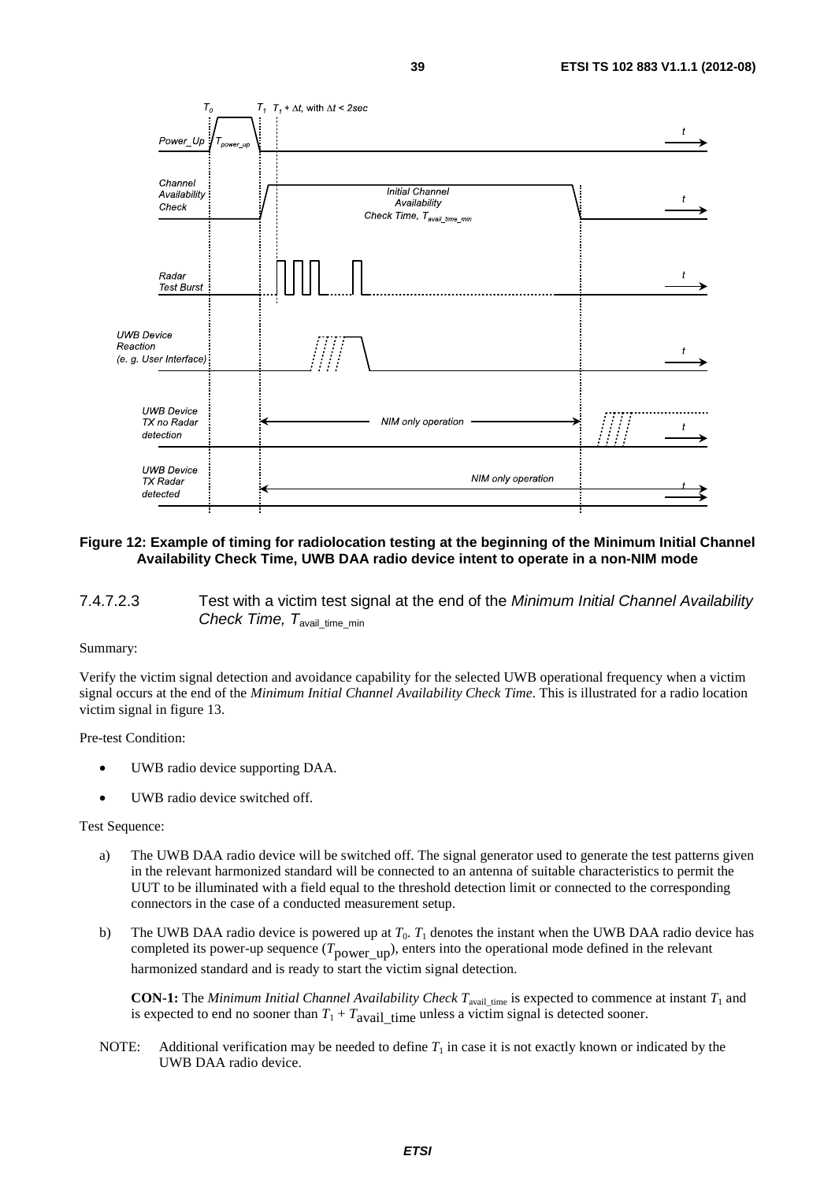**Figure 12: Example of timing for radiolocation testing at the beginning of the Minimum Initial Channel Availability Check Time, UWB DAA radio device intent to operate in a non-NIM mode**

#### 7.4.7.2.3 Test with a victim test signal at the end of the *Minimum Initial Channel Availability Check Time,* $T_{\text{avail\_time\_min}}$

Summary:

Verify the victim signal detection and avoidance capability for the selected UWB operational frequency when a victim signal occurs at the end of the *Minimum Initial Channel Availability Check Time*. This is illustrated for a radio location victim signal in figure 13.

Pre-test Condition:

- UWB radio device supporting DAA.
- UWB radio device switched off.

Test Sequence:

a) The UWB DAA radio device will be switched off. The signal generator used to generate the test patterns given in the relevant harmonized standard will be connected to an antenna of suitable characteristics to permit the UUT to be illuminated with a field equal to the threshold detection limit or connected to the corresponding connectors in the case of a conducted measurement setup.

b) The UWB DAA radio device is powered up at $T_0$. $T_1$ denotes the instant when the UWB DAA radio device has completed its power-up sequence ($T_{\text{power\_up}}$), enters into the operational mode defined in the relevant harmonized standard and is ready to start the victim signal detection.

   **CON-1:** The *Minimum Initial Channel Availability Check* $T_{\text{avail\_time}}$ is expected to commence at instant $T_1$ and is expected to end no sooner than $T_1 + T_{\text{avail\_time}}$ unless a victim signal is detected sooner.

NOTE: Additional verification may be needed to define $T_1$ in case it is not exactly known or indicated by the UWB DAA radio device.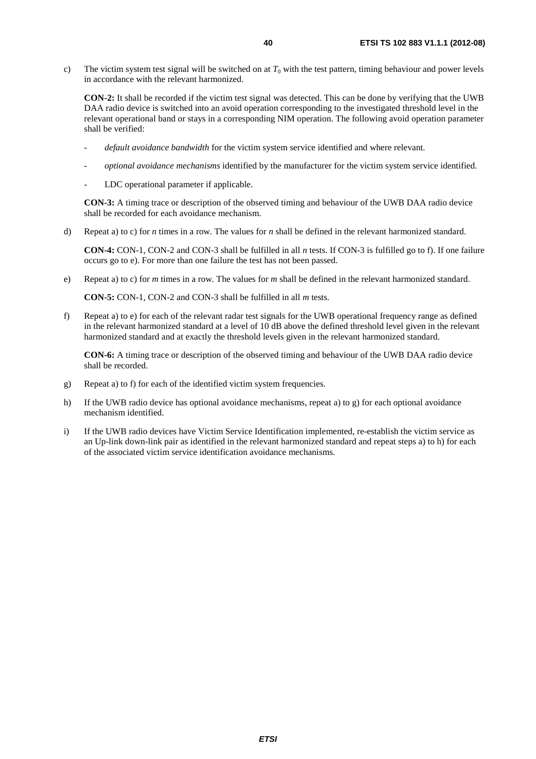c) The victim system test signal will be switched on at $T_0$ with the test pattern, timing behaviour and power levels in accordance with the relevant harmonized.

   **CON-2:** It shall be recorded if the victim test signal was detected. This can be done by verifying that the UWB DAA radio device is switched into an avoid operation corresponding to the investigated threshold level in the relevant operational band or stays in a corresponding NIM operation. The following avoid operation parameter shall be verified:

   - *default avoidance bandwidth* for the victim system service identified and where relevant.
   - *optional avoidance mechanisms* identified by the manufacturer for the victim system service identified.
   - LDC operational parameter if applicable.

   **CON-3:** A timing trace or description of the observed timing and behaviour of the UWB DAA radio device shall be recorded for each avoidance mechanism.

d) Repeat a) to c) for *n* times in a row. The values for *n* shall be defined in the relevant harmonized standard.

   **CON-4:** CON-1, CON-2 and CON-3 shall be fulfilled in all *n* tests. If CON-3 is fulfilled go to f). If one failure occurs go to e). For more than one failure the test has not been passed.

e) Repeat a) to c) for *m* times in a row. The values for *m* shall be defined in the relevant harmonized standard.

   **CON-5:** CON-1, CON-2 and CON-3 shall be fulfilled in all *m* tests.

f) Repeat a) to e) for each of the relevant radar test signals for the UWB operational frequency range as defined in the relevant harmonized standard at a level of 10 dB above the defined threshold level given in the relevant harmonized standard and at exactly the threshold levels given in the relevant harmonized standard.

   **CON-6:** A timing trace or description of the observed timing and behaviour of the UWB DAA radio device shall be recorded.

g) Repeat a) to f) for each of the identified victim system frequencies.

h) If the UWB radio device has optional avoidance mechanisms, repeat a) to g) for each optional avoidance mechanism identified.

i) If the UWB radio devices have Victim Service Identification implemented, re-establish the victim service as an Up-link down-link pair as identified in the relevant harmonized standard and repeat steps a) to h) for each of the associated victim service identification avoidance mechanisms.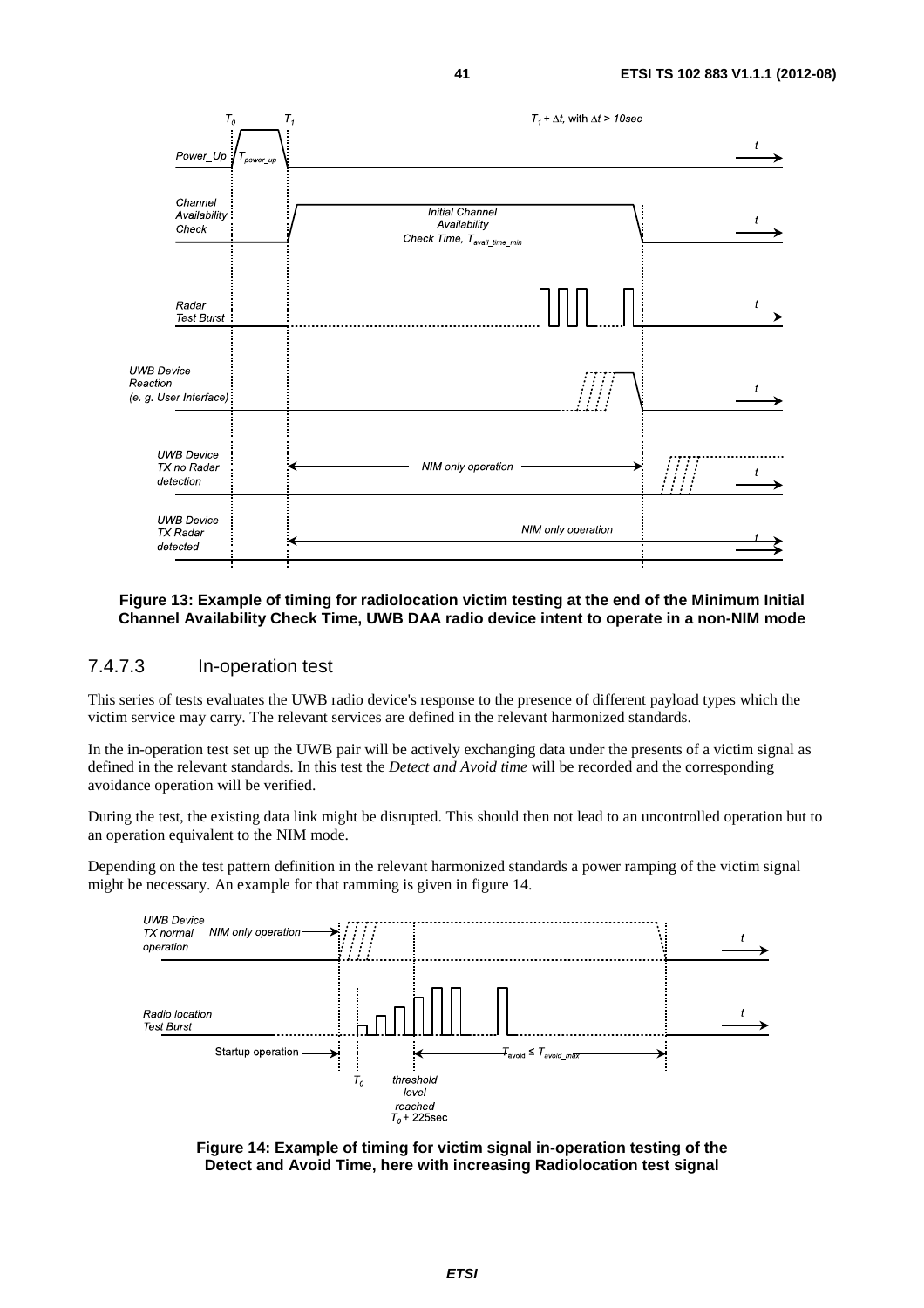**Figure 13: Example of timing for radiolocation victim testing at the end of the Minimum Initial Channel Availability Check Time, UWB DAA radio device intent to operate in a non-NIM mode**

### 7.4.7.3 In-operation test

This series of tests evaluates the UWB radio device's response to the presence of different payload types which the victim service may carry. The relevant services are defined in the relevant harmonized standards.

In the in-operation test set up the UWB pair will be actively exchanging data under the presents of a victim signal as defined in the relevant standards. In this test the *Detect and Avoid time* will be recorded and the corresponding avoidance operation will be verified.

During the test, the existing data link might be disrupted. This should then not lead to an uncontrolled operation but to an operation equivalent to the NIM mode.

Depending on the test pattern definition in the relevant harmonized standards a power ramping of the victim signal might be necessary. An example for that ramming is given in figure 14.

**Figure 14: Example of timing for victim signal in-operation testing of the Detect and Avoid Time, here with increasing Radiolocation test signal**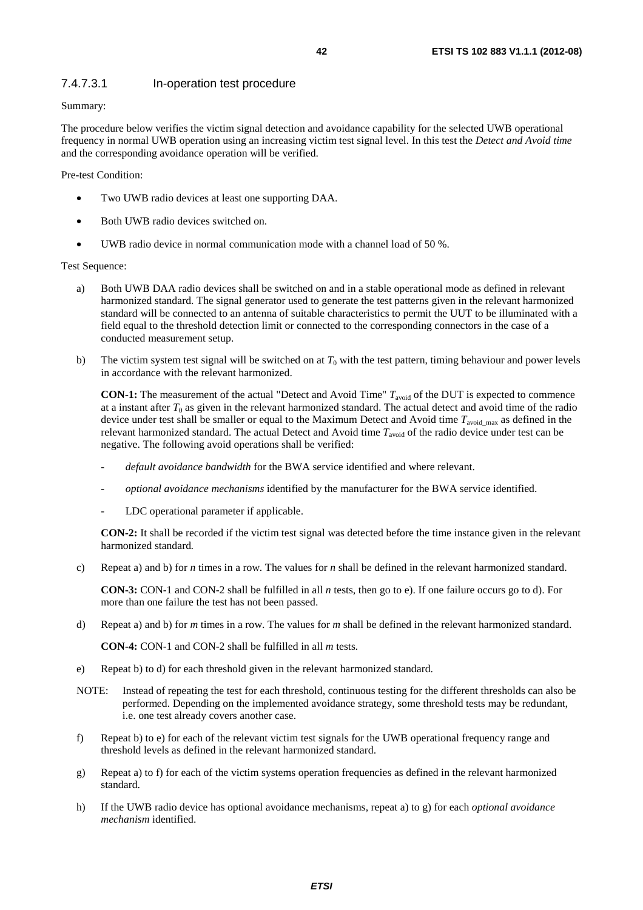#### 7.4.7.3.1 In-operation test procedure

Summary:

The procedure below verifies the victim signal detection and avoidance capability for the selected UWB operational frequency in normal UWB operation using an increasing victim test signal level. In this test the *Detect and Avoid time* and the corresponding avoidance operation will be verified.

Pre-test Condition:

- Two UWB radio devices at least one supporting DAA.
- Both UWB radio devices switched on.
- UWB radio device in normal communication mode with a channel load of 50 %.

Test Sequence:

a) Both UWB DAA radio devices shall be switched on and in a stable operational mode as defined in relevant harmonized standard. The signal generator used to generate the test patterns given in the relevant harmonized standard will be connected to an antenna of suitable characteristics to permit the UUT to be illuminated with a field equal to the threshold detection limit or connected to the corresponding connectors in the case of a conducted measurement setup.

b) The victim system test signal will be switched on at $T_0$ with the test pattern, timing behaviour and power levels in accordance with the relevant harmonized.

   **CON-1:** The measurement of the actual "Detect and Avoid Time" $T_{avoid}$ of the DUT is expected to commence at a instant after $T_0$ as given in the relevant harmonized standard. The actual detect and avoid time of the radio device under test shall be smaller or equal to the Maximum Detect and Avoid time $T_{avoid\_max}$ as defined in the relevant harmonized standard. The actual Detect and Avoid time $T_{avoid}$ of the radio device under test can be negative. The following avoid operations shall be verified:

   - *default avoidance bandwidth* for the BWA service identified and where relevant.
   - *optional avoidance mechanisms* identified by the manufacturer for the BWA service identified.
   - LDC operational parameter if applicable.

   **CON-2:** It shall be recorded if the victim test signal was detected before the time instance given in the relevant harmonized standard.

c) Repeat a) and b) for *n* times in a row. The values for *n* shall be defined in the relevant harmonized standard.

   **CON-3:** CON-1 and CON-2 shall be fulfilled in all *n* tests, then go to e). If one failure occurs go to d). For more than one failure the test has not been passed.

d) Repeat a) and b) for *m* times in a row. The values for *m* shall be defined in the relevant harmonized standard.

   **CON-4:** CON-1 and CON-2 shall be fulfilled in all *m* tests.

e) Repeat b) to d) for each threshold given in the relevant harmonized standard.

NOTE: Instead of repeating the test for each threshold, continuous testing for the different thresholds can also be performed. Depending on the implemented avoidance strategy, some threshold tests may be redundant, i.e. one test already covers another case.

f) Repeat b) to e) for each of the relevant victim test signals for the UWB operational frequency range and threshold levels as defined in the relevant harmonized standard.

g) Repeat a) to f) for each of the victim systems operation frequencies as defined in the relevant harmonized standard.

h) If the UWB radio device has optional avoidance mechanisms, repeat a) to g) for each *optional avoidance mechanism* identified.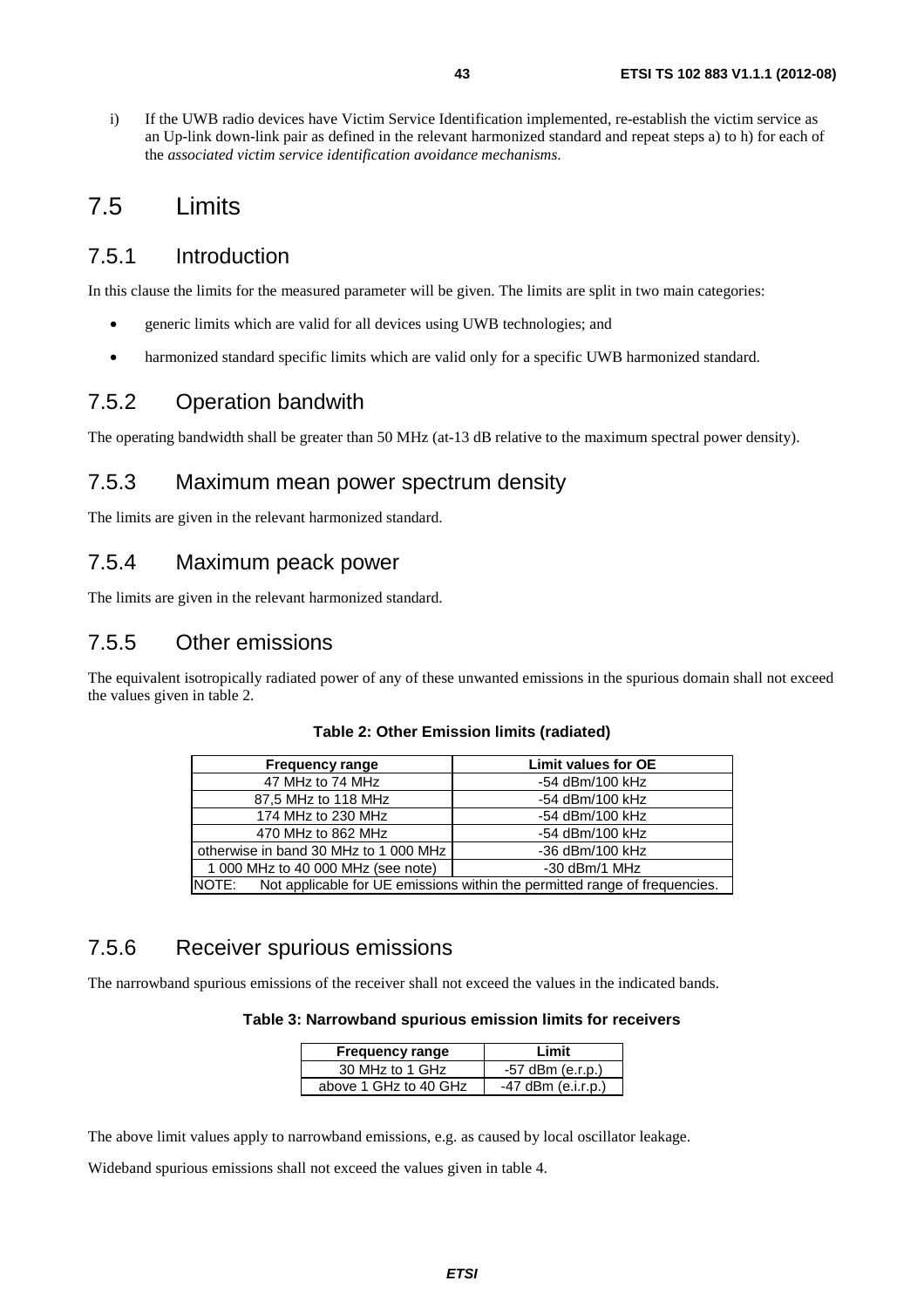i) If the UWB radio devices have Victim Service Identification implemented, re-establish the victim service as an Up-link down-link pair as defined in the relevant harmonized standard and repeat steps a) to h) for each of the *associated victim service identification avoidance mechanisms*.

# 7.5 Limits

## 7.5.1 Introduction

In this clause the limits for the measured parameter will be given. The limits are split in two main categories:

- generic limits which are valid for all devices using UWB technologies; and
- harmonized standard specific limits which are valid only for a specific UWB harmonized standard.

## 7.5.2 Operation bandwith

The operating bandwidth shall be greater than 50 MHz (at-13 dB relative to the maximum spectral power density).

## 7.5.3 Maximum mean power spectrum density

The limits are given in the relevant harmonized standard.

## 7.5.4 Maximum peack power

The limits are given in the relevant harmonized standard.

## 7.5.5 Other emissions

The equivalent isotropically radiated power of any of these unwanted emissions in the spurious domain shall not exceed the values given in table 2.

**Table 2: Other Emission limits (radiated)**

| Frequency range | Limit values for OE |
|---|---|
| 47 MHz to 74 MHz | -54 dBm/100 kHz |
| 87,5 MHz to 118 MHz | -54 dBm/100 kHz |
| 174 MHz to 230 MHz | -54 dBm/100 kHz |
| 470 MHz to 862 MHz | -54 dBm/100 kHz |
| otherwise in band 30 MHz to 1 000 MHz | -36 dBm/100 kHz |
| 1 000 MHz to 40 000 MHz (see note) | -30 dBm/1 MHz |
| NOTE: Not applicable for UE emissions within the permitted range of frequencies. | |

## 7.5.6 Receiver spurious emissions

The narrowband spurious emissions of the receiver shall not exceed the values in the indicated bands.

**Table 3: Narrowband spurious emission limits for receivers**

| Frequency range | Limit |
|---|---|
| 30 MHz to 1 GHz | -57 dBm (e.r.p.) |
| above 1 GHz to 40 GHz | -47 dBm (e.i.r.p.) |

The above limit values apply to narrowband emissions, e.g. as caused by local oscillator leakage.

Wideband spurious emissions shall not exceed the values given in table 4.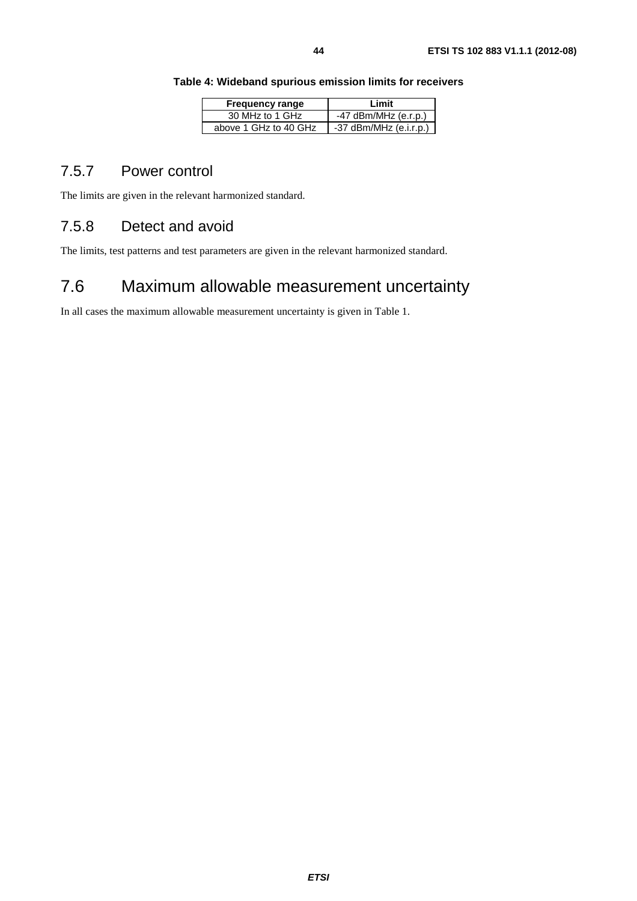**Table 4: Wideband spurious emission limits for receivers**

| Frequency range | Limit |
| --- | --- |
| 30 MHz to 1 GHz | -47 dBm/MHz (e.r.p.) |
| above 1 GHz to 40 GHz | -37 dBm/MHz (e.i.r.p.) |

### 7.5.7 Power control

The limits are given in the relevant harmonized standard.

### 7.5.8 Detect and avoid

The limits, test patterns and test parameters are given in the relevant harmonized standard.

## 7.6 Maximum allowable measurement uncertainty

In all cases the maximum allowable measurement uncertainty is given in Table 1.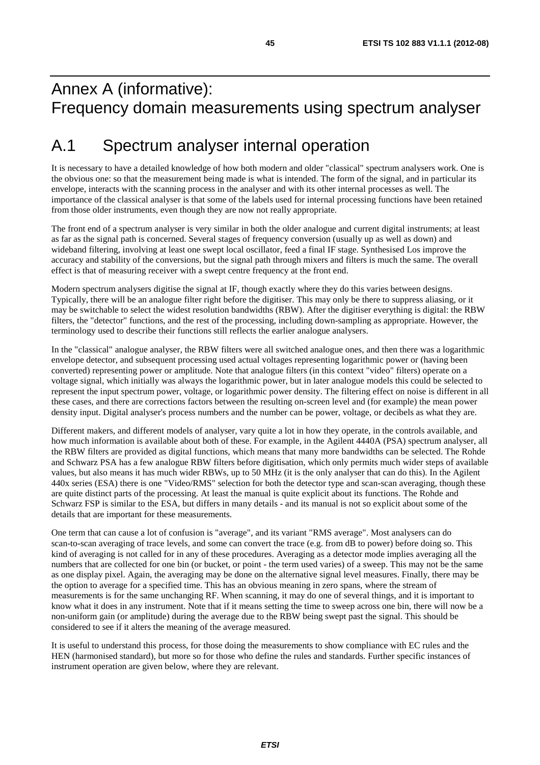# Annex A (informative): Frequency domain measurements using spectrum analyser

## A.1 Spectrum analyser internal operation

It is necessary to have a detailed knowledge of how both modern and older "classical" spectrum analysers work. One is the obvious one: so that the measurement being made is what is intended. The form of the signal, and in particular its envelope, interacts with the scanning process in the analyser and with its other internal processes as well. The importance of the classical analyser is that some of the labels used for internal processing functions have been retained from those older instruments, even though they are now not really appropriate.

The front end of a spectrum analyser is very similar in both the older analogue and current digital instruments; at least as far as the signal path is concerned. Several stages of frequency conversion (usually up as well as down) and wideband filtering, involving at least one swept local oscillator, feed a final IF stage. Synthesised Los improve the accuracy and stability of the conversions, but the signal path through mixers and filters is much the same. The overall effect is that of measuring receiver with a swept centre frequency at the front end.

Modern spectrum analysers digitise the signal at IF, though exactly where they do this varies between designs. Typically, there will be an analogue filter right before the digitiser. This may only be there to suppress aliasing, or it may be switchable to select the widest resolution bandwidths (RBW). After the digitiser everything is digital: the RBW filters, the "detector" functions, and the rest of the processing, including down-sampling as appropriate. However, the terminology used to describe their functions still reflects the earlier analogue analysers.

In the "classical" analogue analyser, the RBW filters were all switched analogue ones, and then there was a logarithmic envelope detector, and subsequent processing used actual voltages representing logarithmic power or (having been converted) representing power or amplitude. Note that analogue filters (in this context "video" filters) operate on a voltage signal, which initially was always the logarithmic power, but in later analogue models this could be selected to represent the input spectrum power, voltage, or logarithmic power density. The filtering effect on noise is different in all these cases, and there are corrections factors between the resulting on-screen level and (for example) the mean power density input. Digital analyser's process numbers and the number can be power, voltage, or decibels as what they are.

Different makers, and different models of analyser, vary quite a lot in how they operate, in the controls available, and how much information is available about both of these. For example, in the Agilent 4440A (PSA) spectrum analyser, all the RBW filters are provided as digital functions, which means that many more bandwidths can be selected. The Rohde and Schwarz PSA has a few analogue RBW filters before digitisation, which only permits much wider steps of available values, but also means it has much wider RBWs, up to 50 MHz (it is the only analyser that can do this). In the Agilent 440x series (ESA) there is one "Video/RMS" selection for both the detector type and scan-scan averaging, though these are quite distinct parts of the processing. At least the manual is quite explicit about its functions. The Rohde and Schwarz FSP is similar to the ESA, but differs in many details - and its manual is not so explicit about some of the details that are important for these measurements.

One term that can cause a lot of confusion is "average", and its variant "RMS average". Most analysers can do scan-to-scan averaging of trace levels, and some can convert the trace (e.g. from dB to power) before doing so. This kind of averaging is not called for in any of these procedures. Averaging as a detector mode implies averaging all the numbers that are collected for one bin (or bucket, or point - the term used varies) of a sweep. This may not be the same as one display pixel. Again, the averaging may be done on the alternative signal level measures. Finally, there may be the option to average for a specified time. This has an obvious meaning in zero spans, where the stream of measurements is for the same unchanging RF. When scanning, it may do one of several things, and it is important to know what it does in any instrument. Note that if it means setting the time to sweep across one bin, there will now be a non-uniform gain (or amplitude) during the average due to the RBW being swept past the signal. This should be considered to see if it alters the meaning of the average measured.

It is useful to understand this process, for those doing the measurements to show compliance with EC rules and the HEN (harmonised standard), but more so for those who define the rules and standards. Further specific instances of instrument operation are given below, where they are relevant.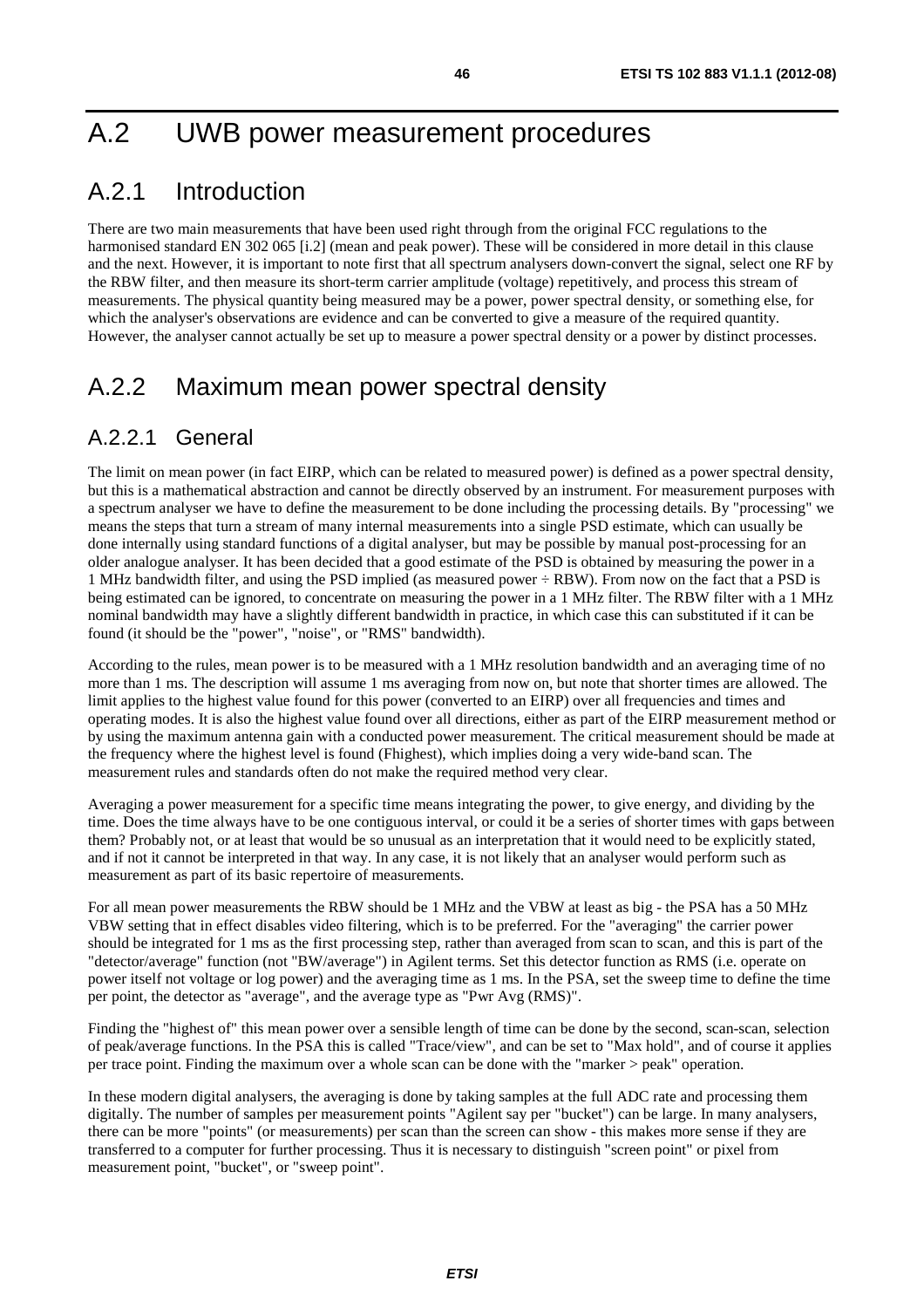# A.2 UWB power measurement procedures

## A.2.1 Introduction

There are two main measurements that have been used right through from the original FCC regulations to the harmonised standard EN 302 065 [i.2] (mean and peak power). These will be considered in more detail in this clause and the next. However, it is important to note first that all spectrum analysers down-convert the signal, select one RF by the RBW filter, and then measure its short-term carrier amplitude (voltage) repetitively, and process this stream of measurements. The physical quantity being measured may be a power, power spectral density, or something else, for which the analyser's observations are evidence and can be converted to give a measure of the required quantity. However, the analyser cannot actually be set up to measure a power spectral density or a power by distinct processes.

## A.2.2 Maximum mean power spectral density

### A.2.2.1 General

The limit on mean power (in fact EIRP, which can be related to measured power) is defined as a power spectral density, but this is a mathematical abstraction and cannot be directly observed by an instrument. For measurement purposes with a spectrum analyser we have to define the measurement to be done including the processing details. By "processing" we means the steps that turn a stream of many internal measurements into a single PSD estimate, which can usually be done internally using standard functions of a digital analyser, but may be possible by manual post-processing for an older analogue analyser. It has been decided that a good estimate of the PSD is obtained by measuring the power in a 1 MHz bandwidth filter, and using the PSD implied (as measured power ÷ RBW). From now on the fact that a PSD is being estimated can be ignored, to concentrate on measuring the power in a 1 MHz filter. The RBW filter with a 1 MHz nominal bandwidth may have a slightly different bandwidth in practice, in which case this can substituted if it can be found (it should be the "power", "noise", or "RMS" bandwidth).

According to the rules, mean power is to be measured with a 1 MHz resolution bandwidth and an averaging time of no more than 1 ms. The description will assume 1 ms averaging from now on, but note that shorter times are allowed. The limit applies to the highest value found for this power (converted to an EIRP) over all frequencies and times and operating modes. It is also the highest value found over all directions, either as part of the EIRP measurement method or by using the maximum antenna gain with a conducted power measurement. The critical measurement should be made at the frequency where the highest level is found (Fhighest), which implies doing a very wide-band scan. The measurement rules and standards often do not make the required method very clear.

Averaging a power measurement for a specific time means integrating the power, to give energy, and dividing by the time. Does the time always have to be one contiguous interval, or could it be a series of shorter times with gaps between them? Probably not, or at least that would be so unusual as an interpretation that it would need to be explicitly stated, and if not it cannot be interpreted in that way. In any case, it is not likely that an analyser would perform such as measurement as part of its basic repertoire of measurements.

For all mean power measurements the RBW should be 1 MHz and the VBW at least as big - the PSA has a 50 MHz VBW setting that in effect disables video filtering, which is to be preferred. For the "averaging" the carrier power should be integrated for 1 ms as the first processing step, rather than averaged from scan to scan, and this is part of the "detector/average" function (not "BW/average") in Agilent terms. Set this detector function as RMS (i.e. operate on power itself not voltage or log power) and the averaging time as 1 ms. In the PSA, set the sweep time to define the time per point, the detector as "average", and the average type as "Pwr Avg (RMS)".

Finding the "highest of" this mean power over a sensible length of time can be done by the second, scan-scan, selection of peak/average functions. In the PSA this is called "Trace/view", and can be set to "Max hold", and of course it applies per trace point. Finding the maximum over a whole scan can be done with the "marker > peak" operation.

In these modern digital analysers, the averaging is done by taking samples at the full ADC rate and processing them digitally. The number of samples per measurement points "Agilent say per "bucket") can be large. In many analysers, there can be more "points" (or measurements) per scan than the screen can show - this makes more sense if they are transferred to a computer for further processing. Thus it is necessary to distinguish "screen point" or pixel from measurement point, "bucket", or "sweep point".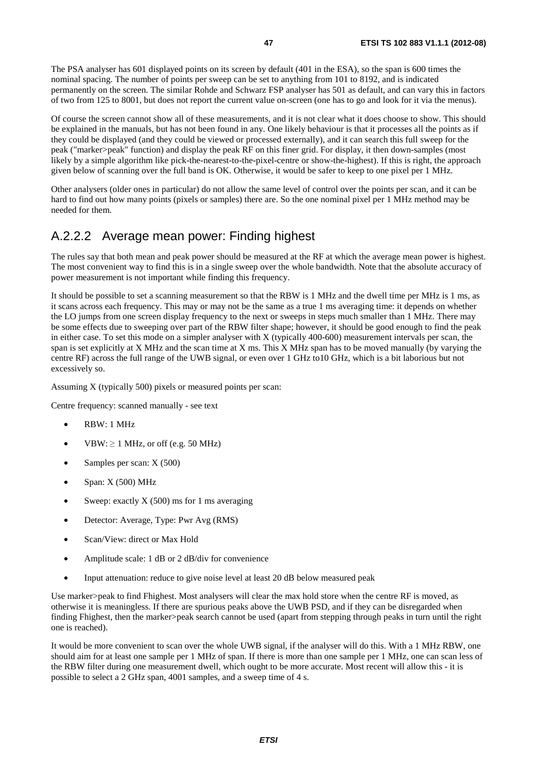The PSA analyser has 601 displayed points on its screen by default (401 in the ESA), so the span is 600 times the nominal spacing. The number of points per sweep can be set to anything from 101 to 8192, and is indicated permanently on the screen. The similar Rohde and Schwarz FSP analyser has 501 as default, and can vary this in factors of two from 125 to 8001, but does not report the current value on-screen (one has to go and look for it via the menus).

Of course the screen cannot show all of these measurements, and it is not clear what it does choose to show. This should be explained in the manuals, but has not been found in any. One likely behaviour is that it processes all the points as if they could be displayed (and they could be viewed or processed externally), and it can search this full sweep for the peak ("marker>peak" function) and display the peak RF on this finer grid. For display, it then down-samples (most likely by a simple algorithm like pick-the-nearest-to-the-pixel-centre or show-the-highest). If this is right, the approach given below of scanning over the full band is OK. Otherwise, it would be safer to keep to one pixel per 1 MHz.

Other analysers (older ones in particular) do not allow the same level of control over the points per scan, and it can be hard to find out how many points (pixels or samples) there are. So the one nominal pixel per 1 MHz method may be needed for them.

## A.2.2.2 Average mean power: Finding highest

The rules say that both mean and peak power should be measured at the RF at which the average mean power is highest. The most convenient way to find this is in a single sweep over the whole bandwidth. Note that the absolute accuracy of power measurement is not important while finding this frequency.

It should be possible to set a scanning measurement so that the RBW is 1 MHz and the dwell time per MHz is 1 ms, as it scans across each frequency. This may or may not be the same as a true 1 ms averaging time: it depends on whether the LO jumps from one screen display frequency to the next or sweeps in steps much smaller than 1 MHz. There may be some effects due to sweeping over part of the RBW filter shape; however, it should be good enough to find the peak in either case. To set this mode on a simpler analyser with X (typically 400-600) measurement intervals per scan, the span is set explicitly at X MHz and the scan time at X ms. This X MHz span has to be moved manually (by varying the centre RF) across the full range of the UWB signal, or even over 1 GHz to10 GHz, which is a bit laborious but not excessively so.

Assuming X (typically 500) pixels or measured points per scan:

Centre frequency: scanned manually - see text

- RBW: 1 MHz
- VBW: ≥ 1 MHz, or off (e.g. 50 MHz)
- Samples per scan: X (500)
- Span: X (500) MHz
- Sweep: exactly X (500) ms for 1 ms averaging
- Detector: Average, Type: Pwr Avg (RMS)
- Scan/View: direct or Max Hold
- Amplitude scale: 1 dB or 2 dB/div for convenience
- Input attenuation: reduce to give noise level at least 20 dB below measured peak

Use marker>peak to find Fhighest. Most analysers will clear the max hold store when the centre RF is moved, as otherwise it is meaningless. If there are spurious peaks above the UWB PSD, and if they can be disregarded when finding Fhighest, then the marker>peak search cannot be used (apart from stepping through peaks in turn until the right one is reached).

It would be more convenient to scan over the whole UWB signal, if the analyser will do this. With a 1 MHz RBW, one should aim for at least one sample per 1 MHz of span. If there is more than one sample per 1 MHz, one can scan less of the RBW filter during one measurement dwell, which ought to be more accurate. Most recent will allow this - it is possible to select a 2 GHz span, 4001 samples, and a sweep time of 4 s.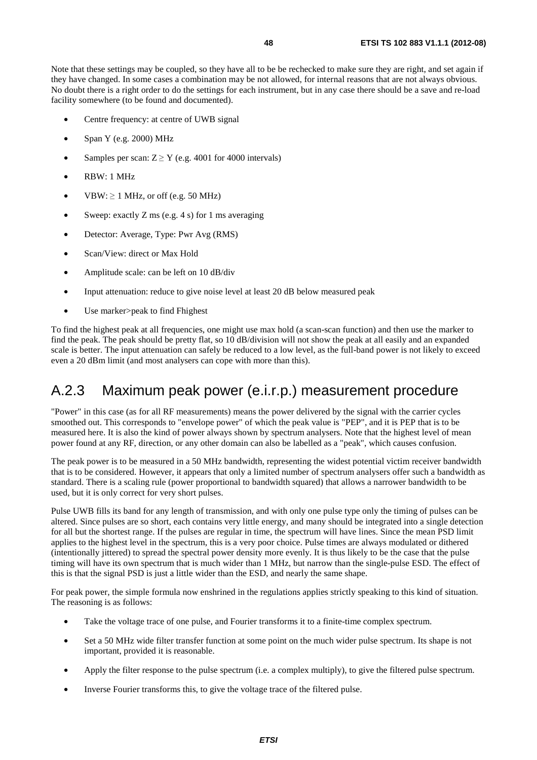Note that these settings may be coupled, so they have all to be be rechecked to make sure they are right, and set again if they have changed. In some cases a combination may be not allowed, for internal reasons that are not always obvious. No doubt there is a right order to do the settings for each instrument, but in any case there should be a save and re-load facility somewhere (to be found and documented).

- Centre frequency: at centre of UWB signal
- Span Y (e.g. 2000) MHz
- Samples per scan: $Z \geq Y$ (e.g. 4001 for 4000 intervals)
- RBW: 1 MHz
- VBW: $\geq$ 1 MHz, or off (e.g. 50 MHz)
- Sweep: exactly Z ms (e.g. 4 s) for 1 ms averaging
- Detector: Average, Type: Pwr Avg (RMS)
- Scan/View: direct or Max Hold
- Amplitude scale: can be left on 10 dB/div
- Input attenuation: reduce to give noise level at least 20 dB below measured peak
- Use marker>peak to find Fhighest

To find the highest peak at all frequencies, one might use max hold (a scan-scan function) and then use the marker to find the peak. The peak should be pretty flat, so 10 dB/division will not show the peak at all easily and an expanded scale is better. The input attenuation can safely be reduced to a low level, as the full-band power is not likely to exceed even a 20 dBm limit (and most analysers can cope with more than this).

## A.2.3 Maximum peak power (e.i.r.p.) measurement procedure

"Power" in this case (as for all RF measurements) means the power delivered by the signal with the carrier cycles smoothed out. This corresponds to "envelope power" of which the peak value is "PEP", and it is PEP that is to be measured here. It is also the kind of power always shown by spectrum analysers. Note that the highest level of mean power found at any RF, direction, or any other domain can also be labelled as a "peak", which causes confusion.

The peak power is to be measured in a 50 MHz bandwidth, representing the widest potential victim receiver bandwidth that is to be considered. However, it appears that only a limited number of spectrum analysers offer such a bandwidth as standard. There is a scaling rule (power proportional to bandwidth squared) that allows a narrower bandwidth to be used, but it is only correct for very short pulses.

Pulse UWB fills its band for any length of transmission, and with only one pulse type only the timing of pulses can be altered. Since pulses are so short, each contains very little energy, and many should be integrated into a single detection for all but the shortest range. If the pulses are regular in time, the spectrum will have lines. Since the mean PSD limit applies to the highest level in the spectrum, this is a very poor choice. Pulse times are always modulated or dithered (intentionally jittered) to spread the spectral power density more evenly. It is thus likely to be the case that the pulse timing will have its own spectrum that is much wider than 1 MHz, but narrow than the single-pulse ESD. The effect of this is that the signal PSD is just a little wider than the ESD, and nearly the same shape.

For peak power, the simple formula now enshrined in the regulations applies strictly speaking to this kind of situation. The reasoning is as follows:

- Take the voltage trace of one pulse, and Fourier transforms it to a finite-time complex spectrum.
- Set a 50 MHz wide filter transfer function at some point on the much wider pulse spectrum. Its shape is not important, provided it is reasonable.
- Apply the filter response to the pulse spectrum (i.e. a complex multiply), to give the filtered pulse spectrum.
- Inverse Fourier transforms this, to give the voltage trace of the filtered pulse.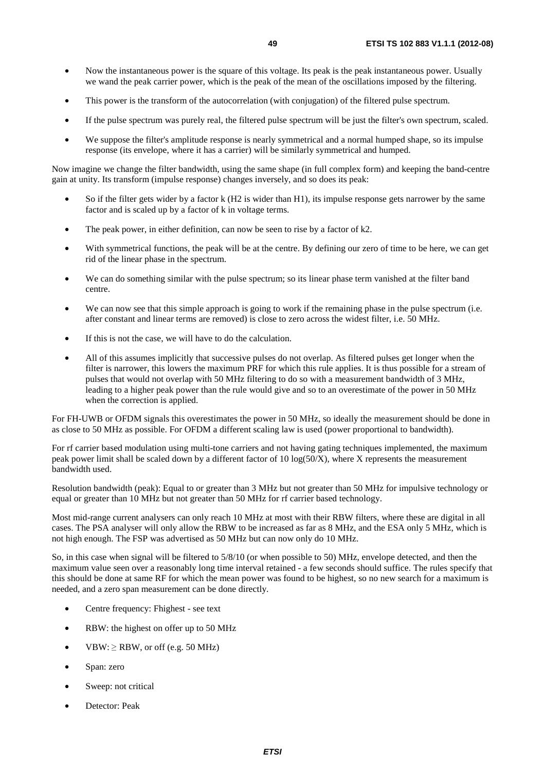- Now the instantaneous power is the square of this voltage. Its peak is the peak instantaneous power. Usually we wand the peak carrier power, which is the peak of the mean of the oscillations imposed by the filtering.
- This power is the transform of the autocorrelation (with conjugation) of the filtered pulse spectrum.
- If the pulse spectrum was purely real, the filtered pulse spectrum will be just the filter's own spectrum, scaled.
- We suppose the filter's amplitude response is nearly symmetrical and a normal humped shape, so its impulse response (its envelope, where it has a carrier) will be similarly symmetrical and humped.

Now imagine we change the filter bandwidth, using the same shape (in full complex form) and keeping the band-centre gain at unity. Its transform (impulse response) changes inversely, and so does its peak:

- So if the filter gets wider by a factor k (H2 is wider than H1), its impulse response gets narrower by the same factor and is scaled up by a factor of k in voltage terms.
- The peak power, in either definition, can now be seen to rise by a factor of k2.
- With symmetrical functions, the peak will be at the centre. By defining our zero of time to be here, we can get rid of the linear phase in the spectrum.
- We can do something similar with the pulse spectrum; so its linear phase term vanished at the filter band centre.
- We can now see that this simple approach is going to work if the remaining phase in the pulse spectrum (i.e. after constant and linear terms are removed) is close to zero across the widest filter, i.e. 50 MHz.
- If this is not the case, we will have to do the calculation.
- All of this assumes implicitly that successive pulses do not overlap. As filtered pulses get longer when the filter is narrower, this lowers the maximum PRF for which this rule applies. It is thus possible for a stream of pulses that would not overlap with 50 MHz filtering to do so with a measurement bandwidth of 3 MHz, leading to a higher peak power than the rule would give and so to an overestimate of the power in 50 MHz when the correction is applied.

For FH-UWB or OFDM signals this overestimates the power in 50 MHz, so ideally the measurement should be done in as close to 50 MHz as possible. For OFDM a different scaling law is used (power proportional to bandwidth).

For rf carrier based modulation using multi-tone carriers and not having gating techniques implemented, the maximum peak power limit shall be scaled down by a different factor of 10 log(50/X), where X represents the measurement bandwidth used.

Resolution bandwidth (peak): Equal to or greater than 3 MHz but not greater than 50 MHz for impulsive technology or equal or greater than 10 MHz but not greater than 50 MHz for rf carrier based technology.

Most mid-range current analysers can only reach 10 MHz at most with their RBW filters, where these are digital in all cases. The PSA analyser will only allow the RBW to be increased as far as 8 MHz, and the ESA only 5 MHz, which is not high enough. The FSP was advertised as 50 MHz but can now only do 10 MHz.

So, in this case when signal will be filtered to 5/8/10 (or when possible to 50) MHz, envelope detected, and then the maximum value seen over a reasonably long time interval retained - a few seconds should suffice. The rules specify that this should be done at same RF for which the mean power was found to be highest, so no new search for a maximum is needed, and a zero span measurement can be done directly.

- Centre frequency: Fhighest - see text
- RBW: the highest on offer up to 50 MHz
- VBW: ≥ RBW, or off (e.g. 50 MHz)
- Span: zero
- Sweep: not critical
- Detector: Peak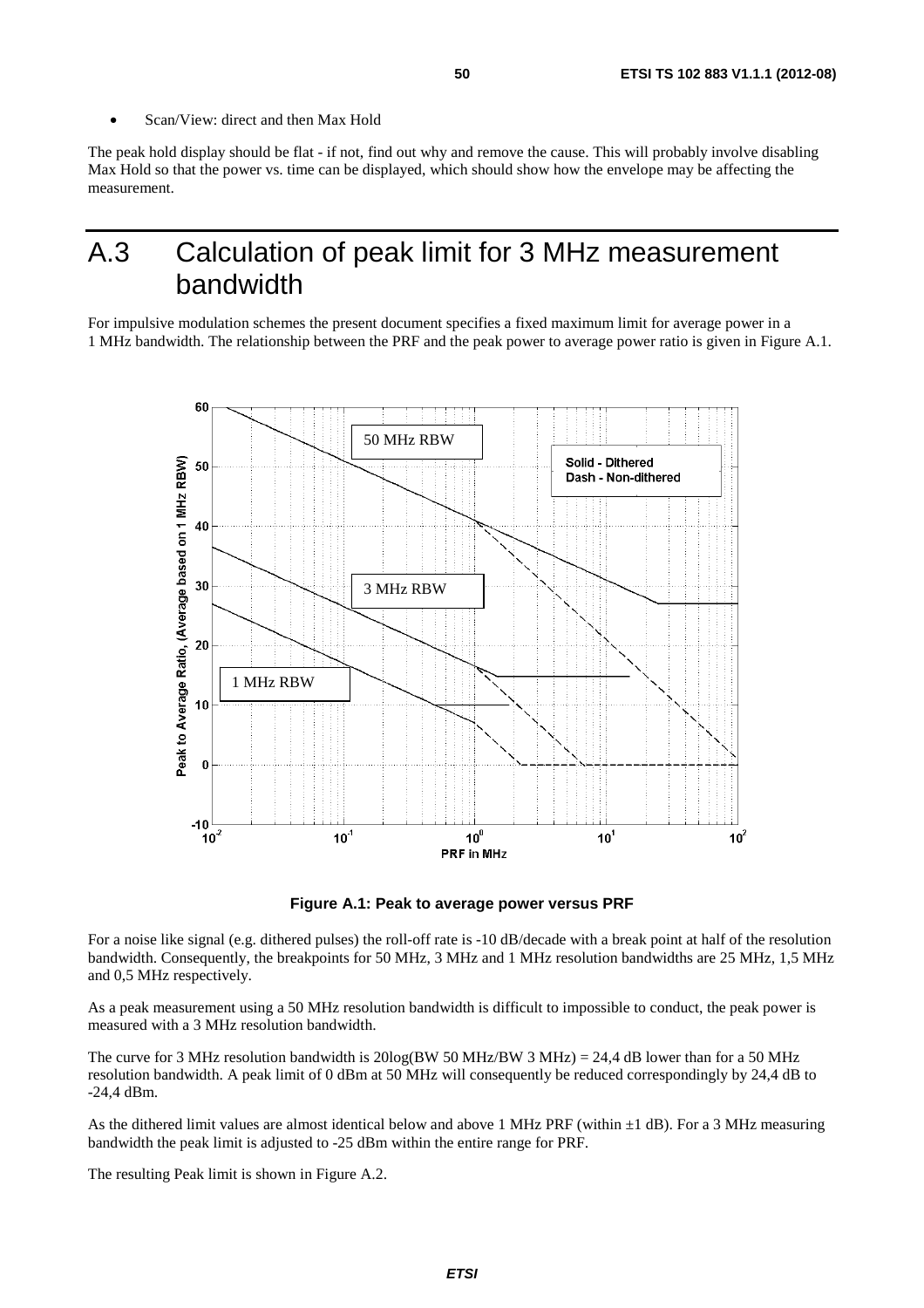- Scan/View: direct and then Max Hold

The peak hold display should be flat - if not, find out why and remove the cause. This will probably involve disabling Max Hold so that the power vs. time can be displayed, which should show how the envelope may be affecting the measurement.

# A.3 Calculation of peak limit for 3 MHz measurement bandwidth

For impulsive modulation schemes the present document specifies a fixed maximum limit for average power in a 1 MHz bandwidth. The relationship between the PRF and the peak power to average power ratio is given in Figure A.1.

**Figure A.1: Peak to average power versus PRF**

For a noise like signal (e.g. dithered pulses) the roll-off rate is -10 dB/decade with a break point at half of the resolution bandwidth. Consequently, the breakpoints for 50 MHz, 3 MHz and 1 MHz resolution bandwidths are 25 MHz, 1,5 MHz and 0,5 MHz respectively.

As a peak measurement using a 50 MHz resolution bandwidth is difficult to impossible to conduct, the peak power is measured with a 3 MHz resolution bandwidth.

The curve for 3 MHz resolution bandwidth is 20log(BW 50 MHz/BW 3 MHz) = 24,4 dB lower than for a 50 MHz resolution bandwidth. A peak limit of 0 dBm at 50 MHz will consequently be reduced correspondingly by 24,4 dB to -24,4 dBm.

As the dithered limit values are almost identical below and above 1 MHz PRF (within ±1 dB). For a 3 MHz measuring bandwidth the peak limit is adjusted to -25 dBm within the entire range for PRF.

The resulting Peak limit is shown in Figure A.2.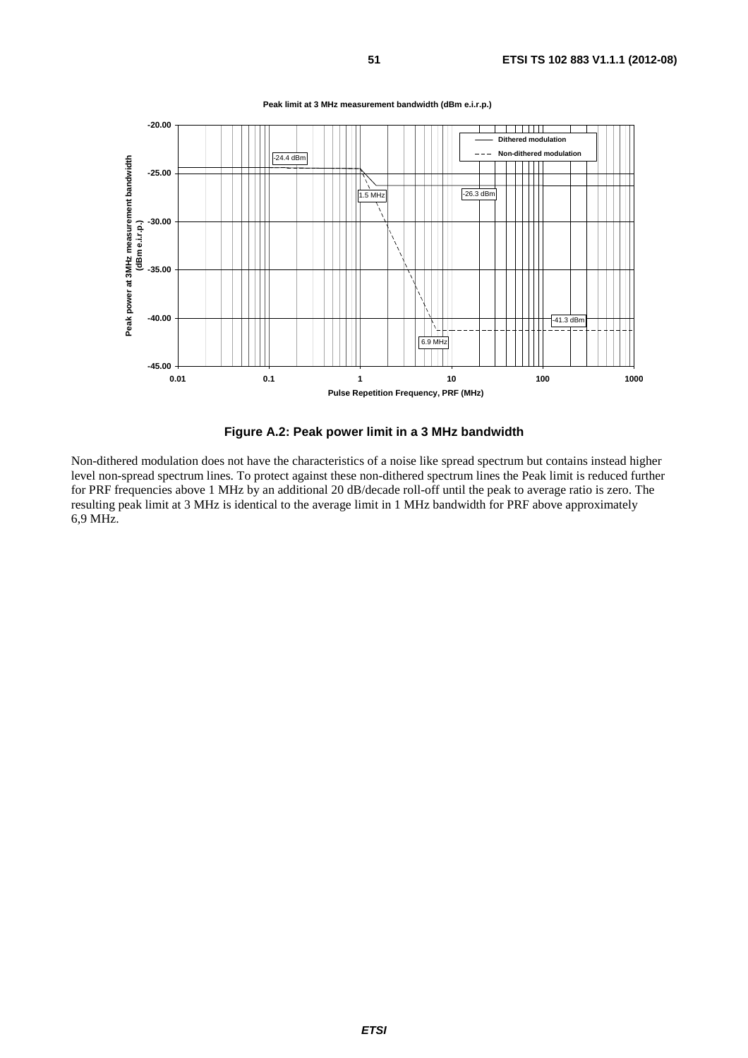Peak limit at 3 MHz measurement bandwidth (dBm e.i.r.p.)

Figure A.2: Peak power limit in a 3 MHz bandwidth

Non-dithered modulation does not have the characteristics of a noise like spread spectrum but contains instead higher level non-spread spectrum lines. To protect against these non-dithered spectrum lines the Peak limit is reduced further for PRF frequencies above 1 MHz by an additional 20 dB/decade roll-off until the peak to average ratio is zero. The resulting peak limit at 3 MHz is identical to the average limit in 1 MHz bandwidth for PRF above approximately 6,9 MHz.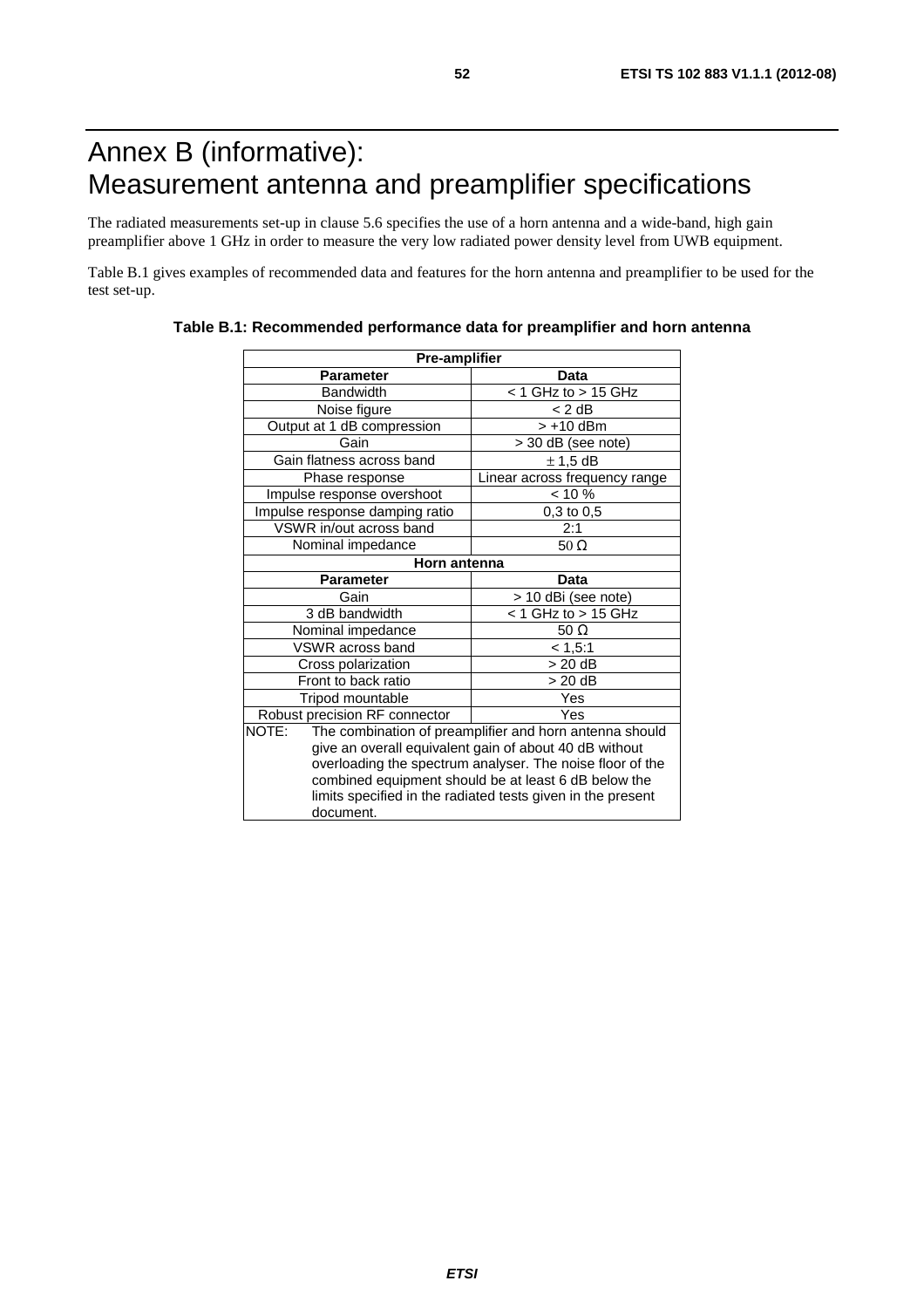# Annex B (informative): Measurement antenna and preamplifier specifications

The radiated measurements set-up in clause 5.6 specifies the use of a horn antenna and a wide-band, high gain preamplifier above 1 GHz in order to measure the very low radiated power density level from UWB equipment.

Table B.1 gives examples of recommended data and features for the horn antenna and preamplifier to be used for the test set-up.

**Table B.1: Recommended performance data for preamplifier and horn antenna**

| **Pre-amplifier** | |
|---|---|
| **Parameter** | **Data** |
| Bandwidth | < 1 GHz to > 15 GHz |
| Noise figure | < 2 dB |
| Output at 1 dB compression | > +10 dBm |
| Gain | > 30 dB (see note) |
| Gain flatness across band | ± 1,5 dB |
| Phase response | Linear across frequency range |
| Impulse response overshoot | < 10 % |
| Impulse response damping ratio | 0,3 to 0,5 |
| VSWR in/out across band | 2:1 |
| Nominal impedance | 50 Ω |
| **Horn antenna** | |
| **Parameter** | **Data** |
| Gain | > 10 dBi (see note) |
| 3 dB bandwidth | < 1 GHz to > 15 GHz |
| Nominal impedance | 50 Ω |
| VSWR across band | < 1,5:1 |
| Cross polarization | > 20 dB |
| Front to back ratio | > 20 dB |
| Tripod mountable | Yes |
| Robust precision RF connector | Yes |
| NOTE: The combination of preamplifier and horn antenna should give an overall equivalent gain of about 40 dB without overloading the spectrum analyser. The noise floor of the combined equipment should be at least 6 dB below the limits specified in the radiated tests given in the present document. | |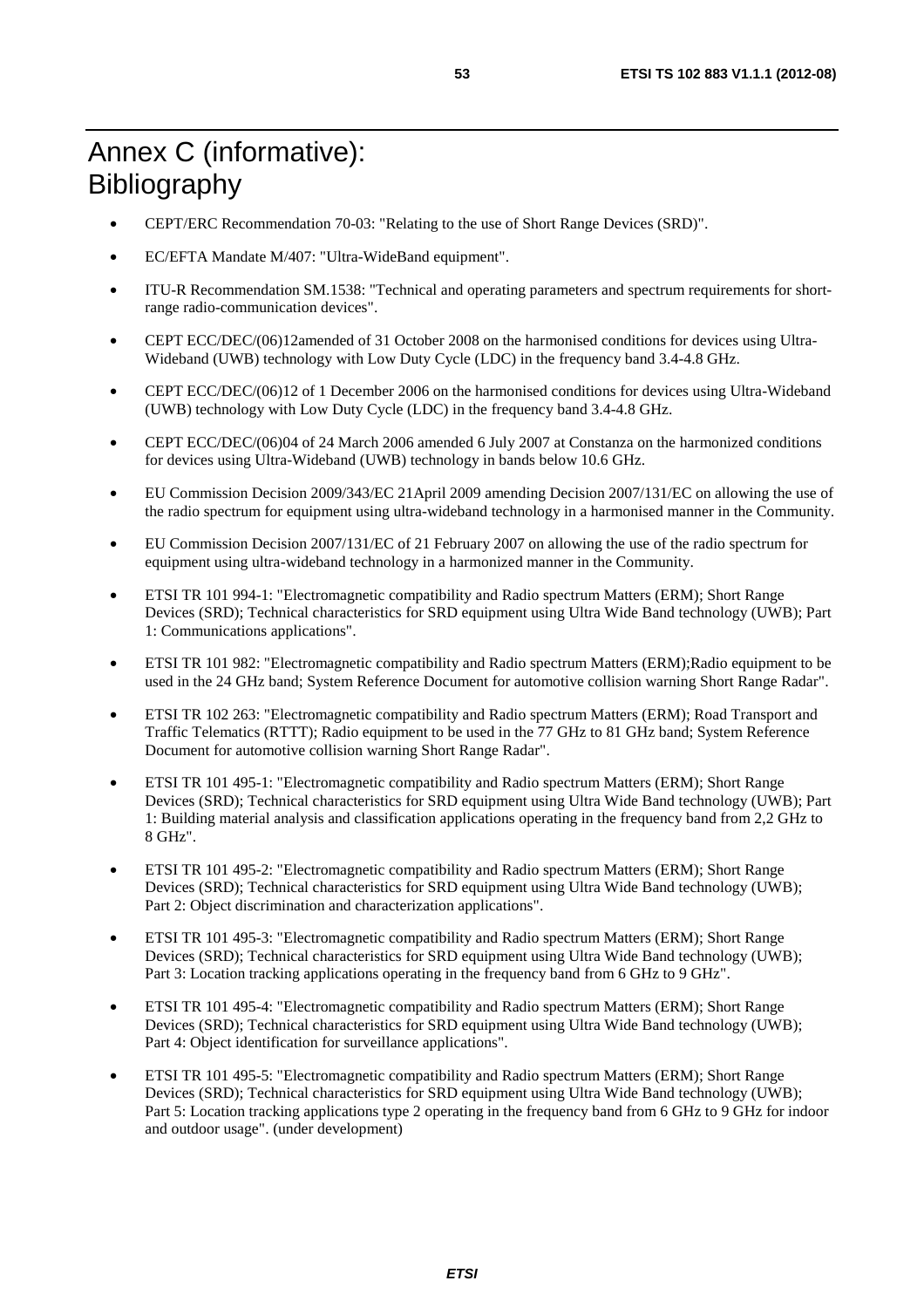# Annex C (informative): Bibliography

- CEPT/ERC Recommendation 70-03: "Relating to the use of Short Range Devices (SRD)".
- EC/EFTA Mandate M/407: "Ultra-WideBand equipment".
- ITU-R Recommendation SM.1538: "Technical and operating parameters and spectrum requirements for short-range radio-communication devices".
- CEPT ECC/DEC/(06)12amended of 31 October 2008 on the harmonised conditions for devices using Ultra-Wideband (UWB) technology with Low Duty Cycle (LDC) in the frequency band 3.4-4.8 GHz.
- CEPT ECC/DEC/(06)12 of 1 December 2006 on the harmonised conditions for devices using Ultra-Wideband (UWB) technology with Low Duty Cycle (LDC) in the frequency band 3.4-4.8 GHz.
- CEPT ECC/DEC/(06)04 of 24 March 2006 amended 6 July 2007 at Constanza on the harmonized conditions for devices using Ultra-Wideband (UWB) technology in bands below 10.6 GHz.
- EU Commission Decision 2009/343/EC 21April 2009 amending Decision 2007/131/EC on allowing the use of the radio spectrum for equipment using ultra-wideband technology in a harmonised manner in the Community.
- EU Commission Decision 2007/131/EC of 21 February 2007 on allowing the use of the radio spectrum for equipment using ultra-wideband technology in a harmonized manner in the Community.
- ETSI TR 101 994-1: "Electromagnetic compatibility and Radio spectrum Matters (ERM); Short Range Devices (SRD); Technical characteristics for SRD equipment using Ultra Wide Band technology (UWB); Part 1: Communications applications".
- ETSI TR 101 982: "Electromagnetic compatibility and Radio spectrum Matters (ERM);Radio equipment to be used in the 24 GHz band; System Reference Document for automotive collision warning Short Range Radar".
- ETSI TR 102 263: "Electromagnetic compatibility and Radio spectrum Matters (ERM); Road Transport and Traffic Telematics (RTTT); Radio equipment to be used in the 77 GHz to 81 GHz band; System Reference Document for automotive collision warning Short Range Radar".
- ETSI TR 101 495-1: "Electromagnetic compatibility and Radio spectrum Matters (ERM); Short Range Devices (SRD); Technical characteristics for SRD equipment using Ultra Wide Band technology (UWB); Part 1: Building material analysis and classification applications operating in the frequency band from 2,2 GHz to 8 GHz".
- ETSI TR 101 495-2: "Electromagnetic compatibility and Radio spectrum Matters (ERM); Short Range Devices (SRD); Technical characteristics for SRD equipment using Ultra Wide Band technology (UWB); Part 2: Object discrimination and characterization applications".
- ETSI TR 101 495-3: "Electromagnetic compatibility and Radio spectrum Matters (ERM); Short Range Devices (SRD); Technical characteristics for SRD equipment using Ultra Wide Band technology (UWB); Part 3: Location tracking applications operating in the frequency band from 6 GHz to 9 GHz".
- ETSI TR 101 495-4: "Electromagnetic compatibility and Radio spectrum Matters (ERM); Short Range Devices (SRD); Technical characteristics for SRD equipment using Ultra Wide Band technology (UWB); Part 4: Object identification for surveillance applications".
- ETSI TR 101 495-5: "Electromagnetic compatibility and Radio spectrum Matters (ERM); Short Range Devices (SRD); Technical characteristics for SRD equipment using Ultra Wide Band technology (UWB); Part 5: Location tracking applications type 2 operating in the frequency band from 6 GHz to 9 GHz for indoor and outdoor usage". (under development)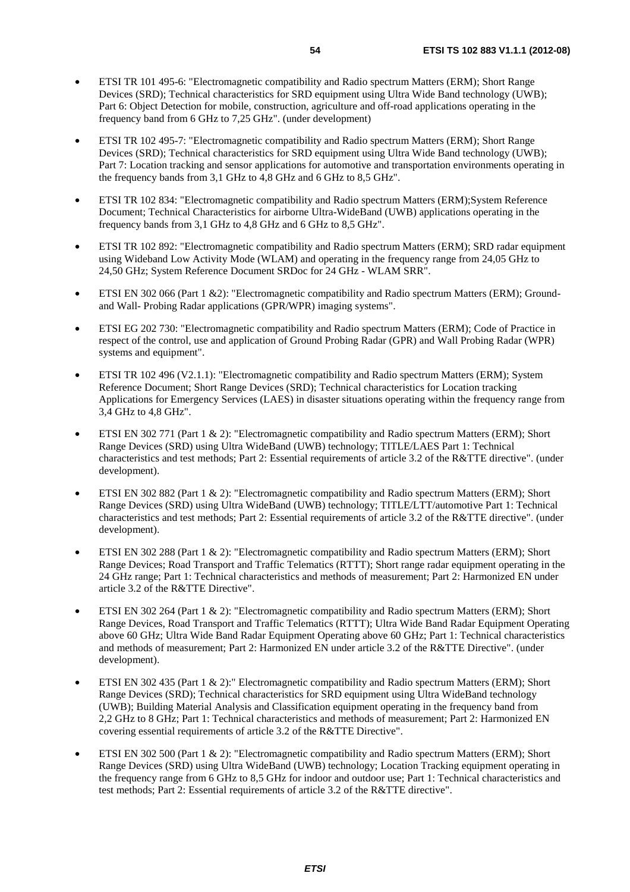- ETSI TR 101 495-6: "Electromagnetic compatibility and Radio spectrum Matters (ERM); Short Range Devices (SRD); Technical characteristics for SRD equipment using Ultra Wide Band technology (UWB); Part 6: Object Detection for mobile, construction, agriculture and off-road applications operating in the frequency band from 6 GHz to 7,25 GHz". (under development)

- ETSI TR 102 495-7: "Electromagnetic compatibility and Radio spectrum Matters (ERM); Short Range Devices (SRD); Technical characteristics for SRD equipment using Ultra Wide Band technology (UWB); Part 7: Location tracking and sensor applications for automotive and transportation environments operating in the frequency bands from 3,1 GHz to 4,8 GHz and 6 GHz to 8,5 GHz".

- ETSI TR 102 834: "Electromagnetic compatibility and Radio spectrum Matters (ERM);System Reference Document; Technical Characteristics for airborne Ultra-WideBand (UWB) applications operating in the frequency bands from 3,1 GHz to 4,8 GHz and 6 GHz to 8,5 GHz".

- ETSI TR 102 892: "Electromagnetic compatibility and Radio spectrum Matters (ERM); SRD radar equipment using Wideband Low Activity Mode (WLAM) and operating in the frequency range from 24,05 GHz to 24,50 GHz; System Reference Document SRDoc for 24 GHz - WLAM SRR".

- ETSI EN 302 066 (Part 1 &2): "Electromagnetic compatibility and Radio spectrum Matters (ERM); Ground- and Wall- Probing Radar applications (GPR/WPR) imaging systems".

- ETSI EG 202 730: "Electromagnetic compatibility and Radio spectrum Matters (ERM); Code of Practice in respect of the control, use and application of Ground Probing Radar (GPR) and Wall Probing Radar (WPR) systems and equipment".

- ETSI TR 102 496 (V2.1.1): "Electromagnetic compatibility and Radio spectrum Matters (ERM); System Reference Document; Short Range Devices (SRD); Technical characteristics for Location tracking Applications for Emergency Services (LAES) in disaster situations operating within the frequency range from 3,4 GHz to 4,8 GHz".

- ETSI EN 302 771 (Part 1 & 2): "Electromagnetic compatibility and Radio spectrum Matters (ERM); Short Range Devices (SRD) using Ultra WideBand (UWB) technology; TITLE/LAES Part 1: Technical characteristics and test methods; Part 2: Essential requirements of article 3.2 of the R&TTE directive". (under development).

- ETSI EN 302 882 (Part 1 & 2): "Electromagnetic compatibility and Radio spectrum Matters (ERM); Short Range Devices (SRD) using Ultra WideBand (UWB) technology; TITLE/LTT/automotive Part 1: Technical characteristics and test methods; Part 2: Essential requirements of article 3.2 of the R&TTE directive". (under development).

- ETSI EN 302 288 (Part 1 & 2): "Electromagnetic compatibility and Radio spectrum Matters (ERM); Short Range Devices; Road Transport and Traffic Telematics (RTTT); Short range radar equipment operating in the 24 GHz range; Part 1: Technical characteristics and methods of measurement; Part 2: Harmonized EN under article 3.2 of the R&TTE Directive".

- ETSI EN 302 264 (Part 1 & 2): "Electromagnetic compatibility and Radio spectrum Matters (ERM); Short Range Devices, Road Transport and Traffic Telematics (RTTT); Ultra Wide Band Radar Equipment Operating above 60 GHz; Ultra Wide Band Radar Equipment Operating above 60 GHz; Part 1: Technical characteristics and methods of measurement; Part 2: Harmonized EN under article 3.2 of the R&TTE Directive". (under development).

- ETSI EN 302 435 (Part 1 & 2):" Electromagnetic compatibility and Radio spectrum Matters (ERM); Short Range Devices (SRD); Technical characteristics for SRD equipment using Ultra WideBand technology (UWB); Building Material Analysis and Classification equipment operating in the frequency band from 2,2 GHz to 8 GHz; Part 1: Technical characteristics and methods of measurement; Part 2: Harmonized EN covering essential requirements of article 3.2 of the R&TTE Directive".

- ETSI EN 302 500 (Part 1 & 2): "Electromagnetic compatibility and Radio spectrum Matters (ERM); Short Range Devices (SRD) using Ultra WideBand (UWB) technology; Location Tracking equipment operating in the frequency range from 6 GHz to 8,5 GHz for indoor and outdoor use; Part 1: Technical characteristics and test methods; Part 2: Essential requirements of article 3.2 of the R&TTE directive".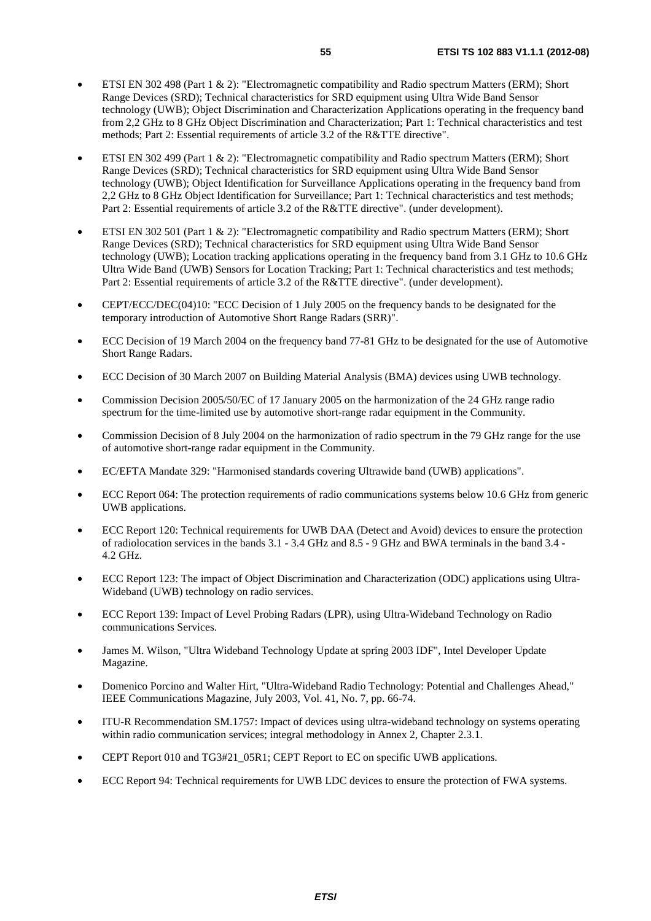- ETSI EN 302 498 (Part 1 & 2): "Electromagnetic compatibility and Radio spectrum Matters (ERM); Short Range Devices (SRD); Technical characteristics for SRD equipment using Ultra Wide Band Sensor technology (UWB); Object Discrimination and Characterization Applications operating in the frequency band from 2,2 GHz to 8 GHz Object Discrimination and Characterization; Part 1: Technical characteristics and test methods; Part 2: Essential requirements of article 3.2 of the R&TTE directive".

- ETSI EN 302 499 (Part 1 & 2): "Electromagnetic compatibility and Radio spectrum Matters (ERM); Short Range Devices (SRD); Technical characteristics for SRD equipment using Ultra Wide Band Sensor technology (UWB); Object Identification for Surveillance Applications operating in the frequency band from 2,2 GHz to 8 GHz Object Identification for Surveillance; Part 1: Technical characteristics and test methods; Part 2: Essential requirements of article 3.2 of the R&TTE directive". (under development).

- ETSI EN 302 501 (Part 1 & 2): "Electromagnetic compatibility and Radio spectrum Matters (ERM); Short Range Devices (SRD); Technical characteristics for SRD equipment using Ultra Wide Band Sensor technology (UWB); Location tracking applications operating in the frequency band from 3.1 GHz to 10.6 GHz Ultra Wide Band (UWB) Sensors for Location Tracking; Part 1: Technical characteristics and test methods; Part 2: Essential requirements of article 3.2 of the R&TTE directive". (under development).

- CEPT/ECC/DEC(04)10: "ECC Decision of 1 July 2005 on the frequency bands to be designated for the temporary introduction of Automotive Short Range Radars (SRR)".

- ECC Decision of 19 March 2004 on the frequency band 77-81 GHz to be designated for the use of Automotive Short Range Radars.

- ECC Decision of 30 March 2007 on Building Material Analysis (BMA) devices using UWB technology.

- Commission Decision 2005/50/EC of 17 January 2005 on the harmonization of the 24 GHz range radio spectrum for the time-limited use by automotive short-range radar equipment in the Community.

- Commission Decision of 8 July 2004 on the harmonization of radio spectrum in the 79 GHz range for the use of automotive short-range radar equipment in the Community.

- EC/EFTA Mandate 329: "Harmonised standards covering Ultrawide band (UWB) applications".

- ECC Report 064: The protection requirements of radio communications systems below 10.6 GHz from generic UWB applications.

- ECC Report 120: Technical requirements for UWB DAA (Detect and Avoid) devices to ensure the protection of radiolocation services in the bands 3.1 - 3.4 GHz and 8.5 - 9 GHz and BWA terminals in the band 3.4 - 4.2 GHz.

- ECC Report 123: The impact of Object Discrimination and Characterization (ODC) applications using Ultra-Wideband (UWB) technology on radio services.

- ECC Report 139: Impact of Level Probing Radars (LPR), using Ultra-Wideband Technology on Radio communications Services.

- James M. Wilson, "Ultra Wideband Technology Update at spring 2003 IDF", Intel Developer Update Magazine.

- Domenico Porcino and Walter Hirt, "Ultra-Wideband Radio Technology: Potential and Challenges Ahead," IEEE Communications Magazine, July 2003, Vol. 41, No. 7, pp. 66-74.

- ITU-R Recommendation SM.1757: Impact of devices using ultra-wideband technology on systems operating within radio communication services; integral methodology in Annex 2, Chapter 2.3.1.

- CEPT Report 010 and TG3#21_05R1; CEPT Report to EC on specific UWB applications.

- ECC Report 94: Technical requirements for UWB LDC devices to ensure the protection of FWA systems.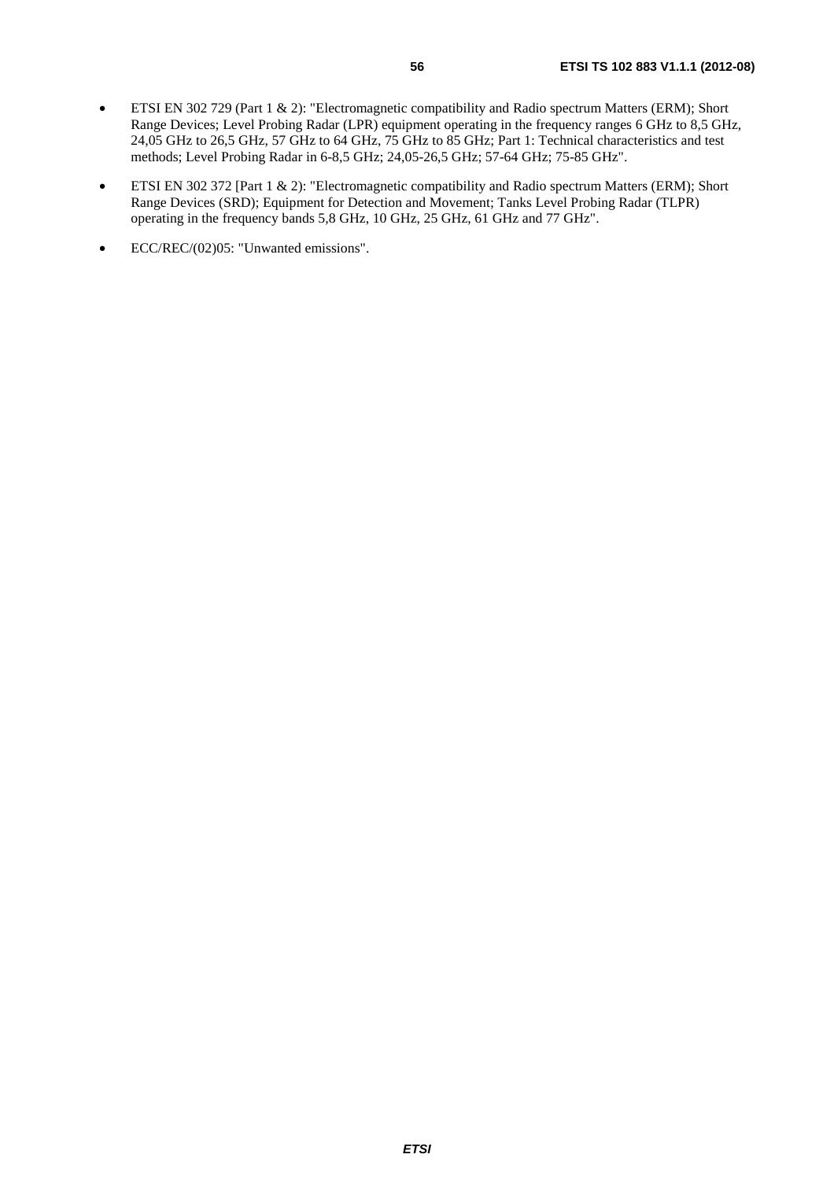- ETSI EN 302 729 (Part 1 & 2): "Electromagnetic compatibility and Radio spectrum Matters (ERM); Short Range Devices; Level Probing Radar (LPR) equipment operating in the frequency ranges 6 GHz to 8,5 GHz, 24,05 GHz to 26,5 GHz, 57 GHz to 64 GHz, 75 GHz to 85 GHz; Part 1: Technical characteristics and test methods; Level Probing Radar in 6-8,5 GHz; 24,05-26,5 GHz; 57-64 GHz; 75-85 GHz".
- ETSI EN 302 372 [Part 1 & 2): "Electromagnetic compatibility and Radio spectrum Matters (ERM); Short Range Devices (SRD); Equipment for Detection and Movement; Tanks Level Probing Radar (TLPR) operating in the frequency bands 5,8 GHz, 10 GHz, 25 GHz, 61 GHz and 77 GHz".
- ECC/REC/(02)05: "Unwanted emissions".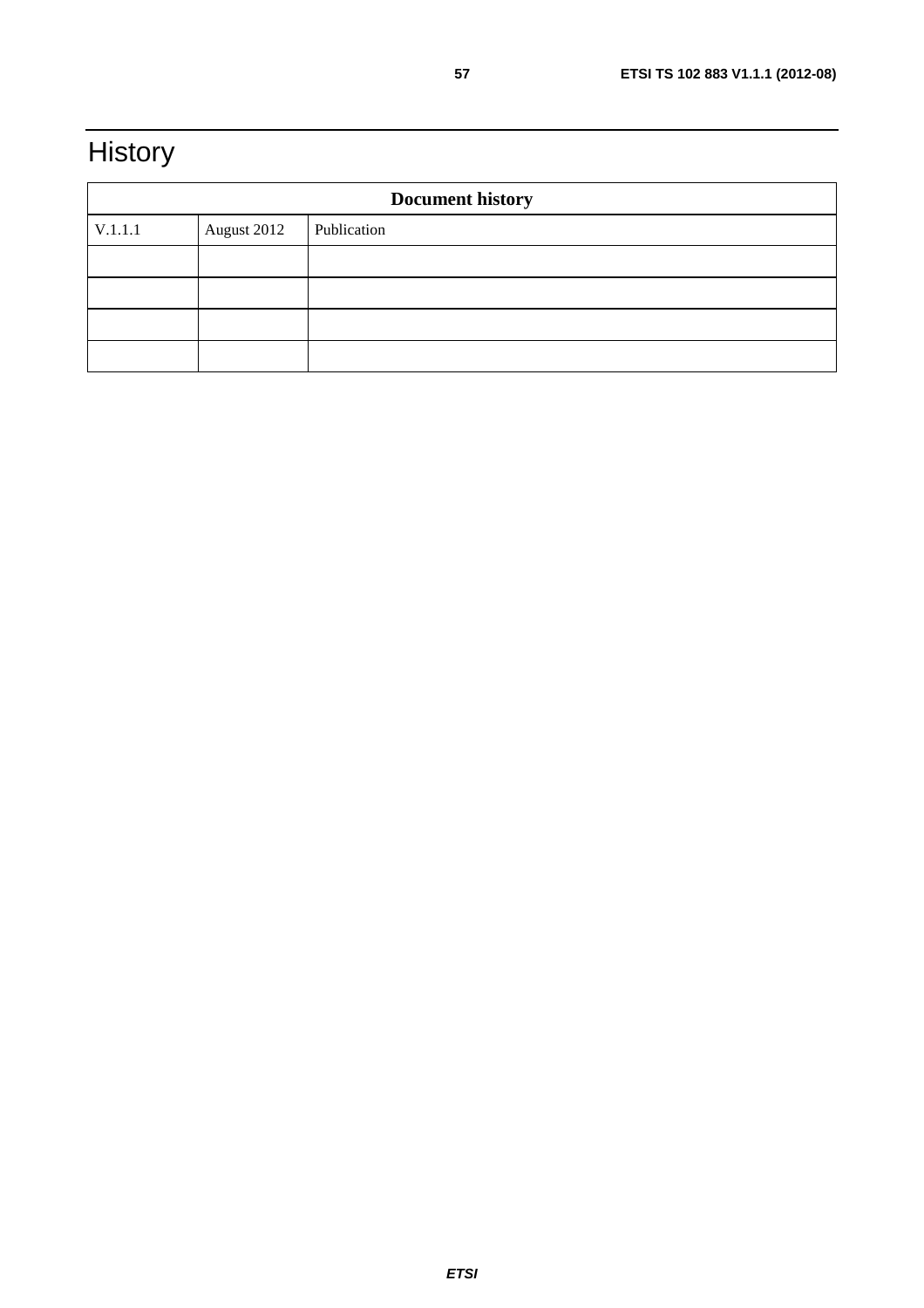# History

| Document history | | |
|---|---|---|
| V.1.1.1 | August 2012 | Publication |
| | | |
| | | |
| | | |
| | | |